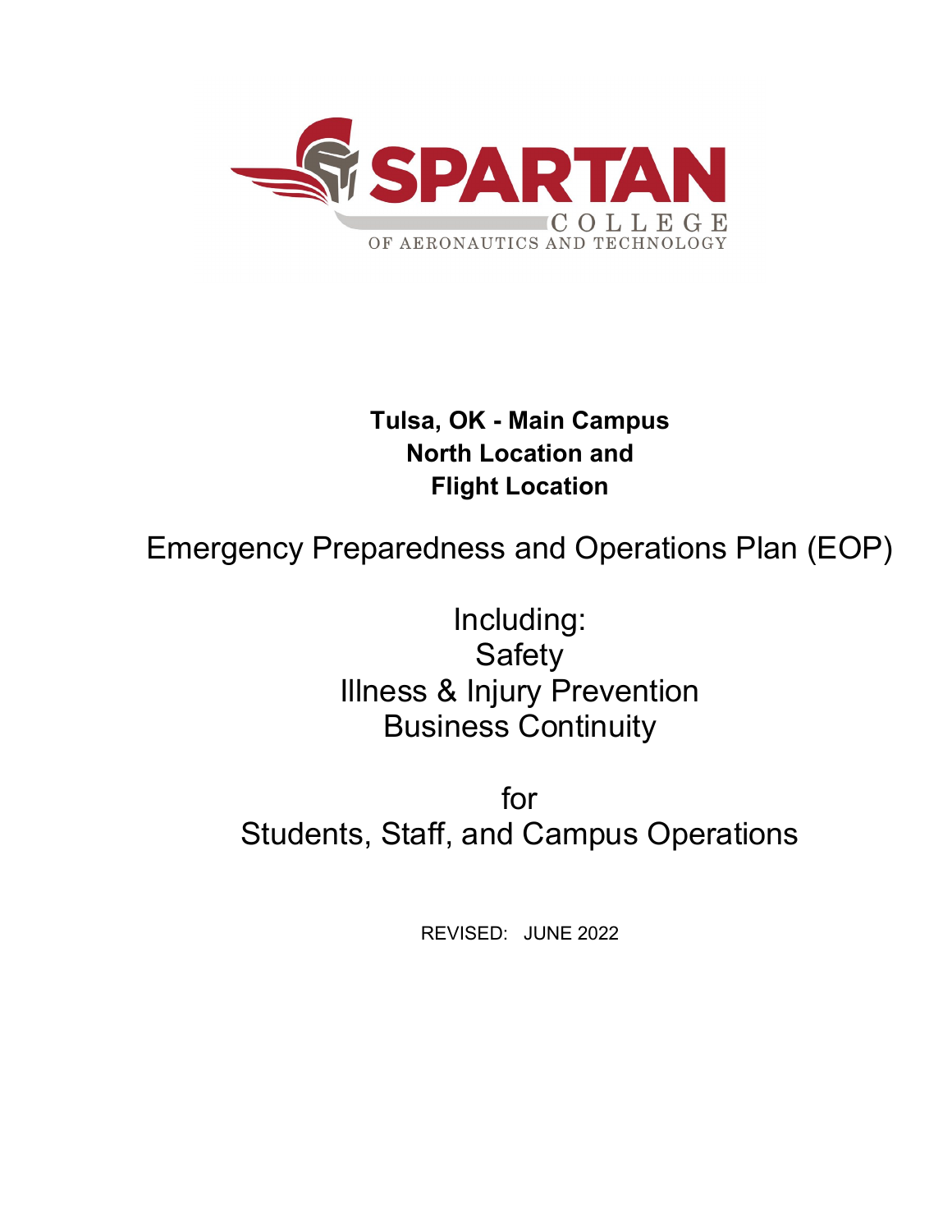SPARTAN

COLLEGE

OF AERONAUTICS AND TECHNOLOGY

**Tulsa, OK - Main Campus**
**North Location and**
**Flight Location**

# Emergency Preparedness and Operations Plan (EOP)

Including:
Safety
Illness & Injury Prevention
Business Continuity

for
Students, Staff, and Campus Operations

REVISED: JUNE 2022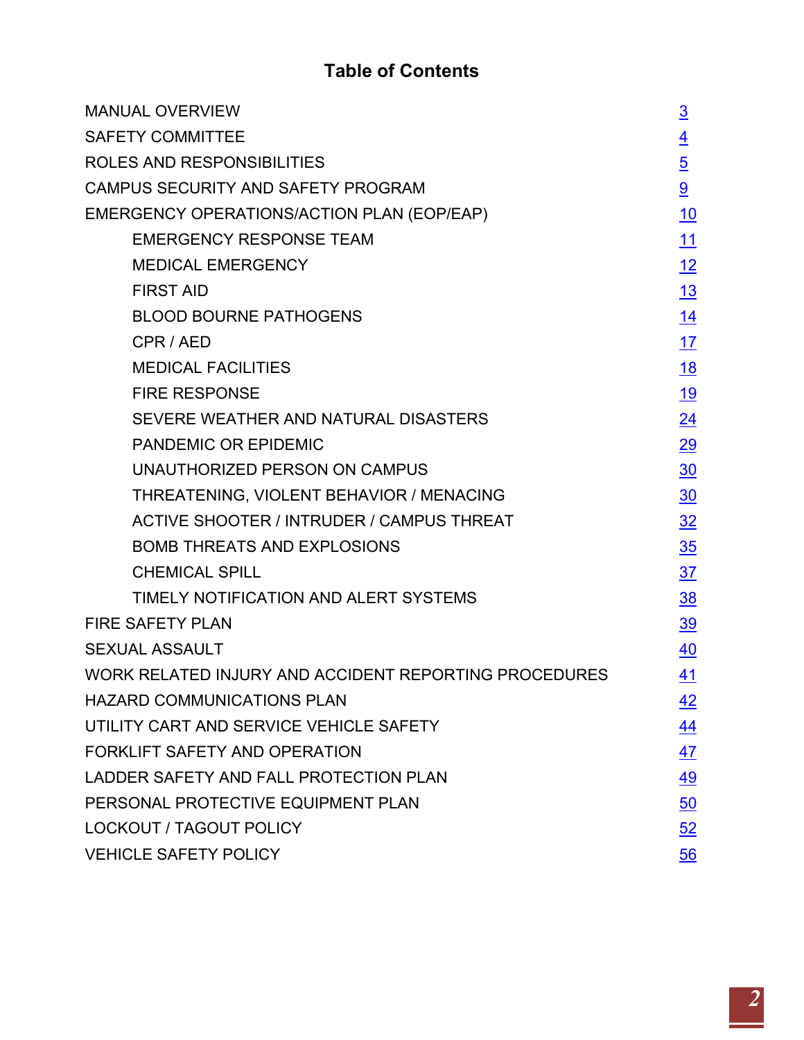# Table of Contents

| | |
|---|---|
| MANUAL OVERVIEW | 3 |
| SAFETY COMMITTEE | 4 |
| ROLES AND RESPONSIBILITIES | 5 |
| CAMPUS SECURITY AND SAFETY PROGRAM | 9 |
| EMERGENCY OPERATIONS/ACTION PLAN (EOP/EAP) | 10 |
| EMERGENCY RESPONSE TEAM | 11 |
| MEDICAL EMERGENCY | 12 |
| FIRST AID | 13 |
| BLOOD BOURNE PATHOGENS | 14 |
| CPR / AED | 17 |
| MEDICAL FACILITIES | 18 |
| FIRE RESPONSE | 19 |
| SEVERE WEATHER AND NATURAL DISASTERS | 24 |
| PANDEMIC OR EPIDEMIC | 29 |
| UNAUTHORIZED PERSON ON CAMPUS | 30 |
| THREATENING, VIOLENT BEHAVIOR / MENACING | 30 |
| ACTIVE SHOOTER / INTRUDER / CAMPUS THREAT | 32 |
| BOMB THREATS AND EXPLOSIONS | 35 |
| CHEMICAL SPILL | 37 |
| TIMELY NOTIFICATION AND ALERT SYSTEMS | 38 |
| FIRE SAFETY PLAN | 39 |
| SEXUAL ASSAULT | 40 |
| WORK RELATED INJURY AND ACCIDENT REPORTING PROCEDURES | 41 |
| HAZARD COMMUNICATIONS PLAN | 42 |
| UTILITY CART AND SERVICE VEHICLE SAFETY | 44 |
| FORKLIFT SAFETY AND OPERATION | 47 |
| LADDER SAFETY AND FALL PROTECTION PLAN | 49 |
| PERSONAL PROTECTIVE EQUIPMENT PLAN | 50 |
| LOCKOUT / TAGOUT POLICY | 52 |
| VEHICLE SAFETY POLICY | 56 |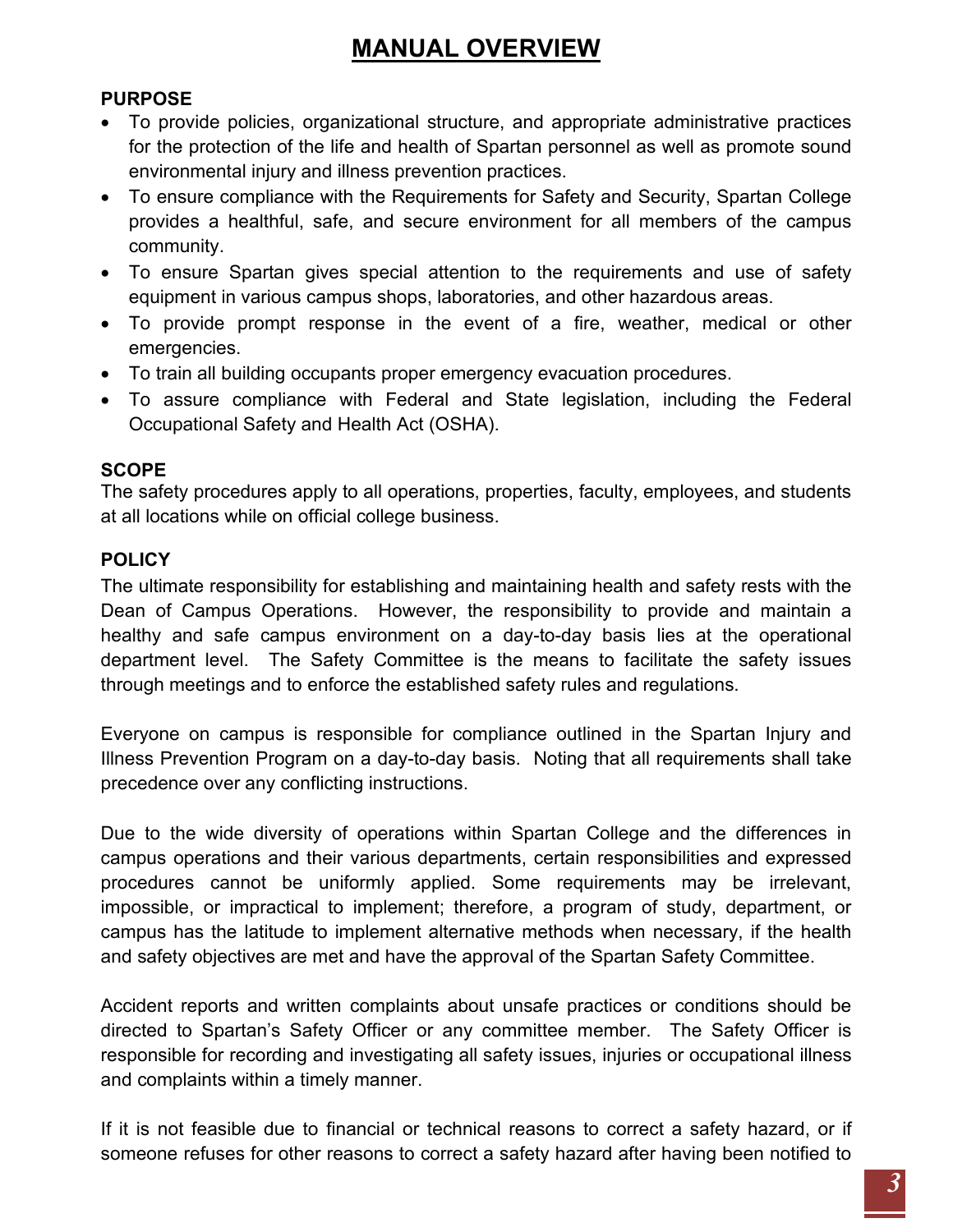# MANUAL OVERVIEW

**PURPOSE**

- To provide policies, organizational structure, and appropriate administrative practices for the protection of the life and health of Spartan personnel as well as promote sound environmental injury and illness prevention practices.
- To ensure compliance with the Requirements for Safety and Security, Spartan College provides a healthful, safe, and secure environment for all members of the campus community.
- To ensure Spartan gives special attention to the requirements and use of safety equipment in various campus shops, laboratories, and other hazardous areas.
- To provide prompt response in the event of a fire, weather, medical or other emergencies.
- To train all building occupants proper emergency evacuation procedures.
- To assure compliance with Federal and State legislation, including the Federal Occupational Safety and Health Act (OSHA).

**SCOPE**

The safety procedures apply to all operations, properties, faculty, employees, and students at all locations while on official college business.

**POLICY**

The ultimate responsibility for establishing and maintaining health and safety rests with the Dean of Campus Operations. However, the responsibility to provide and maintain a healthy and safe campus environment on a day-to-day basis lies at the operational department level. The Safety Committee is the means to facilitate the safety issues through meetings and to enforce the established safety rules and regulations.

Everyone on campus is responsible for compliance outlined in the Spartan Injury and Illness Prevention Program on a day-to-day basis. Noting that all requirements shall take precedence over any conflicting instructions.

Due to the wide diversity of operations within Spartan College and the differences in campus operations and their various departments, certain responsibilities and expressed procedures cannot be uniformly applied. Some requirements may be irrelevant, impossible, or impractical to implement; therefore, a program of study, department, or campus has the latitude to implement alternative methods when necessary, if the health and safety objectives are met and have the approval of the Spartan Safety Committee.

Accident reports and written complaints about unsafe practices or conditions should be directed to Spartan's Safety Officer or any committee member. The Safety Officer is responsible for recording and investigating all safety issues, injuries or occupational illness and complaints within a timely manner.

If it is not feasible due to financial or technical reasons to correct a safety hazard, or if someone refuses for other reasons to correct a safety hazard after having been notified to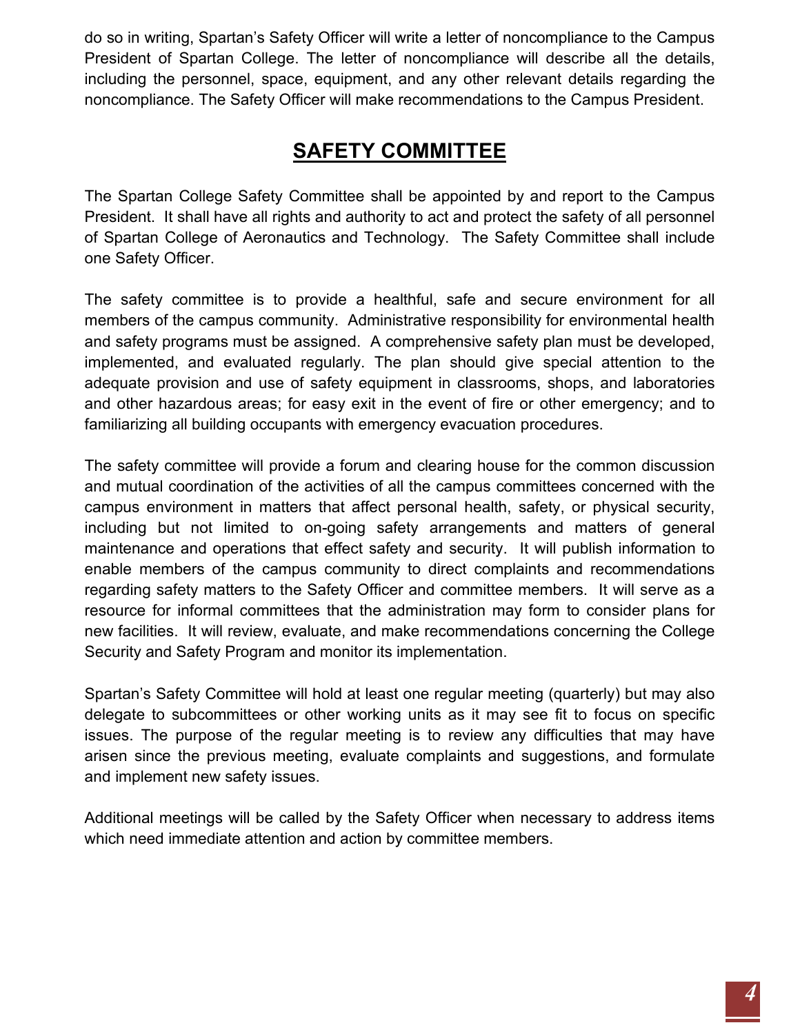do so in writing, Spartan's Safety Officer will write a letter of noncompliance to the Campus President of Spartan College. The letter of noncompliance will describe all the details, including the personnel, space, equipment, and any other relevant details regarding the noncompliance. The Safety Officer will make recommendations to the Campus President.

## SAFETY COMMITTEE

The Spartan College Safety Committee shall be appointed by and report to the Campus President. It shall have all rights and authority to act and protect the safety of all personnel of Spartan College of Aeronautics and Technology. The Safety Committee shall include one Safety Officer.

The safety committee is to provide a healthful, safe and secure environment for all members of the campus community. Administrative responsibility for environmental health and safety programs must be assigned. A comprehensive safety plan must be developed, implemented, and evaluated regularly. The plan should give special attention to the adequate provision and use of safety equipment in classrooms, shops, and laboratories and other hazardous areas; for easy exit in the event of fire or other emergency; and to familiarizing all building occupants with emergency evacuation procedures.

The safety committee will provide a forum and clearing house for the common discussion and mutual coordination of the activities of all the campus committees concerned with the campus environment in matters that affect personal health, safety, or physical security, including but not limited to on-going safety arrangements and matters of general maintenance and operations that effect safety and security. It will publish information to enable members of the campus community to direct complaints and recommendations regarding safety matters to the Safety Officer and committee members. It will serve as a resource for informal committees that the administration may form to consider plans for new facilities. It will review, evaluate, and make recommendations concerning the College Security and Safety Program and monitor its implementation.

Spartan's Safety Committee will hold at least one regular meeting (quarterly) but may also delegate to subcommittees or other working units as it may see fit to focus on specific issues. The purpose of the regular meeting is to review any difficulties that may have arisen since the previous meeting, evaluate complaints and suggestions, and formulate and implement new safety issues.

Additional meetings will be called by the Safety Officer when necessary to address items which need immediate attention and action by committee members.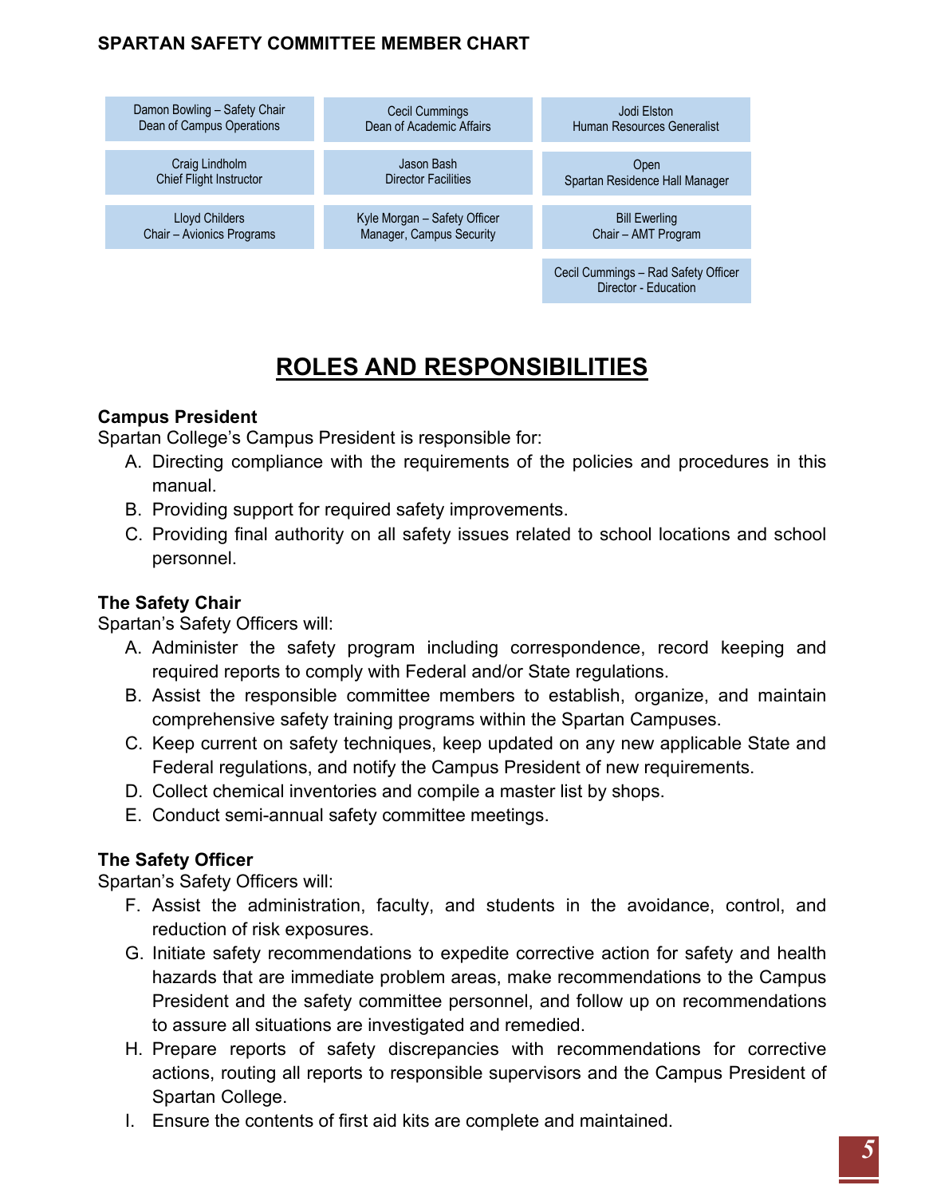**SPARTAN SAFETY COMMITTEE MEMBER CHART**

| | | |
|---|---|---|
| Damon Bowling – Safety Chair<br>Dean of Campus Operations | Cecil Cummings<br>Dean of Academic Affairs | Jodi Elston<br>Human Resources Generalist |
| Craig Lindholm<br>Chief Flight Instructor | Jason Bash<br>Director Facilities | Open<br>Spartan Residence Hall Manager |
| Lloyd Childers<br>Chair – Avionics Programs | Kyle Morgan – Safety Officer<br>Manager, Campus Security | Bill Ewerling<br>Chair – AMT Program |
| | | Cecil Cummings – Rad Safety Officer<br>Director - Education |

# ROLES AND RESPONSIBILITIES

**Campus President**

Spartan College's Campus President is responsible for:

A. Directing compliance with the requirements of the policies and procedures in this manual.
B. Providing support for required safety improvements.
C. Providing final authority on all safety issues related to school locations and school personnel.

**The Safety Chair**

Spartan's Safety Officers will:

A. Administer the safety program including correspondence, record keeping and required reports to comply with Federal and/or State regulations.
B. Assist the responsible committee members to establish, organize, and maintain comprehensive safety training programs within the Spartan Campuses.
C. Keep current on safety techniques, keep updated on any new applicable State and Federal regulations, and notify the Campus President of new requirements.
D. Collect chemical inventories and compile a master list by shops.
E. Conduct semi-annual safety committee meetings.

**The Safety Officer**

Spartan's Safety Officers will:

F. Assist the administration, faculty, and students in the avoidance, control, and reduction of risk exposures.
G. Initiate safety recommendations to expedite corrective action for safety and health hazards that are immediate problem areas, make recommendations to the Campus President and the safety committee personnel, and follow up on recommendations to assure all situations are investigated and remedied.
H. Prepare reports of safety discrepancies with recommendations for corrective actions, routing all reports to responsible supervisors and the Campus President of Spartan College.
I. Ensure the contents of first aid kits are complete and maintained.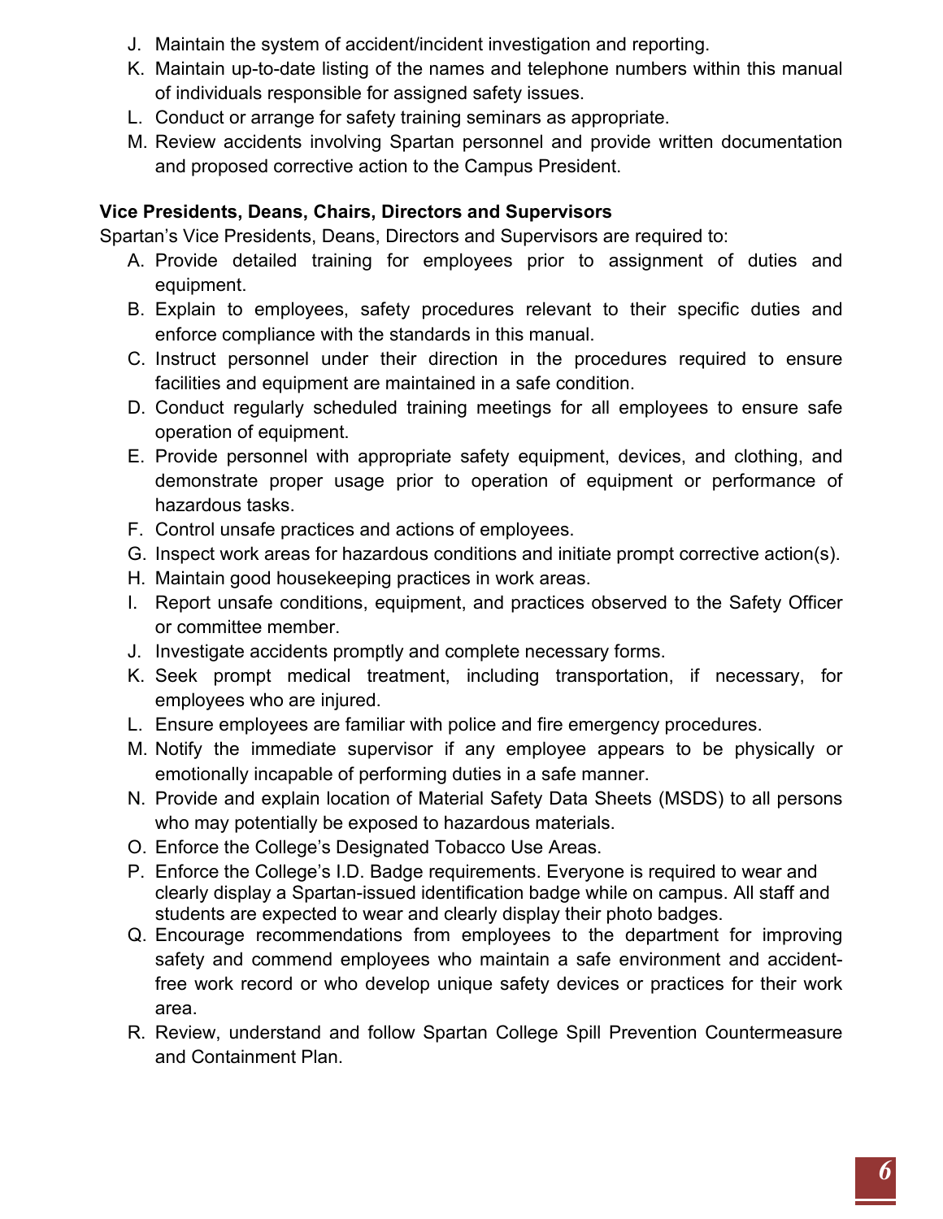J. Maintain the system of accident/incident investigation and reporting.
K. Maintain up-to-date listing of the names and telephone numbers within this manual of individuals responsible for assigned safety issues.
L. Conduct or arrange for safety training seminars as appropriate.
M. Review accidents involving Spartan personnel and provide written documentation and proposed corrective action to the Campus President.

**Vice Presidents, Deans, Chairs, Directors and Supervisors**

Spartan's Vice Presidents, Deans, Directors and Supervisors are required to:

A. Provide detailed training for employees prior to assignment of duties and equipment.
B. Explain to employees, safety procedures relevant to their specific duties and enforce compliance with the standards in this manual.
C. Instruct personnel under their direction in the procedures required to ensure facilities and equipment are maintained in a safe condition.
D. Conduct regularly scheduled training meetings for all employees to ensure safe operation of equipment.
E. Provide personnel with appropriate safety equipment, devices, and clothing, and demonstrate proper usage prior to operation of equipment or performance of hazardous tasks.
F. Control unsafe practices and actions of employees.
G. Inspect work areas for hazardous conditions and initiate prompt corrective action(s).
H. Maintain good housekeeping practices in work areas.
I. Report unsafe conditions, equipment, and practices observed to the Safety Officer or committee member.
J. Investigate accidents promptly and complete necessary forms.
K. Seek prompt medical treatment, including transportation, if necessary, for employees who are injured.
L. Ensure employees are familiar with police and fire emergency procedures.
M. Notify the immediate supervisor if any employee appears to be physically or emotionally incapable of performing duties in a safe manner.
N. Provide and explain location of Material Safety Data Sheets (MSDS) to all persons who may potentially be exposed to hazardous materials.
O. Enforce the College's Designated Tobacco Use Areas.
P. Enforce the College's I.D. Badge requirements. Everyone is required to wear and clearly display a Spartan-issued identification badge while on campus. All staff and students are expected to wear and clearly display their photo badges.
Q. Encourage recommendations from employees to the department for improving safety and commend employees who maintain a safe environment and accident-free work record or who develop unique safety devices or practices for their work area.
R. Review, understand and follow Spartan College Spill Prevention Countermeasure and Containment Plan.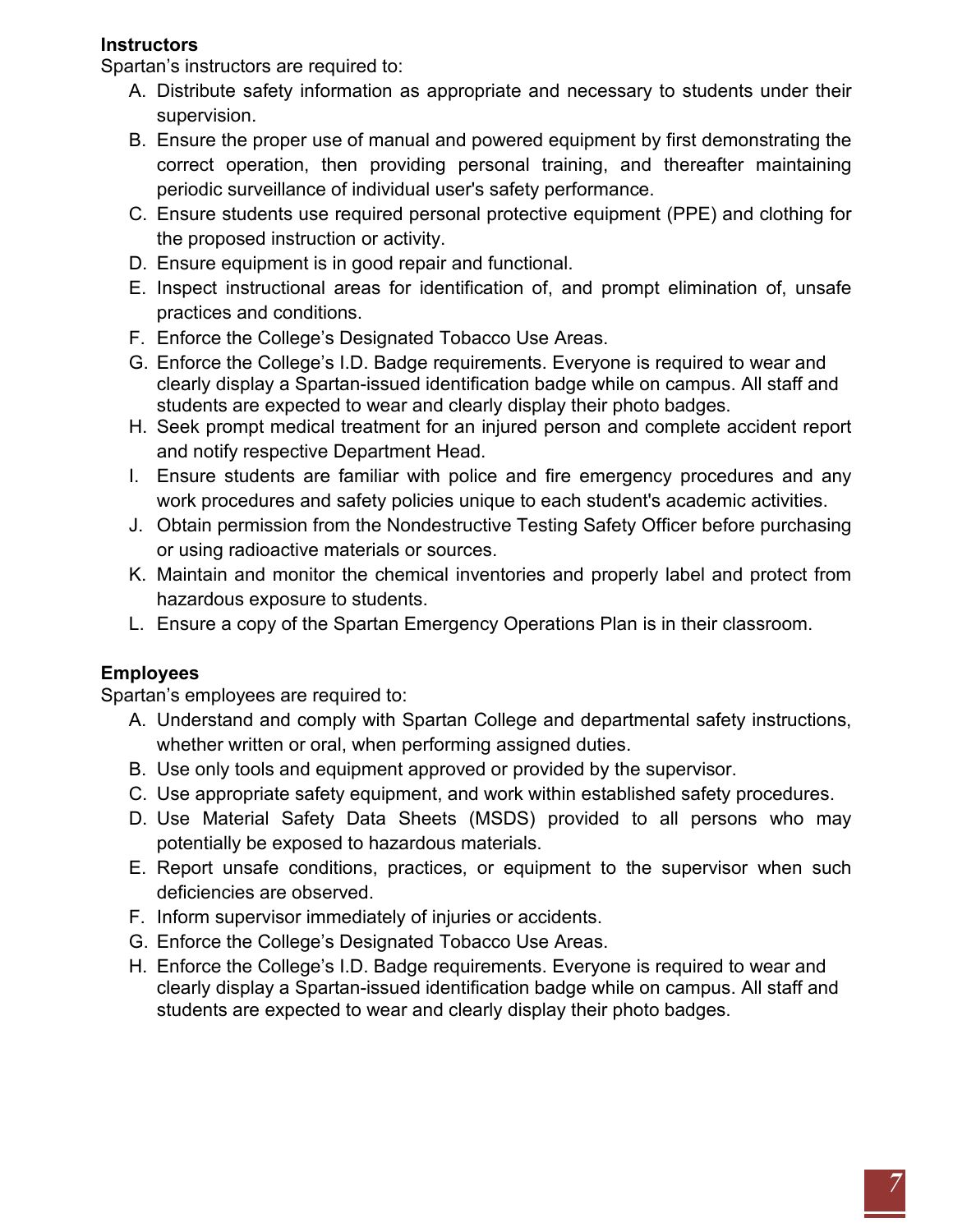**Instructors**

Spartan's instructors are required to:

A. Distribute safety information as appropriate and necessary to students under their supervision.
B. Ensure the proper use of manual and powered equipment by first demonstrating the correct operation, then providing personal training, and thereafter maintaining periodic surveillance of individual user's safety performance.
C. Ensure students use required personal protective equipment (PPE) and clothing for the proposed instruction or activity.
D. Ensure equipment is in good repair and functional.
E. Inspect instructional areas for identification of, and prompt elimination of, unsafe practices and conditions.
F. Enforce the College's Designated Tobacco Use Areas.
G. Enforce the College's I.D. Badge requirements. Everyone is required to wear and clearly display a Spartan-issued identification badge while on campus. All staff and students are expected to wear and clearly display their photo badges.
H. Seek prompt medical treatment for an injured person and complete accident report and notify respective Department Head.
I. Ensure students are familiar with police and fire emergency procedures and any work procedures and safety policies unique to each student's academic activities.
J. Obtain permission from the Nondestructive Testing Safety Officer before purchasing or using radioactive materials or sources.
K. Maintain and monitor the chemical inventories and properly label and protect from hazardous exposure to students.
L. Ensure a copy of the Spartan Emergency Operations Plan is in their classroom.

**Employees**

Spartan's employees are required to:

A. Understand and comply with Spartan College and departmental safety instructions, whether written or oral, when performing assigned duties.
B. Use only tools and equipment approved or provided by the supervisor.
C. Use appropriate safety equipment, and work within established safety procedures.
D. Use Material Safety Data Sheets (MSDS) provided to all persons who may potentially be exposed to hazardous materials.
E. Report unsafe conditions, practices, or equipment to the supervisor when such deficiencies are observed.
F. Inform supervisor immediately of injuries or accidents.
G. Enforce the College's Designated Tobacco Use Areas.
H. Enforce the College's I.D. Badge requirements. Everyone is required to wear and clearly display a Spartan-issued identification badge while on campus. All staff and students are expected to wear and clearly display their photo badges.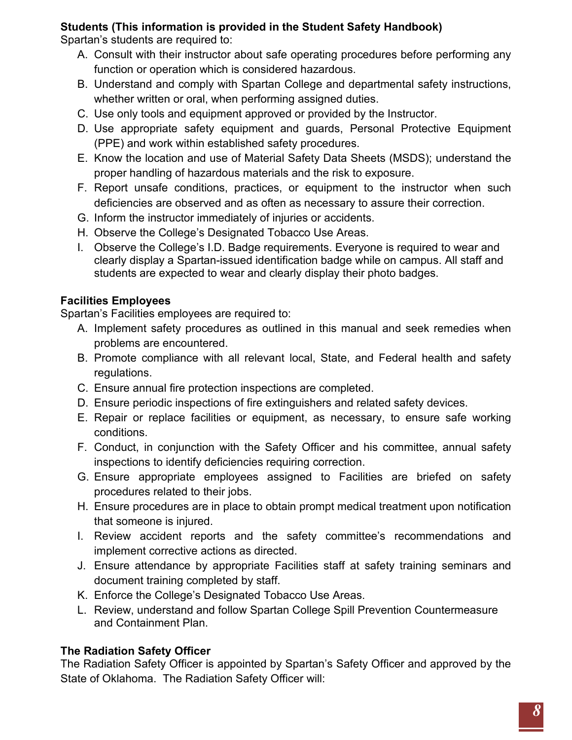**Students (This information is provided in the Student Safety Handbook)**

Spartan's students are required to:

A. Consult with their instructor about safe operating procedures before performing any function or operation which is considered hazardous.
B. Understand and comply with Spartan College and departmental safety instructions, whether written or oral, when performing assigned duties.
C. Use only tools and equipment approved or provided by the Instructor.
D. Use appropriate safety equipment and guards, Personal Protective Equipment (PPE) and work within established safety procedures.
E. Know the location and use of Material Safety Data Sheets (MSDS); understand the proper handling of hazardous materials and the risk to exposure.
F. Report unsafe conditions, practices, or equipment to the instructor when such deficiencies are observed and as often as necessary to assure their correction.
G. Inform the instructor immediately of injuries or accidents.
H. Observe the College's Designated Tobacco Use Areas.
I. Observe the College's I.D. Badge requirements. Everyone is required to wear and clearly display a Spartan-issued identification badge while on campus. All staff and students are expected to wear and clearly display their photo badges.

**Facilities Employees**

Spartan's Facilities employees are required to:

A. Implement safety procedures as outlined in this manual and seek remedies when problems are encountered.
B. Promote compliance with all relevant local, State, and Federal health and safety regulations.
C. Ensure annual fire protection inspections are completed.
D. Ensure periodic inspections of fire extinguishers and related safety devices.
E. Repair or replace facilities or equipment, as necessary, to ensure safe working conditions.
F. Conduct, in conjunction with the Safety Officer and his committee, annual safety inspections to identify deficiencies requiring correction.
G. Ensure appropriate employees assigned to Facilities are briefed on safety procedures related to their jobs.
H. Ensure procedures are in place to obtain prompt medical treatment upon notification that someone is injured.
I. Review accident reports and the safety committee's recommendations and implement corrective actions as directed.
J. Ensure attendance by appropriate Facilities staff at safety training seminars and document training completed by staff.
K. Enforce the College's Designated Tobacco Use Areas.
L. Review, understand and follow Spartan College Spill Prevention Countermeasure and Containment Plan.

**The Radiation Safety Officer**

The Radiation Safety Officer is appointed by Spartan's Safety Officer and approved by the State of Oklahoma. The Radiation Safety Officer will: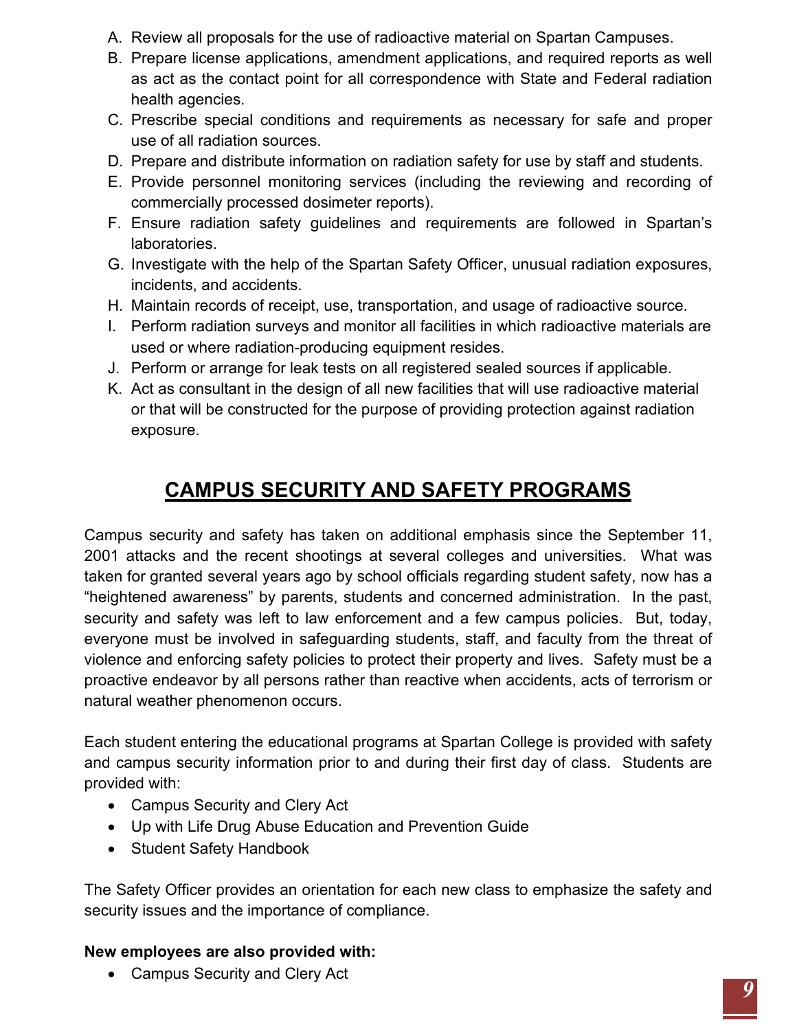A. Review all proposals for the use of radioactive material on Spartan Campuses.
B. Prepare license applications, amendment applications, and required reports as well as act as the contact point for all correspondence with State and Federal radiation health agencies.
C. Prescribe special conditions and requirements as necessary for safe and proper use of all radiation sources.
D. Prepare and distribute information on radiation safety for use by staff and students.
E. Provide personnel monitoring services (including the reviewing and recording of commercially processed dosimeter reports).
F. Ensure radiation safety guidelines and requirements are followed in Spartan's laboratories.
G. Investigate with the help of the Spartan Safety Officer, unusual radiation exposures, incidents, and accidents.
H. Maintain records of receipt, use, transportation, and usage of radioactive source.
I. Perform radiation surveys and monitor all facilities in which radioactive materials are used or where radiation-producing equipment resides.
J. Perform or arrange for leak tests on all registered sealed sources if applicable.
K. Act as consultant in the design of all new facilities that will use radioactive material or that will be constructed for the purpose of providing protection against radiation exposure.

## CAMPUS SECURITY AND SAFETY PROGRAMS

Campus security and safety has taken on additional emphasis since the September 11, 2001 attacks and the recent shootings at several colleges and universities. What was taken for granted several years ago by school officials regarding student safety, now has a "heightened awareness" by parents, students and concerned administration. In the past, security and safety was left to law enforcement and a few campus policies. But, today, everyone must be involved in safeguarding students, staff, and faculty from the threat of violence and enforcing safety policies to protect their property and lives. Safety must be a proactive endeavor by all persons rather than reactive when accidents, acts of terrorism or natural weather phenomenon occurs.

Each student entering the educational programs at Spartan College is provided with safety and campus security information prior to and during their first day of class. Students are provided with:

- Campus Security and Clery Act
- Up with Life Drug Abuse Education and Prevention Guide
- Student Safety Handbook

The Safety Officer provides an orientation for each new class to emphasize the safety and security issues and the importance of compliance.

**New employees are also provided with:**

- Campus Security and Clery Act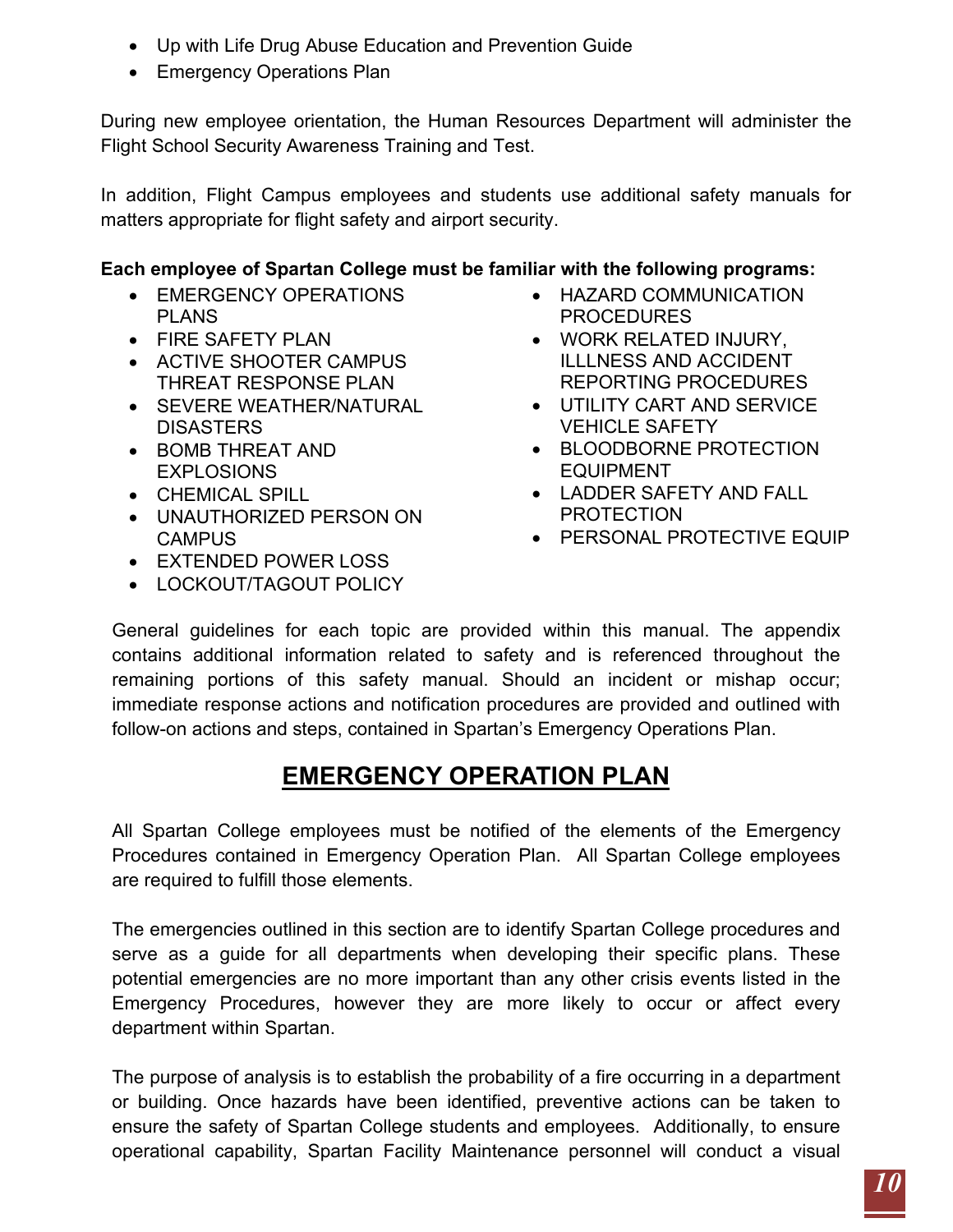- Up with Life Drug Abuse Education and Prevention Guide
- Emergency Operations Plan

During new employee orientation, the Human Resources Department will administer the Flight School Security Awareness Training and Test.

In addition, Flight Campus employees and students use additional safety manuals for matters appropriate for flight safety and airport security.

**Each employee of Spartan College must be familiar with the following programs:**

- EMERGENCY OPERATIONS PLANS
- FIRE SAFETY PLAN
- ACTIVE SHOOTER CAMPUS THREAT RESPONSE PLAN
- SEVERE WEATHER/NATURAL DISASTERS
- BOMB THREAT AND EXPLOSIONS
- CHEMICAL SPILL
- UNAUTHORIZED PERSON ON CAMPUS
- EXTENDED POWER LOSS
- LOCKOUT/TAGOUT POLICY
- HAZARD COMMUNICATION PROCEDURES
- WORK RELATED INJURY, ILLLNESS AND ACCIDENT REPORTING PROCEDURES
- UTILITY CART AND SERVICE VEHICLE SAFETY
- BLOODBORNE PROTECTION EQUIPMENT
- LADDER SAFETY AND FALL PROTECTION
- PERSONAL PROTECTIVE EQUIP

General guidelines for each topic are provided within this manual. The appendix contains additional information related to safety and is referenced throughout the remaining portions of this safety manual. Should an incident or mishap occur; immediate response actions and notification procedures are provided and outlined with follow-on actions and steps, contained in Spartan's Emergency Operations Plan.

# EMERGENCY OPERATION PLAN

All Spartan College employees must be notified of the elements of the Emergency Procedures contained in Emergency Operation Plan. All Spartan College employees are required to fulfill those elements.

The emergencies outlined in this section are to identify Spartan College procedures and serve as a guide for all departments when developing their specific plans. These potential emergencies are no more important than any other crisis events listed in the Emergency Procedures, however they are more likely to occur or affect every department within Spartan.

The purpose of analysis is to establish the probability of a fire occurring in a department or building. Once hazards have been identified, preventive actions can be taken to ensure the safety of Spartan College students and employees. Additionally, to ensure operational capability, Spartan Facility Maintenance personnel will conduct a visual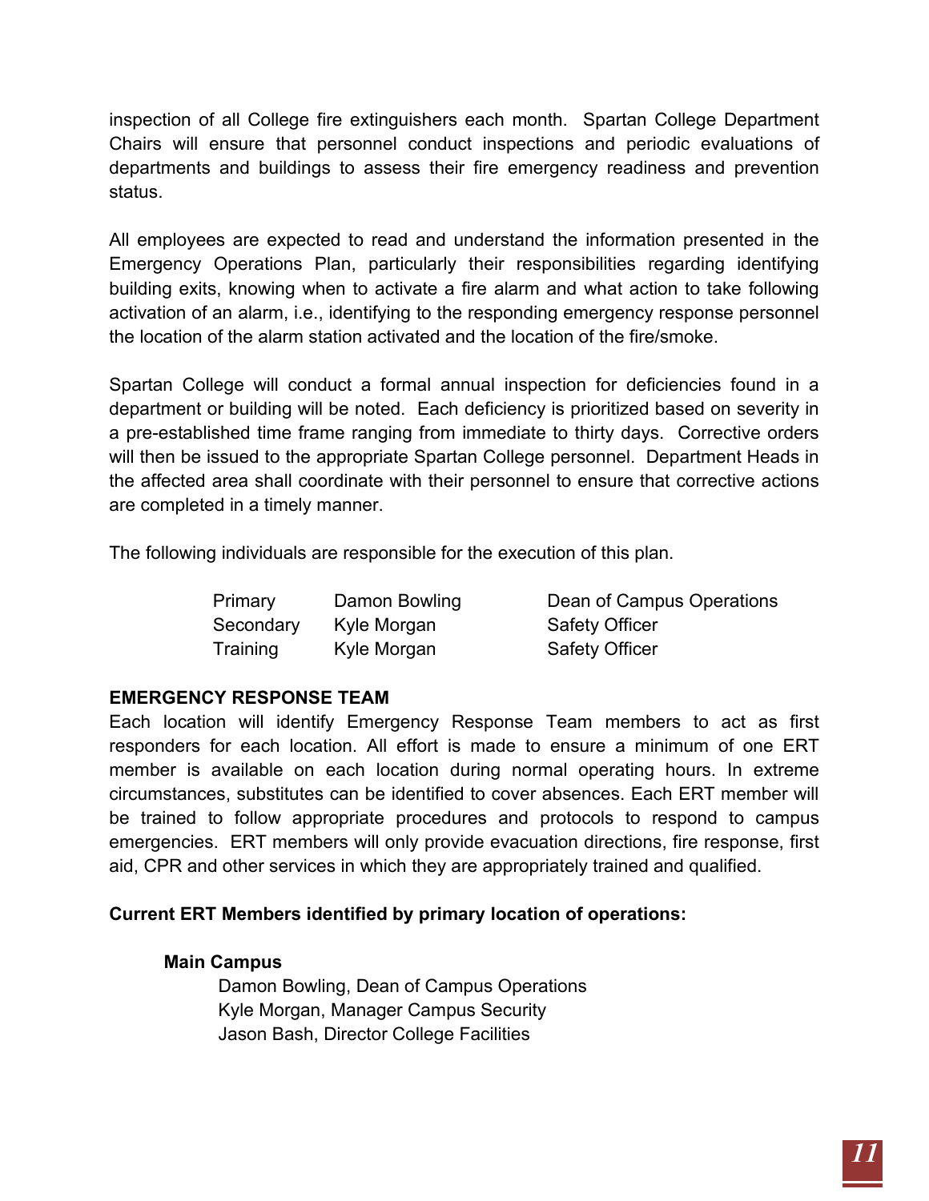inspection of all College fire extinguishers each month. Spartan College Department Chairs will ensure that personnel conduct inspections and periodic evaluations of departments and buildings to assess their fire emergency readiness and prevention status.

All employees are expected to read and understand the information presented in the Emergency Operations Plan, particularly their responsibilities regarding identifying building exits, knowing when to activate a fire alarm and what action to take following activation of an alarm, i.e., identifying to the responding emergency response personnel the location of the alarm station activated and the location of the fire/smoke.

Spartan College will conduct a formal annual inspection for deficiencies found in a department or building will be noted. Each deficiency is prioritized based on severity in a pre-established time frame ranging from immediate to thirty days. Corrective orders will then be issued to the appropriate Spartan College personnel. Department Heads in the affected area shall coordinate with their personnel to ensure that corrective actions are completed in a timely manner.

The following individuals are responsible for the execution of this plan.

| | | |
|---|---|---|
| Primary | Damon Bowling | Dean of Campus Operations |
| Secondary | Kyle Morgan | Safety Officer |
| Training | Kyle Morgan | Safety Officer |

**EMERGENCY RESPONSE TEAM**

Each location will identify Emergency Response Team members to act as first responders for each location. All effort is made to ensure a minimum of one ERT member is available on each location during normal operating hours. In extreme circumstances, substitutes can be identified to cover absences. Each ERT member will be trained to follow appropriate procedures and protocols to respond to campus emergencies. ERT members will only provide evacuation directions, fire response, first aid, CPR and other services in which they are appropriately trained and qualified.

**Current ERT Members identified by primary location of operations:**

**Main Campus**

Damon Bowling, Dean of Campus Operations
Kyle Morgan, Manager Campus Security
Jason Bash, Director College Facilities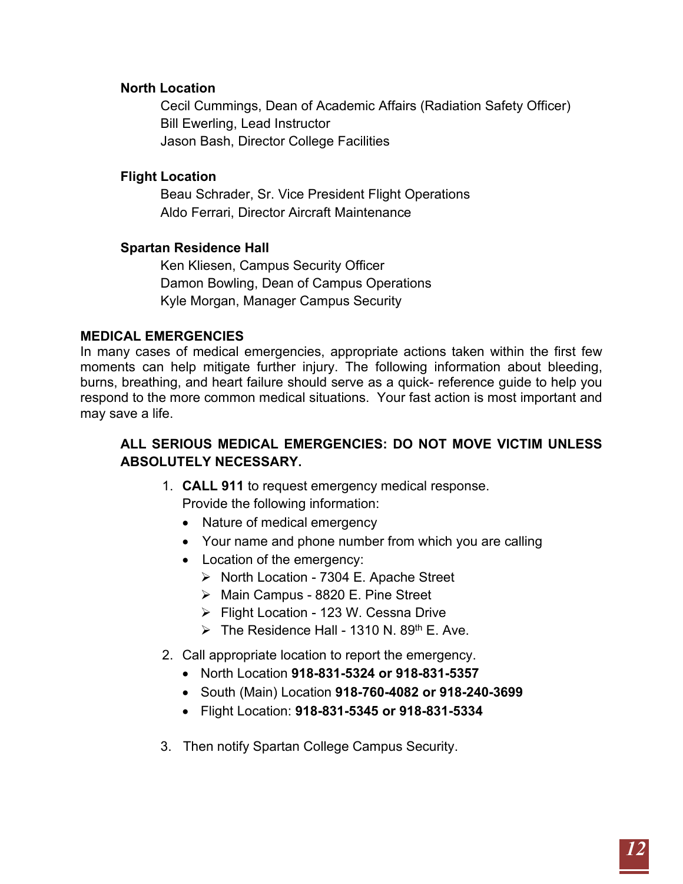**North Location**

Cecil Cummings, Dean of Academic Affairs (Radiation Safety Officer)
Bill Ewerling, Lead Instructor
Jason Bash, Director College Facilities

**Flight Location**

Beau Schrader, Sr. Vice President Flight Operations
Aldo Ferrari, Director Aircraft Maintenance

**Spartan Residence Hall**

Ken Kliesen, Campus Security Officer
Damon Bowling, Dean of Campus Operations
Kyle Morgan, Manager Campus Security

## MEDICAL EMERGENCIES

In many cases of medical emergencies, appropriate actions taken within the first few moments can help mitigate further injury. The following information about bleeding, burns, breathing, and heart failure should serve as a quick- reference guide to help you respond to the more common medical situations. Your fast action is most important and may save a life.

**ALL SERIOUS MEDICAL EMERGENCIES: DO NOT MOVE VICTIM UNLESS ABSOLUTELY NECESSARY.**

1. **CALL 911** to request emergency medical response.
   Provide the following information:
   - Nature of medical emergency
   - Your name and phone number from which you are calling
   - Location of the emergency:
     - North Location - 7304 E. Apache Street
     - Main Campus - 8820 E. Pine Street
     - Flight Location - 123 W. Cessna Drive
     - The Residence Hall - 1310 N. 89th E. Ave.
2. Call appropriate location to report the emergency.
   - North Location **918-831-5324 or 918-831-5357**
   - South (Main) Location **918-760-4082 or 918-240-3699**
   - Flight Location: **918-831-5345 or 918-831-5334**
3. Then notify Spartan College Campus Security.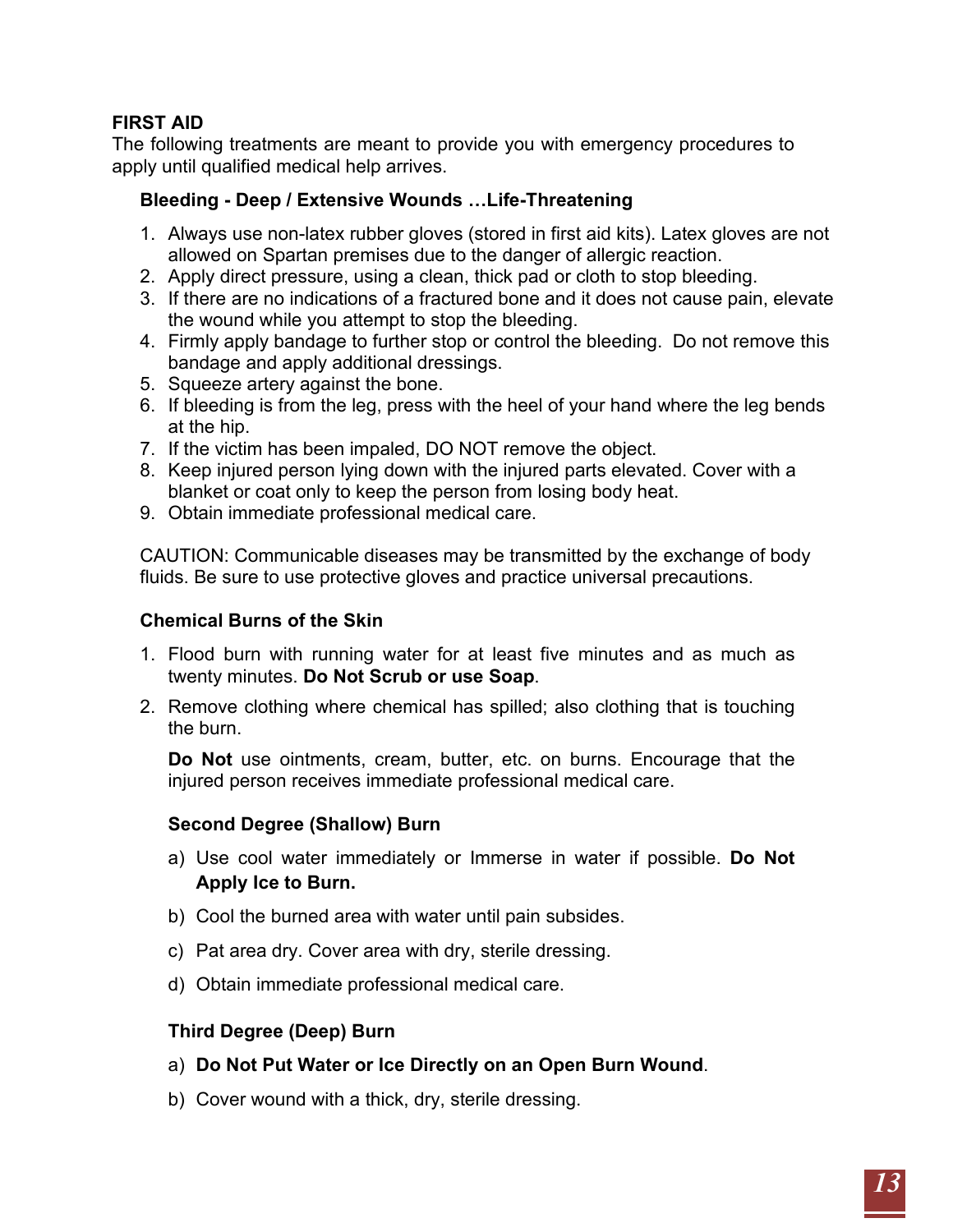## FIRST AID

The following treatments are meant to provide you with emergency procedures to apply until qualified medical help arrives.

### Bleeding - Deep / Extensive Wounds …Life-Threatening

1. Always use non-latex rubber gloves (stored in first aid kits). Latex gloves are not allowed on Spartan premises due to the danger of allergic reaction.
2. Apply direct pressure, using a clean, thick pad or cloth to stop bleeding.
3. If there are no indications of a fractured bone and it does not cause pain, elevate the wound while you attempt to stop the bleeding.
4. Firmly apply bandage to further stop or control the bleeding. Do not remove this bandage and apply additional dressings.
5. Squeeze artery against the bone.
6. If bleeding is from the leg, press with the heel of your hand where the leg bends at the hip.
7. If the victim has been impaled, DO NOT remove the object.
8. Keep injured person lying down with the injured parts elevated. Cover with a blanket or coat only to keep the person from losing body heat.
9. Obtain immediate professional medical care.

CAUTION: Communicable diseases may be transmitted by the exchange of body fluids. Be sure to use protective gloves and practice universal precautions.

### Chemical Burns of the Skin

1. Flood burn with running water for at least five minutes and as much as twenty minutes. **Do Not Scrub or use Soap**.
2. Remove clothing where chemical has spilled; also clothing that is touching the burn.

   **Do Not** use ointments, cream, butter, etc. on burns. Encourage that the injured person receives immediate professional medical care.

#### Second Degree (Shallow) Burn

a) Use cool water immediately or Immerse in water if possible. **Do Not Apply Ice to Burn.**

b) Cool the burned area with water until pain subsides.

c) Pat area dry. Cover area with dry, sterile dressing.

d) Obtain immediate professional medical care.

#### Third Degree (Deep) Burn

a) **Do Not Put Water or Ice Directly on an Open Burn Wound**.

b) Cover wound with a thick, dry, sterile dressing.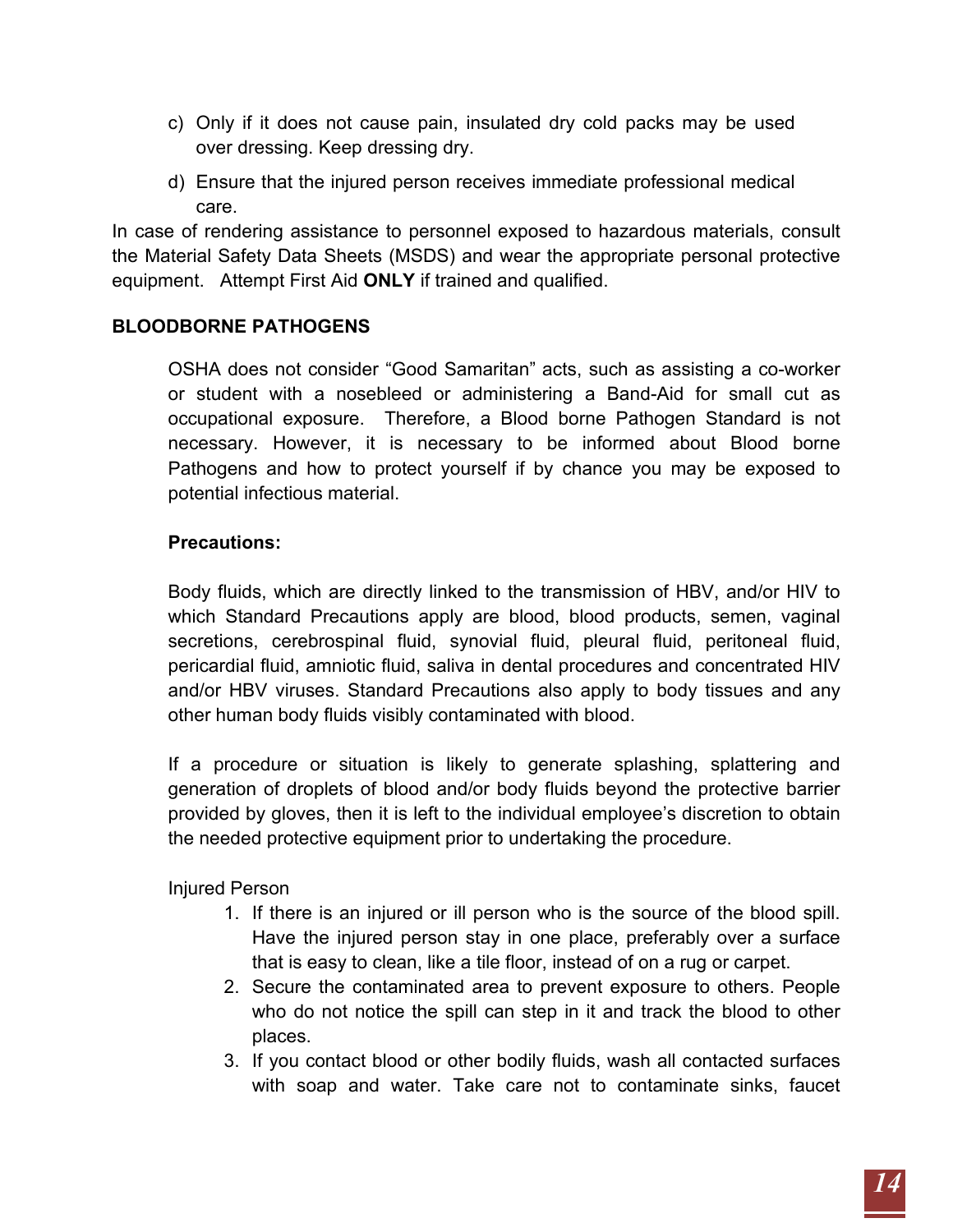c) Only if it does not cause pain, insulated dry cold packs may be used over dressing. Keep dressing dry.

d) Ensure that the injured person receives immediate professional medical care.

In case of rendering assistance to personnel exposed to hazardous materials, consult the Material Safety Data Sheets (MSDS) and wear the appropriate personal protective equipment. Attempt First Aid **ONLY** if trained and qualified.

**BLOODBORNE PATHOGENS**

OSHA does not consider "Good Samaritan" acts, such as assisting a co-worker or student with a nosebleed or administering a Band-Aid for small cut as occupational exposure. Therefore, a Blood borne Pathogen Standard is not necessary. However, it is necessary to be informed about Blood borne Pathogens and how to protect yourself if by chance you may be exposed to potential infectious material.

**Precautions:**

Body fluids, which are directly linked to the transmission of HBV, and/or HIV to which Standard Precautions apply are blood, blood products, semen, vaginal secretions, cerebrospinal fluid, synovial fluid, pleural fluid, peritoneal fluid, pericardial fluid, amniotic fluid, saliva in dental procedures and concentrated HIV and/or HBV viruses. Standard Precautions also apply to body tissues and any other human body fluids visibly contaminated with blood.

If a procedure or situation is likely to generate splashing, splattering and generation of droplets of blood and/or body fluids beyond the protective barrier provided by gloves, then it is left to the individual employee's discretion to obtain the needed protective equipment prior to undertaking the procedure.

Injured Person

1. If there is an injured or ill person who is the source of the blood spill. Have the injured person stay in one place, preferably over a surface that is easy to clean, like a tile floor, instead of on a rug or carpet.
2. Secure the contaminated area to prevent exposure to others. People who do not notice the spill can step in it and track the blood to other places.
3. If you contact blood or other bodily fluids, wash all contacted surfaces with soap and water. Take care not to contaminate sinks, faucet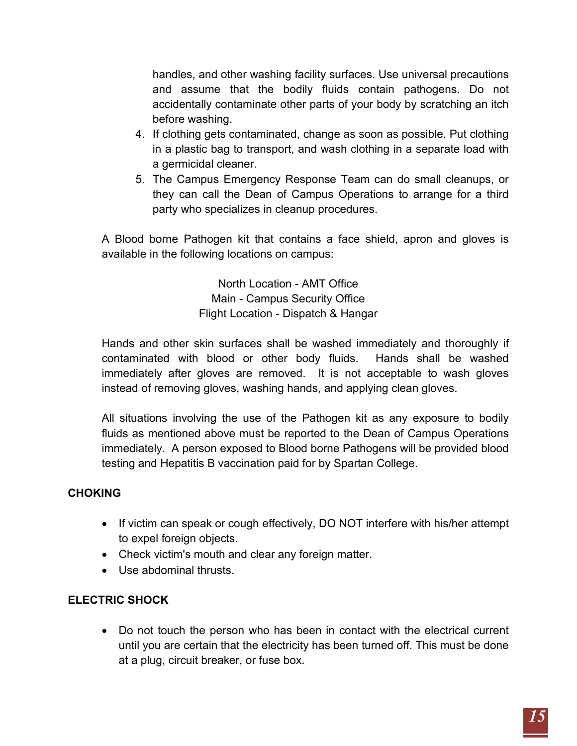handles, and other washing facility surfaces. Use universal precautions and assume that the bodily fluids contain pathogens. Do not accidentally contaminate other parts of your body by scratching an itch before washing.

4. If clothing gets contaminated, change as soon as possible. Put clothing in a plastic bag to transport, and wash clothing in a separate load with a germicidal cleaner.
5. The Campus Emergency Response Team can do small cleanups, or they can call the Dean of Campus Operations to arrange for a third party who specializes in cleanup procedures.

A Blood borne Pathogen kit that contains a face shield, apron and gloves is available in the following locations on campus:

North Location - AMT Office
Main - Campus Security Office
Flight Location - Dispatch & Hangar

Hands and other skin surfaces shall be washed immediately and thoroughly if contaminated with blood or other body fluids. Hands shall be washed immediately after gloves are removed. It is not acceptable to wash gloves instead of removing gloves, washing hands, and applying clean gloves.

All situations involving the use of the Pathogen kit as any exposure to bodily fluids as mentioned above must be reported to the Dean of Campus Operations immediately. A person exposed to Blood borne Pathogens will be provided blood testing and Hepatitis B vaccination paid for by Spartan College.

**CHOKING**

- If victim can speak or cough effectively, DO NOT interfere with his/her attempt to expel foreign objects.
- Check victim's mouth and clear any foreign matter.
- Use abdominal thrusts.

**ELECTRIC SHOCK**

- Do not touch the person who has been in contact with the electrical current until you are certain that the electricity has been turned off. This must be done at a plug, circuit breaker, or fuse box.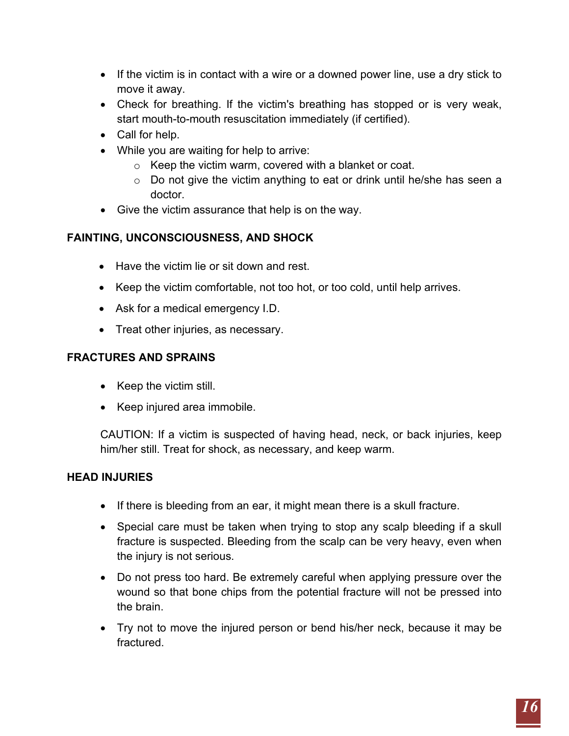- If the victim is in contact with a wire or a downed power line, use a dry stick to move it away.
- Check for breathing. If the victim's breathing has stopped or is very weak, start mouth-to-mouth resuscitation immediately (if certified).
- Call for help.
- While you are waiting for help to arrive:
  - Keep the victim warm, covered with a blanket or coat.
  - Do not give the victim anything to eat or drink until he/she has seen a doctor.
- Give the victim assurance that help is on the way.

**FAINTING, UNCONSCIOUSNESS, AND SHOCK**

- Have the victim lie or sit down and rest.
- Keep the victim comfortable, not too hot, or too cold, until help arrives.
- Ask for a medical emergency I.D.
- Treat other injuries, as necessary.

**FRACTURES AND SPRAINS**

- Keep the victim still.
- Keep injured area immobile.

CAUTION: If a victim is suspected of having head, neck, or back injuries, keep him/her still. Treat for shock, as necessary, and keep warm.

**HEAD INJURIES**

- If there is bleeding from an ear, it might mean there is a skull fracture.
- Special care must be taken when trying to stop any scalp bleeding if a skull fracture is suspected. Bleeding from the scalp can be very heavy, even when the injury is not serious.
- Do not press too hard. Be extremely careful when applying pressure over the wound so that bone chips from the potential fracture will not be pressed into the brain.
- Try not to move the injured person or bend his/her neck, because it may be fractured.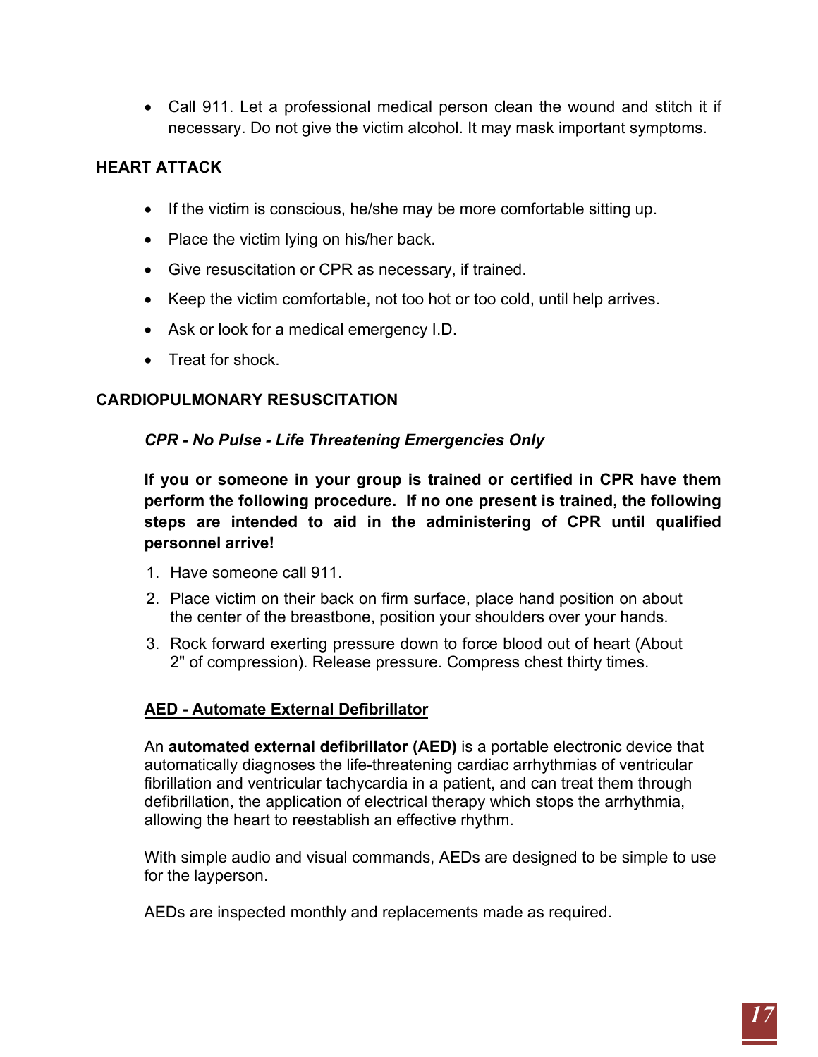- Call 911. Let a professional medical person clean the wound and stitch it if necessary. Do not give the victim alcohol. It may mask important symptoms.

## HEART ATTACK

- If the victim is conscious, he/she may be more comfortable sitting up.
- Place the victim lying on his/her back.
- Give resuscitation or CPR as necessary, if trained.
- Keep the victim comfortable, not too hot or too cold, until help arrives.
- Ask or look for a medical emergency I.D.
- Treat for shock.

## CARDIOPULMONARY RESUSCITATION

***CPR - No Pulse - Life Threatening Emergencies Only***

**If you or someone in your group is trained or certified in CPR have them perform the following procedure. If no one present is trained, the following steps are intended to aid in the administering of CPR until qualified personnel arrive!**

1. Have someone call 911.
2. Place victim on their back on firm surface, place hand position on about the center of the breastbone, position your shoulders over your hands.
3. Rock forward exerting pressure down to force blood out of heart (About 2" of compression). Release pressure. Compress chest thirty times.

### AED - Automate External Defibrillator

An **automated external defibrillator (AED)** is a portable electronic device that automatically diagnoses the life-threatening cardiac arrhythmias of ventricular fibrillation and ventricular tachycardia in a patient, and can treat them through defibrillation, the application of electrical therapy which stops the arrhythmia, allowing the heart to reestablish an effective rhythm.

With simple audio and visual commands, AEDs are designed to be simple to use for the layperson.

AEDs are inspected monthly and replacements made as required.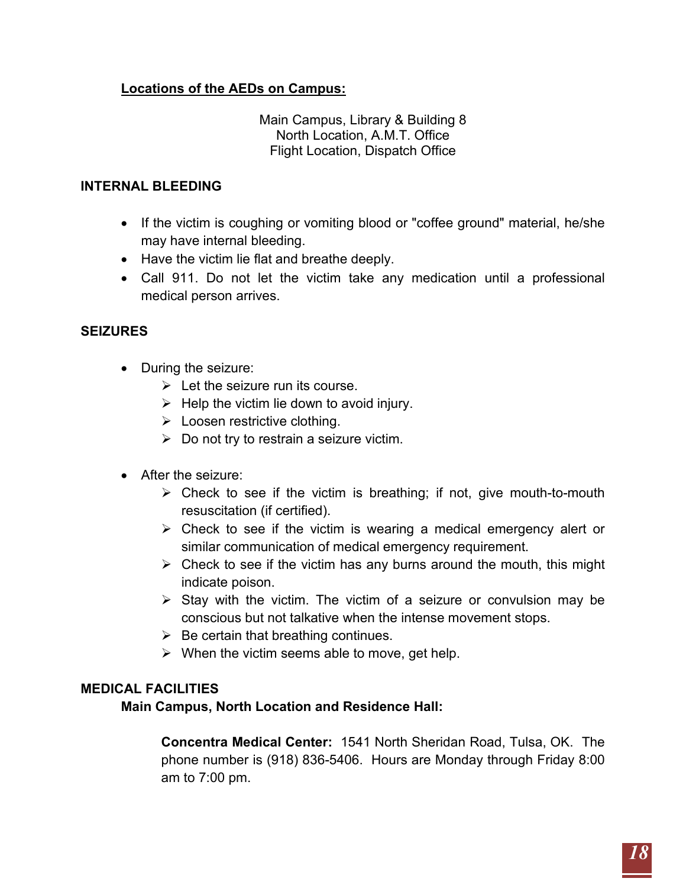**Locations of the AEDs on Campus:**

Main Campus, Library & Building 8
North Location, A.M.T. Office
Flight Location, Dispatch Office

## INTERNAL BLEEDING

- If the victim is coughing or vomiting blood or "coffee ground" material, he/she may have internal bleeding.
- Have the victim lie flat and breathe deeply.
- Call 911. Do not let the victim take any medication until a professional medical person arrives.

## SEIZURES

- During the seizure:
  - Let the seizure run its course.
  - Help the victim lie down to avoid injury.
  - Loosen restrictive clothing.
  - Do not try to restrain a seizure victim.

- After the seizure:
  - Check to see if the victim is breathing; if not, give mouth-to-mouth resuscitation (if certified).
  - Check to see if the victim is wearing a medical emergency alert or similar communication of medical emergency requirement.
  - Check to see if the victim has any burns around the mouth, this might indicate poison.
  - Stay with the victim. The victim of a seizure or convulsion may be conscious but not talkative when the intense movement stops.
  - Be certain that breathing continues.
  - When the victim seems able to move, get help.

## MEDICAL FACILITIES

**Main Campus, North Location and Residence Hall:**

**Concentra Medical Center:** 1541 North Sheridan Road, Tulsa, OK. The phone number is (918) 836-5406. Hours are Monday through Friday 8:00 am to 7:00 pm.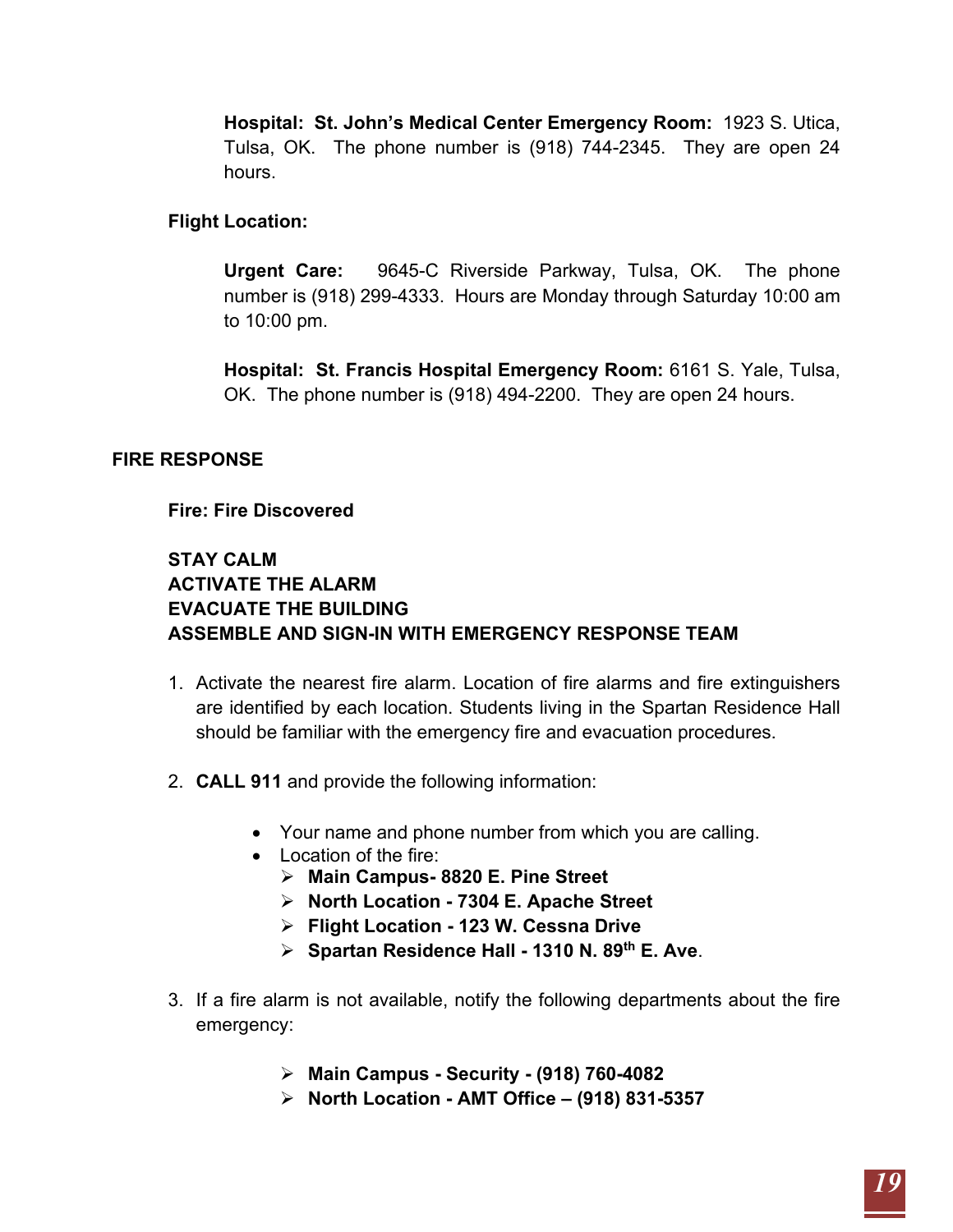**Hospital: St. John's Medical Center Emergency Room:** 1923 S. Utica, Tulsa, OK. The phone number is (918) 744-2345. They are open 24 hours.

**Flight Location:**

**Urgent Care:** 9645-C Riverside Parkway, Tulsa, OK. The phone number is (918) 299-4333. Hours are Monday through Saturday 10:00 am to 10:00 pm.

**Hospital: St. Francis Hospital Emergency Room:** 6161 S. Yale, Tulsa, OK. The phone number is (918) 494-2200. They are open 24 hours.

## FIRE RESPONSE

### Fire: Fire Discovered

**STAY CALM**
**ACTIVATE THE ALARM**
**EVACUATE THE BUILDING**
**ASSEMBLE AND SIGN-IN WITH EMERGENCY RESPONSE TEAM**

1. Activate the nearest fire alarm. Location of fire alarms and fire extinguishers are identified by each location. Students living in the Spartan Residence Hall should be familiar with the emergency fire and evacuation procedures.

2. **CALL 911** and provide the following information:

   - Your name and phone number from which you are calling.
   - Location of the fire:
     - **Main Campus- 8820 E. Pine Street**
     - **North Location - 7304 E. Apache Street**
     - **Flight Location - 123 W. Cessna Drive**
     - **Spartan Residence Hall - 1310 N. 89th E. Ave**.

3. If a fire alarm is not available, notify the following departments about the fire emergency:

   - **Main Campus - Security - (918) 760-4082**
   - **North Location - AMT Office – (918) 831-5357**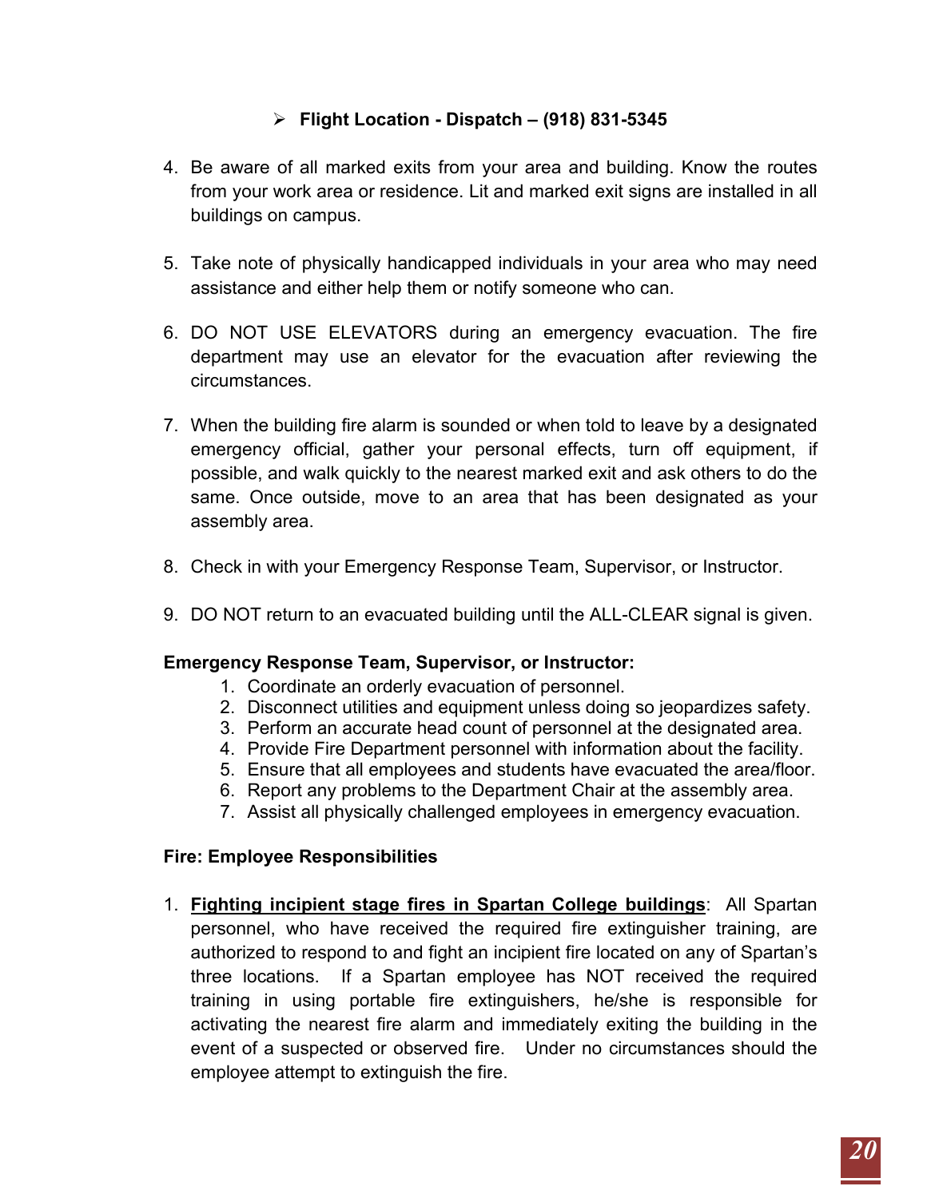- **Flight Location - Dispatch – (918) 831-5345**

4. Be aware of all marked exits from your area and building. Know the routes from your work area or residence. Lit and marked exit signs are installed in all buildings on campus.

5. Take note of physically handicapped individuals in your area who may need assistance and either help them or notify someone who can.

6. DO NOT USE ELEVATORS during an emergency evacuation. The fire department may use an elevator for the evacuation after reviewing the circumstances.

7. When the building fire alarm is sounded or when told to leave by a designated emergency official, gather your personal effects, turn off equipment, if possible, and walk quickly to the nearest marked exit and ask others to do the same. Once outside, move to an area that has been designated as your assembly area.

8. Check in with your Emergency Response Team, Supervisor, or Instructor.

9. DO NOT return to an evacuated building until the ALL-CLEAR signal is given.

**Emergency Response Team, Supervisor, or Instructor:**

1. Coordinate an orderly evacuation of personnel.
2. Disconnect utilities and equipment unless doing so jeopardizes safety.
3. Perform an accurate head count of personnel at the designated area.
4. Provide Fire Department personnel with information about the facility.
5. Ensure that all employees and students have evacuated the area/floor.
6. Report any problems to the Department Chair at the assembly area.
7. Assist all physically challenged employees in emergency evacuation.

**Fire: Employee Responsibilities**

1. **Fighting incipient stage fires in Spartan College buildings**: All Spartan personnel, who have received the required fire extinguisher training, are authorized to respond to and fight an incipient fire located on any of Spartan's three locations. If a Spartan employee has NOT received the required training in using portable fire extinguishers, he/she is responsible for activating the nearest fire alarm and immediately exiting the building in the event of a suspected or observed fire. Under no circumstances should the employee attempt to extinguish the fire.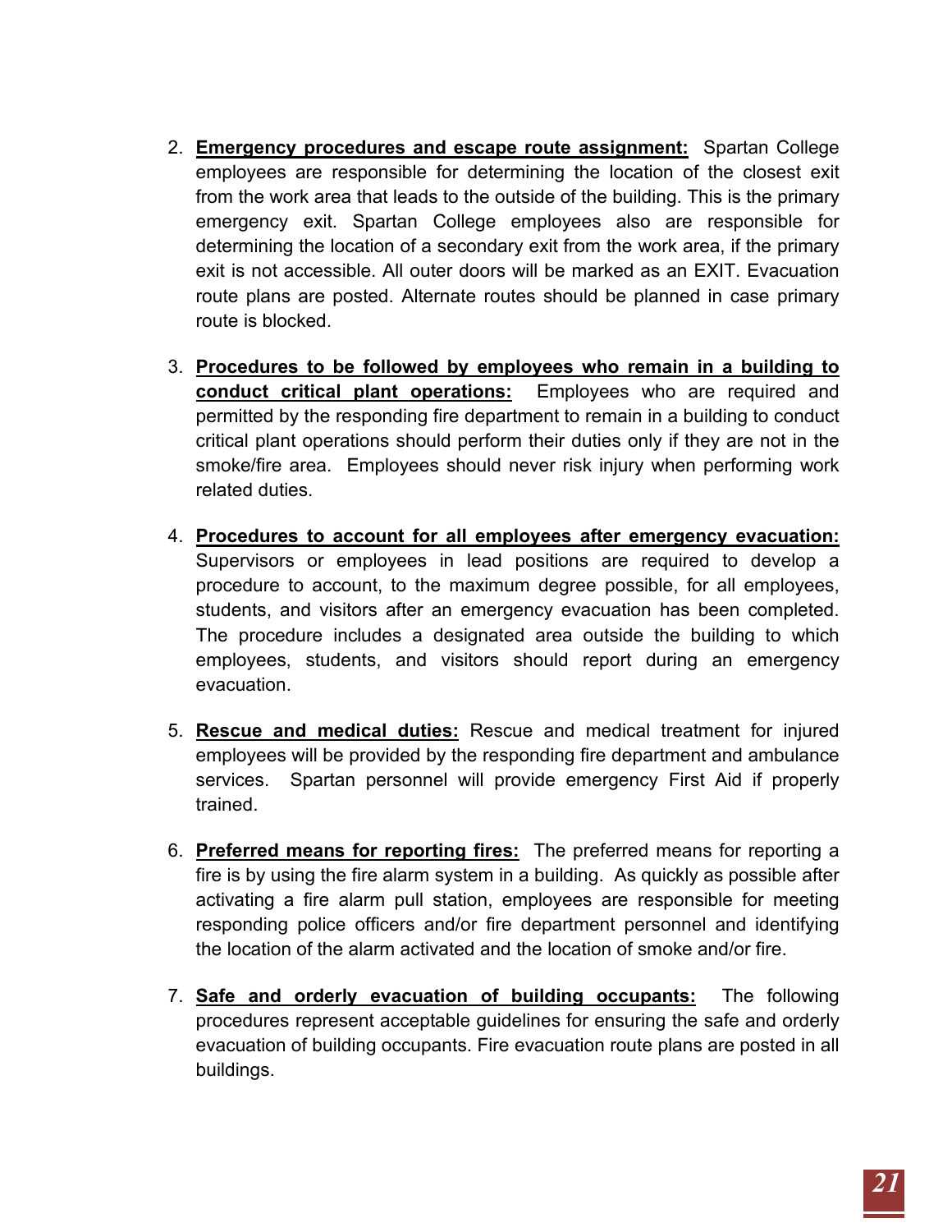2. **Emergency procedures and escape route assignment:** Spartan College employees are responsible for determining the location of the closest exit from the work area that leads to the outside of the building. This is the primary emergency exit. Spartan College employees also are responsible for determining the location of a secondary exit from the work area, if the primary exit is not accessible. All outer doors will be marked as an EXIT. Evacuation route plans are posted. Alternate routes should be planned in case primary route is blocked.

3. **Procedures to be followed by employees who remain in a building to conduct critical plant operations:** Employees who are required and permitted by the responding fire department to remain in a building to conduct critical plant operations should perform their duties only if they are not in the smoke/fire area. Employees should never risk injury when performing work related duties.

4. **Procedures to account for all employees after emergency evacuation:** Supervisors or employees in lead positions are required to develop a procedure to account, to the maximum degree possible, for all employees, students, and visitors after an emergency evacuation has been completed. The procedure includes a designated area outside the building to which employees, students, and visitors should report during an emergency evacuation.

5. **Rescue and medical duties:** Rescue and medical treatment for injured employees will be provided by the responding fire department and ambulance services. Spartan personnel will provide emergency First Aid if properly trained.

6. **Preferred means for reporting fires:** The preferred means for reporting a fire is by using the fire alarm system in a building. As quickly as possible after activating a fire alarm pull station, employees are responsible for meeting responding police officers and/or fire department personnel and identifying the location of the alarm activated and the location of smoke and/or fire.

7. **Safe and orderly evacuation of building occupants:** The following procedures represent acceptable guidelines for ensuring the safe and orderly evacuation of building occupants. Fire evacuation route plans are posted in all buildings.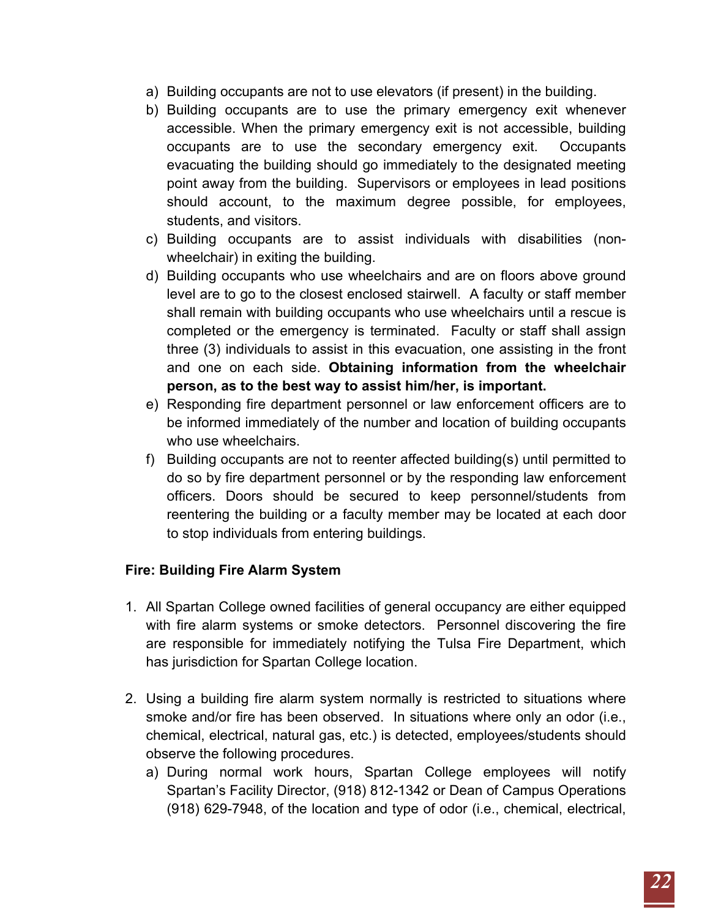a) Building occupants are not to use elevators (if present) in the building.
b) Building occupants are to use the primary emergency exit whenever accessible. When the primary emergency exit is not accessible, building occupants are to use the secondary emergency exit. Occupants evacuating the building should go immediately to the designated meeting point away from the building. Supervisors or employees in lead positions should account, to the maximum degree possible, for employees, students, and visitors.
c) Building occupants are to assist individuals with disabilities (non-wheelchair) in exiting the building.
d) Building occupants who use wheelchairs and are on floors above ground level are to go to the closest enclosed stairwell. A faculty or staff member shall remain with building occupants who use wheelchairs until a rescue is completed or the emergency is terminated. Faculty or staff shall assign three (3) individuals to assist in this evacuation, one assisting in the front and one on each side. **Obtaining information from the wheelchair person, as to the best way to assist him/her, is important.**
e) Responding fire department personnel or law enforcement officers are to be informed immediately of the number and location of building occupants who use wheelchairs.
f) Building occupants are not to reenter affected building(s) until permitted to do so by fire department personnel or by the responding law enforcement officers. Doors should be secured to keep personnel/students from reentering the building or a faculty member may be located at each door to stop individuals from entering buildings.

**Fire: Building Fire Alarm System**

1. All Spartan College owned facilities of general occupancy are either equipped with fire alarm systems or smoke detectors. Personnel discovering the fire are responsible for immediately notifying the Tulsa Fire Department, which has jurisdiction for Spartan College location.

2. Using a building fire alarm system normally is restricted to situations where smoke and/or fire has been observed. In situations where only an odor (i.e., chemical, electrical, natural gas, etc.) is detected, employees/students should observe the following procedures.
   a) During normal work hours, Spartan College employees will notify Spartan's Facility Director, (918) 812-1342 or Dean of Campus Operations (918) 629-7948, of the location and type of odor (i.e., chemical, electrical,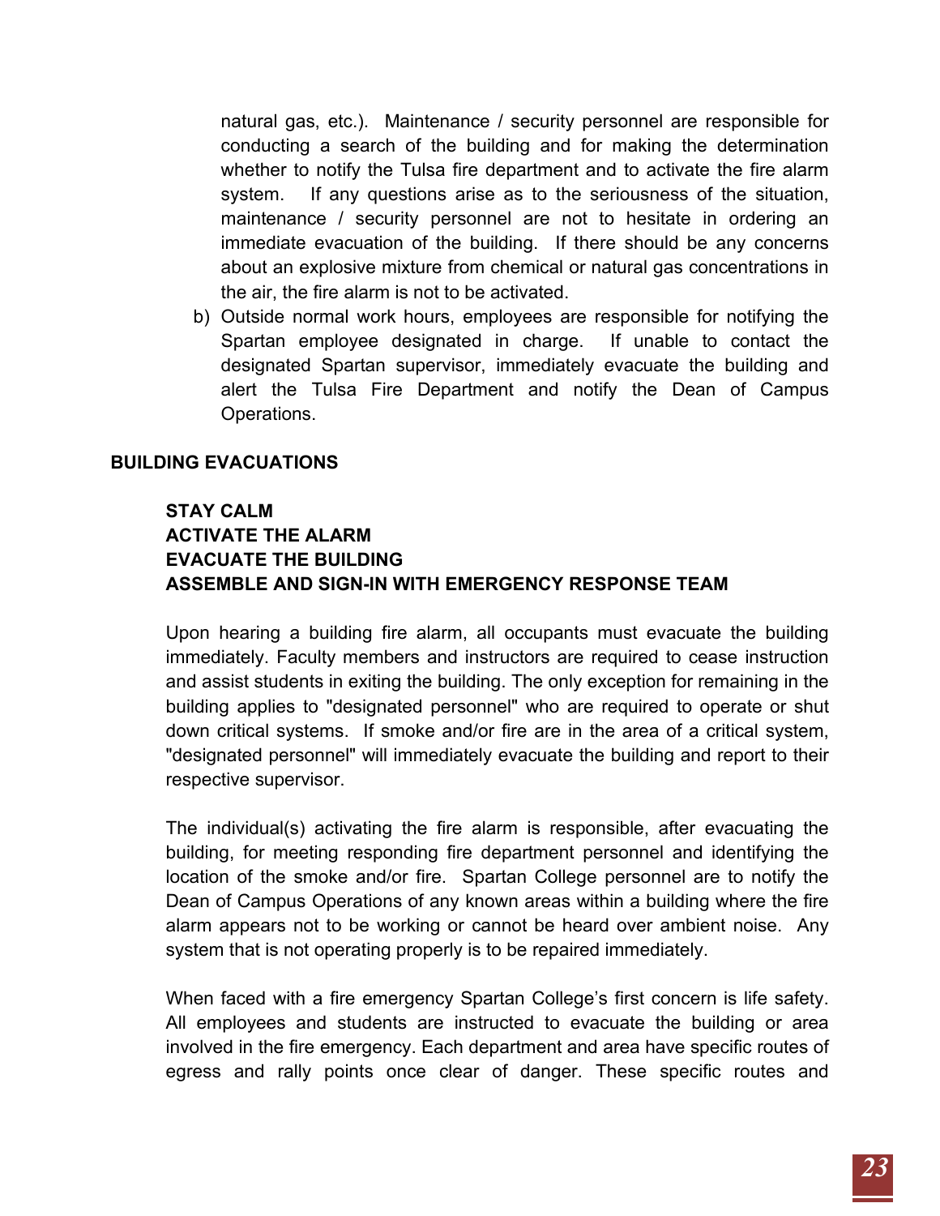natural gas, etc.). Maintenance / security personnel are responsible for conducting a search of the building and for making the determination whether to notify the Tulsa fire department and to activate the fire alarm system. If any questions arise as to the seriousness of the situation, maintenance / security personnel are not to hesitate in ordering an immediate evacuation of the building. If there should be any concerns about an explosive mixture from chemical or natural gas concentrations in the air, the fire alarm is not to be activated.

b) Outside normal work hours, employees are responsible for notifying the Spartan employee designated in charge. If unable to contact the designated Spartan supervisor, immediately evacuate the building and alert the Tulsa Fire Department and notify the Dean of Campus Operations.

**BUILDING EVACUATIONS**

**STAY CALM**
**ACTIVATE THE ALARM**
**EVACUATE THE BUILDING**
**ASSEMBLE AND SIGN-IN WITH EMERGENCY RESPONSE TEAM**

Upon hearing a building fire alarm, all occupants must evacuate the building immediately. Faculty members and instructors are required to cease instruction and assist students in exiting the building. The only exception for remaining in the building applies to "designated personnel" who are required to operate or shut down critical systems. If smoke and/or fire are in the area of a critical system, "designated personnel" will immediately evacuate the building and report to their respective supervisor.

The individual(s) activating the fire alarm is responsible, after evacuating the building, for meeting responding fire department personnel and identifying the location of the smoke and/or fire. Spartan College personnel are to notify the Dean of Campus Operations of any known areas within a building where the fire alarm appears not to be working or cannot be heard over ambient noise. Any system that is not operating properly is to be repaired immediately.

When faced with a fire emergency Spartan College's first concern is life safety. All employees and students are instructed to evacuate the building or area involved in the fire emergency. Each department and area have specific routes of egress and rally points once clear of danger. These specific routes and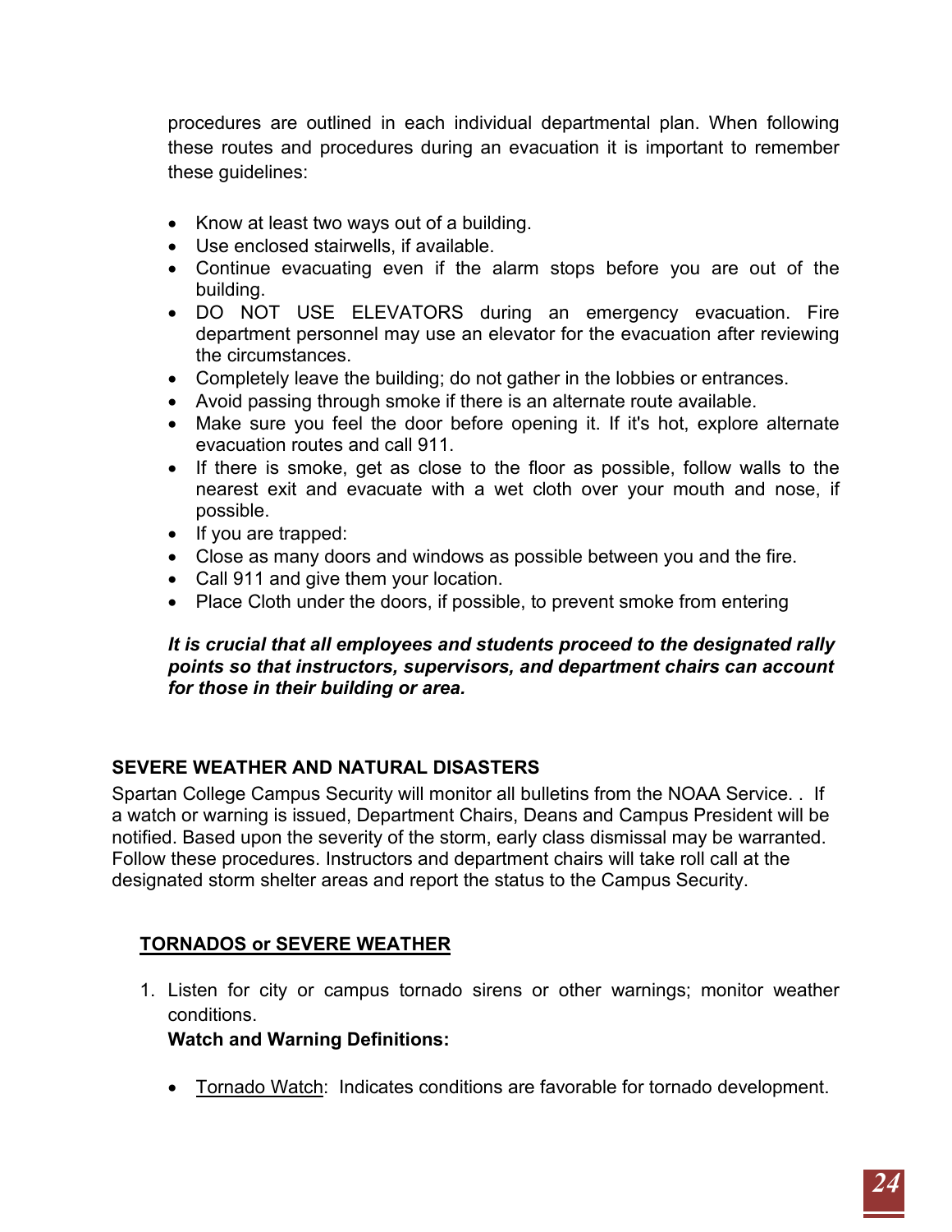procedures are outlined in each individual departmental plan. When following these routes and procedures during an evacuation it is important to remember these guidelines:

- Know at least two ways out of a building.
- Use enclosed stairwells, if available.
- Continue evacuating even if the alarm stops before you are out of the building.
- DO NOT USE ELEVATORS during an emergency evacuation. Fire department personnel may use an elevator for the evacuation after reviewing the circumstances.
- Completely leave the building; do not gather in the lobbies or entrances.
- Avoid passing through smoke if there is an alternate route available.
- Make sure you feel the door before opening it. If it's hot, explore alternate evacuation routes and call 911.
- If there is smoke, get as close to the floor as possible, follow walls to the nearest exit and evacuate with a wet cloth over your mouth and nose, if possible.
- If you are trapped:
- Close as many doors and windows as possible between you and the fire.
- Call 911 and give them your location.
- Place Cloth under the doors, if possible, to prevent smoke from entering

***It is crucial that all employees and students proceed to the designated rally points so that instructors, supervisors, and department chairs can account for those in their building or area.***

## SEVERE WEATHER AND NATURAL DISASTERS

Spartan College Campus Security will monitor all bulletins from the NOAA Service. . If a watch or warning is issued, Department Chairs, Deans and Campus President will be notified. Based upon the severity of the storm, early class dismissal may be warranted. Follow these procedures. Instructors and department chairs will take roll call at the designated storm shelter areas and report the status to the Campus Security.

### TORNADOS or SEVERE WEATHER

1. Listen for city or campus tornado sirens or other warnings; monitor weather conditions.

   **Watch and Warning Definitions:**

   - Tornado Watch: Indicates conditions are favorable for tornado development.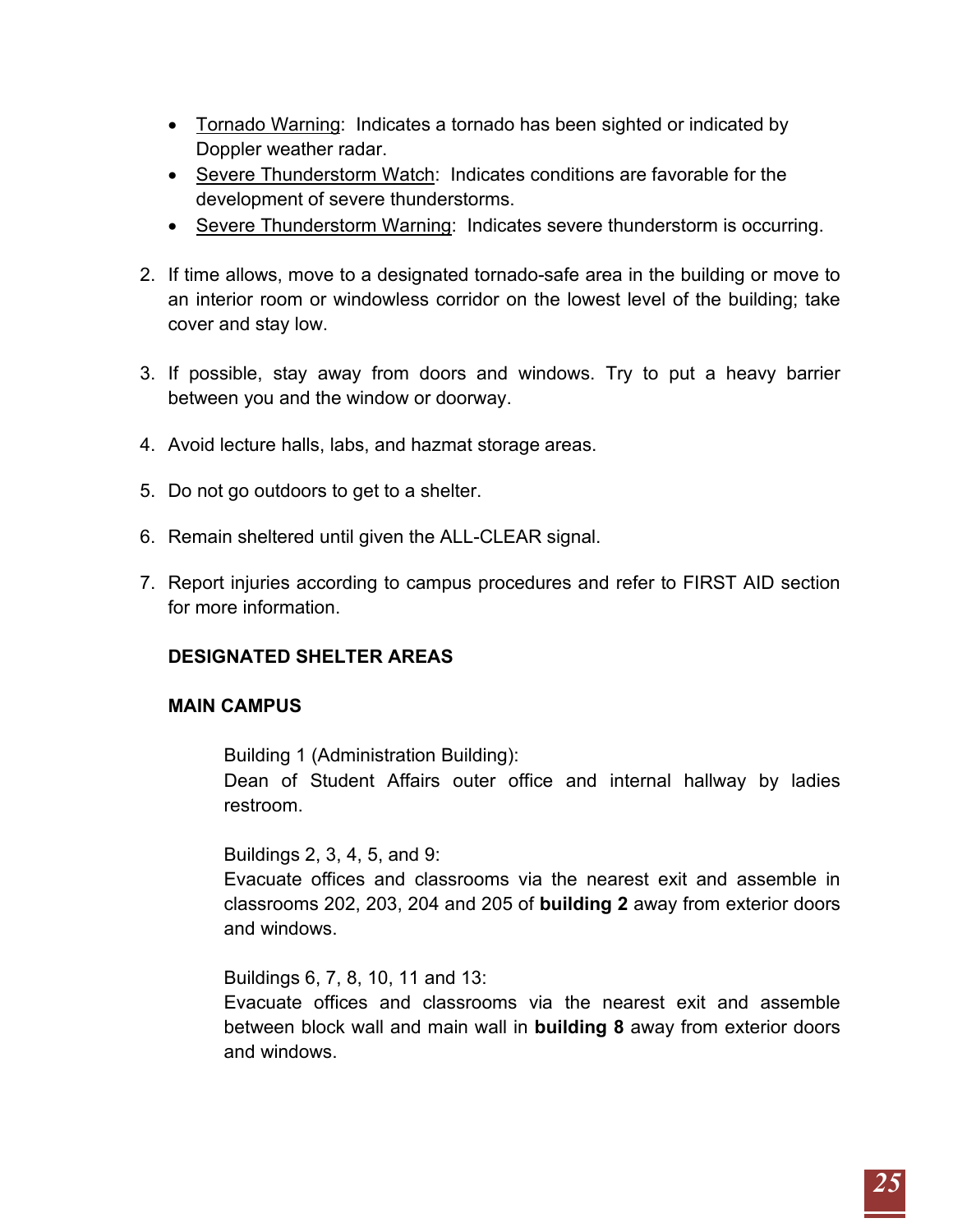- Tornado Warning: Indicates a tornado has been sighted or indicated by Doppler weather radar.
- Severe Thunderstorm Watch: Indicates conditions are favorable for the development of severe thunderstorms.
- Severe Thunderstorm Warning: Indicates severe thunderstorm is occurring.

2. If time allows, move to a designated tornado-safe area in the building or move to an interior room or windowless corridor on the lowest level of the building; take cover and stay low.

3. If possible, stay away from doors and windows. Try to put a heavy barrier between you and the window or doorway.

4. Avoid lecture halls, labs, and hazmat storage areas.

5. Do not go outdoors to get to a shelter.

6. Remain sheltered until given the ALL-CLEAR signal.

7. Report injuries according to campus procedures and refer to FIRST AID section for more information.

**DESIGNATED SHELTER AREAS**

**MAIN CAMPUS**

Building 1 (Administration Building):
Dean of Student Affairs outer office and internal hallway by ladies restroom.

Buildings 2, 3, 4, 5, and 9:
Evacuate offices and classrooms via the nearest exit and assemble in classrooms 202, 203, 204 and 205 of **building 2** away from exterior doors and windows.

Buildings 6, 7, 8, 10, 11 and 13:
Evacuate offices and classrooms via the nearest exit and assemble between block wall and main wall in **building 8** away from exterior doors and windows.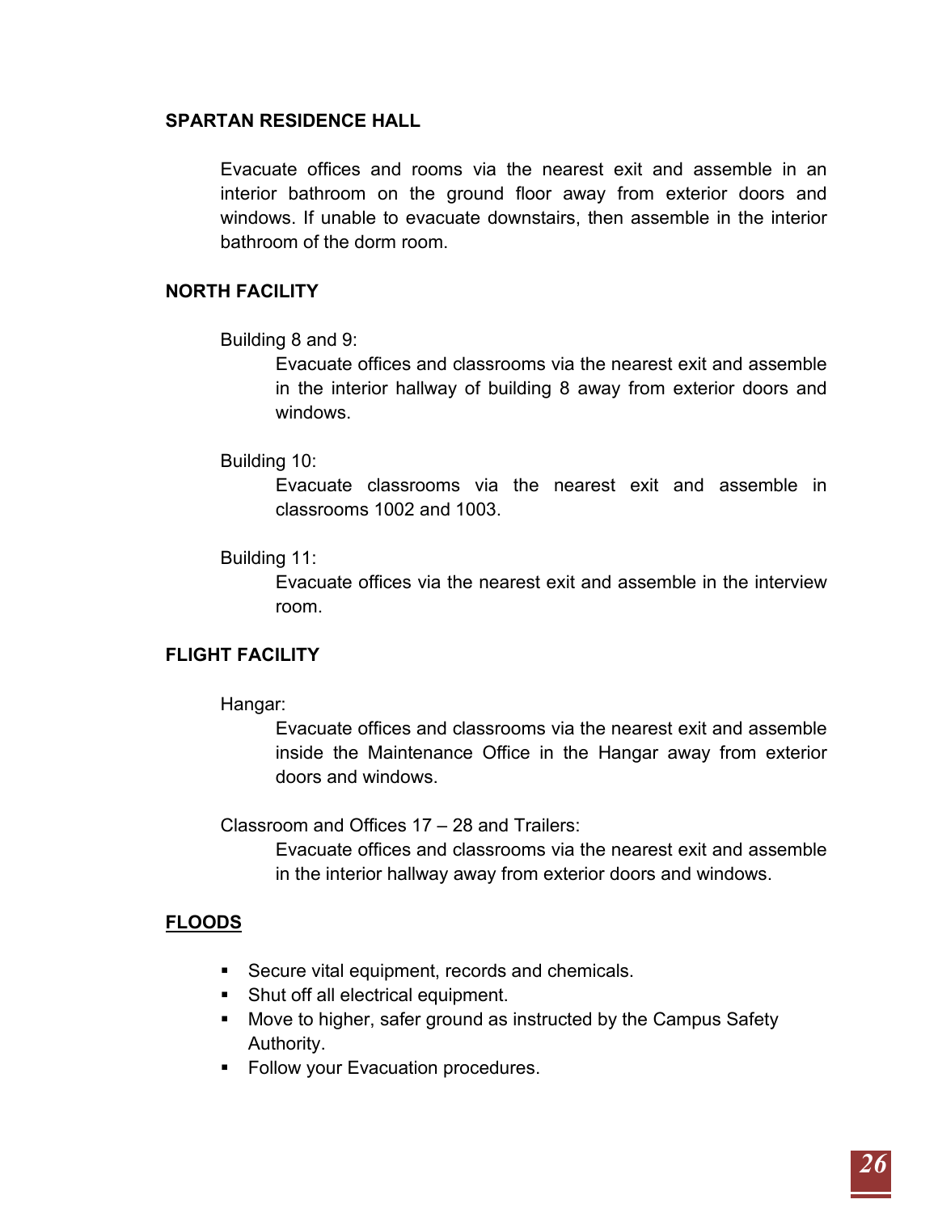### SPARTAN RESIDENCE HALL

Evacuate offices and rooms via the nearest exit and assemble in an interior bathroom on the ground floor away from exterior doors and windows. If unable to evacuate downstairs, then assemble in the interior bathroom of the dorm room.

### NORTH FACILITY

Building 8 and 9:

Evacuate offices and classrooms via the nearest exit and assemble in the interior hallway of building 8 away from exterior doors and windows.

Building 10:

Evacuate classrooms via the nearest exit and assemble in classrooms 1002 and 1003.

Building 11:

Evacuate offices via the nearest exit and assemble in the interview room.

### FLIGHT FACILITY

Hangar:

Evacuate offices and classrooms via the nearest exit and assemble inside the Maintenance Office in the Hangar away from exterior doors and windows.

Classroom and Offices 17 – 28 and Trailers:

Evacuate offices and classrooms via the nearest exit and assemble in the interior hallway away from exterior doors and windows.

## FLOODS

- Secure vital equipment, records and chemicals.
- Shut off all electrical equipment.
- Move to higher, safer ground as instructed by the Campus Safety Authority.
- Follow your Evacuation procedures.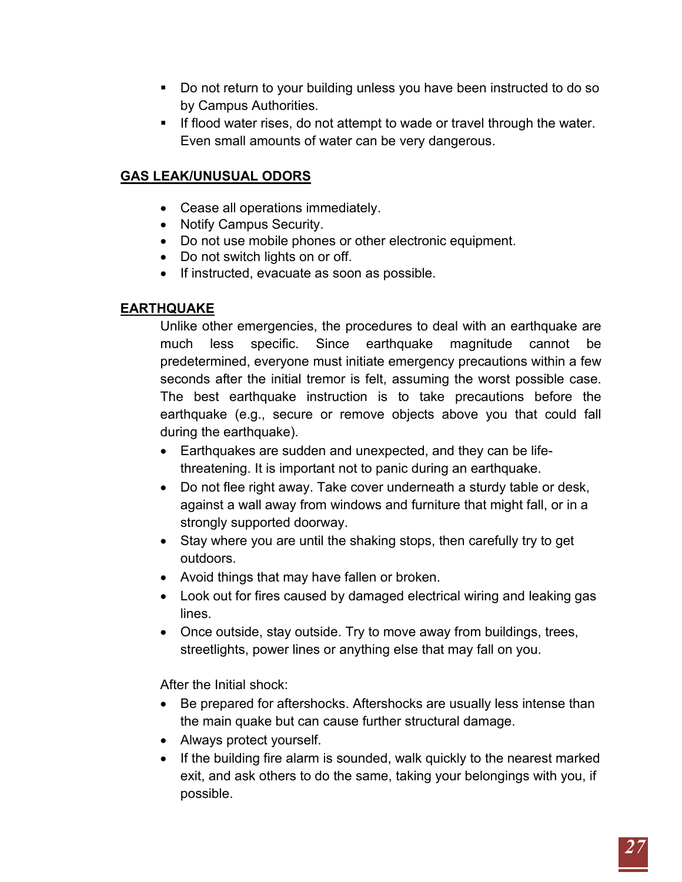- Do not return to your building unless you have been instructed to do so by Campus Authorities.
- If flood water rises, do not attempt to wade or travel through the water. Even small amounts of water can be very dangerous.

## GAS LEAK/UNUSUAL ODORS

- Cease all operations immediately.
- Notify Campus Security.
- Do not use mobile phones or other electronic equipment.
- Do not switch lights on or off.
- If instructed, evacuate as soon as possible.

## EARTHQUAKE

Unlike other emergencies, the procedures to deal with an earthquake are much less specific. Since earthquake magnitude cannot be predetermined, everyone must initiate emergency precautions within a few seconds after the initial tremor is felt, assuming the worst possible case. The best earthquake instruction is to take precautions before the earthquake (e.g., secure or remove objects above you that could fall during the earthquake).

- Earthquakes are sudden and unexpected, and they can be life-threatening. It is important not to panic during an earthquake.
- Do not flee right away. Take cover underneath a sturdy table or desk, against a wall away from windows and furniture that might fall, or in a strongly supported doorway.
- Stay where you are until the shaking stops, then carefully try to get outdoors.
- Avoid things that may have fallen or broken.
- Look out for fires caused by damaged electrical wiring and leaking gas lines.
- Once outside, stay outside. Try to move away from buildings, trees, streetlights, power lines or anything else that may fall on you.

After the Initial shock:

- Be prepared for aftershocks. Aftershocks are usually less intense than the main quake but can cause further structural damage.
- Always protect yourself.
- If the building fire alarm is sounded, walk quickly to the nearest marked exit, and ask others to do the same, taking your belongings with you, if possible.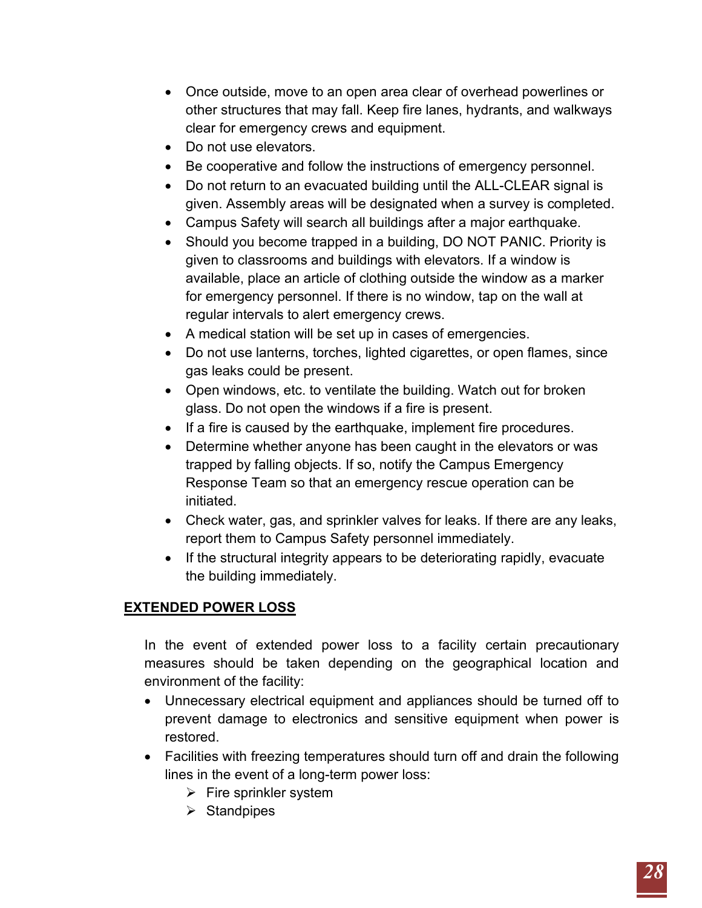- Once outside, move to an open area clear of overhead powerlines or other structures that may fall. Keep fire lanes, hydrants, and walkways clear for emergency crews and equipment.
- Do not use elevators.
- Be cooperative and follow the instructions of emergency personnel.
- Do not return to an evacuated building until the ALL-CLEAR signal is given. Assembly areas will be designated when a survey is completed.
- Campus Safety will search all buildings after a major earthquake.
- Should you become trapped in a building, DO NOT PANIC. Priority is given to classrooms and buildings with elevators. If a window is available, place an article of clothing outside the window as a marker for emergency personnel. If there is no window, tap on the wall at regular intervals to alert emergency crews.
- A medical station will be set up in cases of emergencies.
- Do not use lanterns, torches, lighted cigarettes, or open flames, since gas leaks could be present.
- Open windows, etc. to ventilate the building. Watch out for broken glass. Do not open the windows if a fire is present.
- If a fire is caused by the earthquake, implement fire procedures.
- Determine whether anyone has been caught in the elevators or was trapped by falling objects. If so, notify the Campus Emergency Response Team so that an emergency rescue operation can be initiated.
- Check water, gas, and sprinkler valves for leaks. If there are any leaks, report them to Campus Safety personnel immediately.
- If the structural integrity appears to be deteriorating rapidly, evacuate the building immediately.

## EXTENDED POWER LOSS

In the event of extended power loss to a facility certain precautionary measures should be taken depending on the geographical location and environment of the facility:

- Unnecessary electrical equipment and appliances should be turned off to prevent damage to electronics and sensitive equipment when power is restored.
- Facilities with freezing temperatures should turn off and drain the following lines in the event of a long-term power loss:
  - Fire sprinkler system
  - Standpipes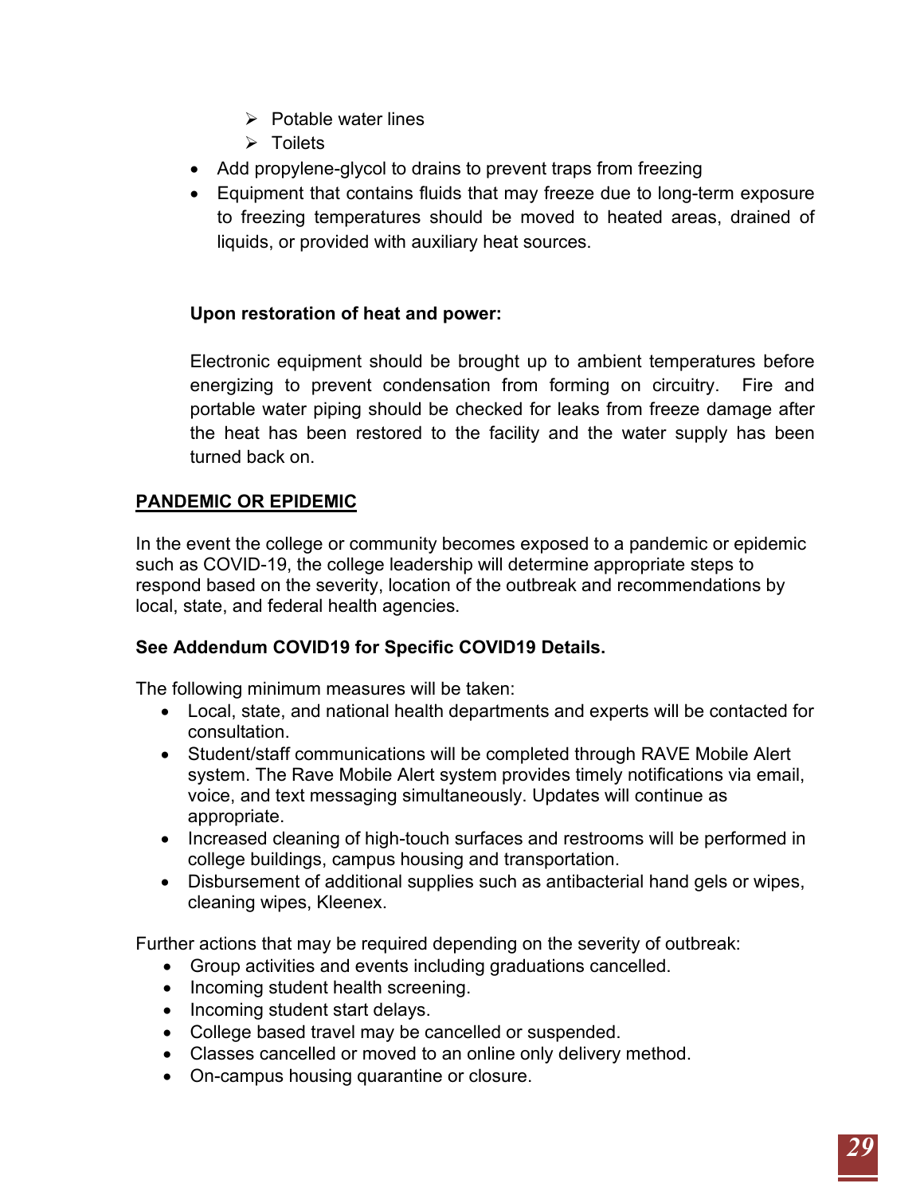- Potable water lines
    - Toilets
- Add propylene-glycol to drains to prevent traps from freezing
- Equipment that contains fluids that may freeze due to long-term exposure to freezing temperatures should be moved to heated areas, drained of liquids, or provided with auxiliary heat sources.

**Upon restoration of heat and power:**

Electronic equipment should be brought up to ambient temperatures before energizing to prevent condensation from forming on circuitry. Fire and portable water piping should be checked for leaks from freeze damage after the heat has been restored to the facility and the water supply has been turned back on.

## PANDEMIC OR EPIDEMIC

In the event the college or community becomes exposed to a pandemic or epidemic such as COVID-19, the college leadership will determine appropriate steps to respond based on the severity, location of the outbreak and recommendations by local, state, and federal health agencies.

**See Addendum COVID19 for Specific COVID19 Details.**

The following minimum measures will be taken:

- Local, state, and national health departments and experts will be contacted for consultation.
- Student/staff communications will be completed through RAVE Mobile Alert system. The Rave Mobile Alert system provides timely notifications via email, voice, and text messaging simultaneously. Updates will continue as appropriate.
- Increased cleaning of high-touch surfaces and restrooms will be performed in college buildings, campus housing and transportation.
- Disbursement of additional supplies such as antibacterial hand gels or wipes, cleaning wipes, Kleenex.

Further actions that may be required depending on the severity of outbreak:

- Group activities and events including graduations cancelled.
- Incoming student health screening.
- Incoming student start delays.
- College based travel may be cancelled or suspended.
- Classes cancelled or moved to an online only delivery method.
- On-campus housing quarantine or closure.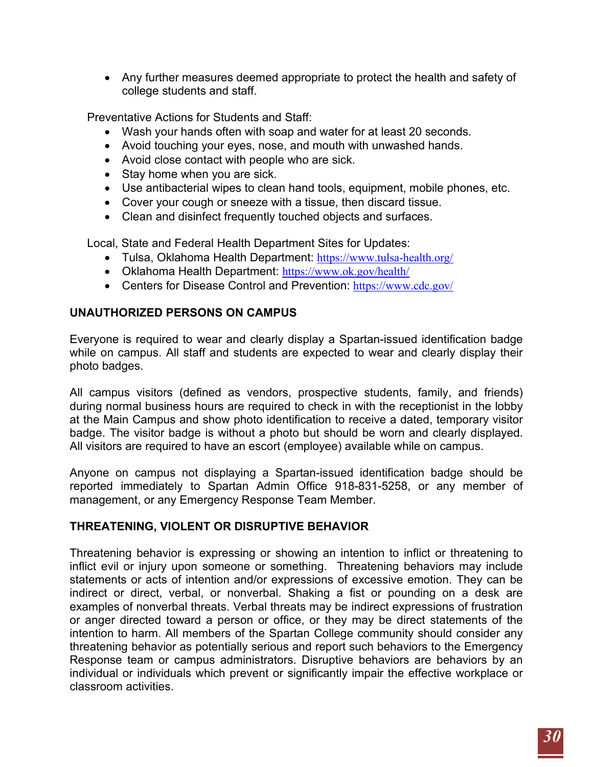- Any further measures deemed appropriate to protect the health and safety of college students and staff.

Preventative Actions for Students and Staff:

- Wash your hands often with soap and water for at least 20 seconds.
- Avoid touching your eyes, nose, and mouth with unwashed hands.
- Avoid close contact with people who are sick.
- Stay home when you are sick.
- Use antibacterial wipes to clean hand tools, equipment, mobile phones, etc.
- Cover your cough or sneeze with a tissue, then discard tissue.
- Clean and disinfect frequently touched objects and surfaces.

Local, State and Federal Health Department Sites for Updates:

- Tulsa, Oklahoma Health Department: https://www.tulsa-health.org/
- Oklahoma Health Department: https://www.ok.gov/health/
- Centers for Disease Control and Prevention: https://www.cdc.gov/

## UNAUTHORIZED PERSONS ON CAMPUS

Everyone is required to wear and clearly display a Spartan-issued identification badge while on campus. All staff and students are expected to wear and clearly display their photo badges.

All campus visitors (defined as vendors, prospective students, family, and friends) during normal business hours are required to check in with the receptionist in the lobby at the Main Campus and show photo identification to receive a dated, temporary visitor badge. The visitor badge is without a photo but should be worn and clearly displayed. All visitors are required to have an escort (employee) available while on campus.

Anyone on campus not displaying a Spartan-issued identification badge should be reported immediately to Spartan Admin Office 918-831-5258, or any member of management, or any Emergency Response Team Member.

## THREATENING, VIOLENT OR DISRUPTIVE BEHAVIOR

Threatening behavior is expressing or showing an intention to inflict or threatening to inflict evil or injury upon someone or something. Threatening behaviors may include statements or acts of intention and/or expressions of excessive emotion. They can be indirect or direct, verbal, or nonverbal. Shaking a fist or pounding on a desk are examples of nonverbal threats. Verbal threats may be indirect expressions of frustration or anger directed toward a person or office, or they may be direct statements of the intention to harm. All members of the Spartan College community should consider any threatening behavior as potentially serious and report such behaviors to the Emergency Response team or campus administrators. Disruptive behaviors are behaviors by an individual or individuals which prevent or significantly impair the effective workplace or classroom activities.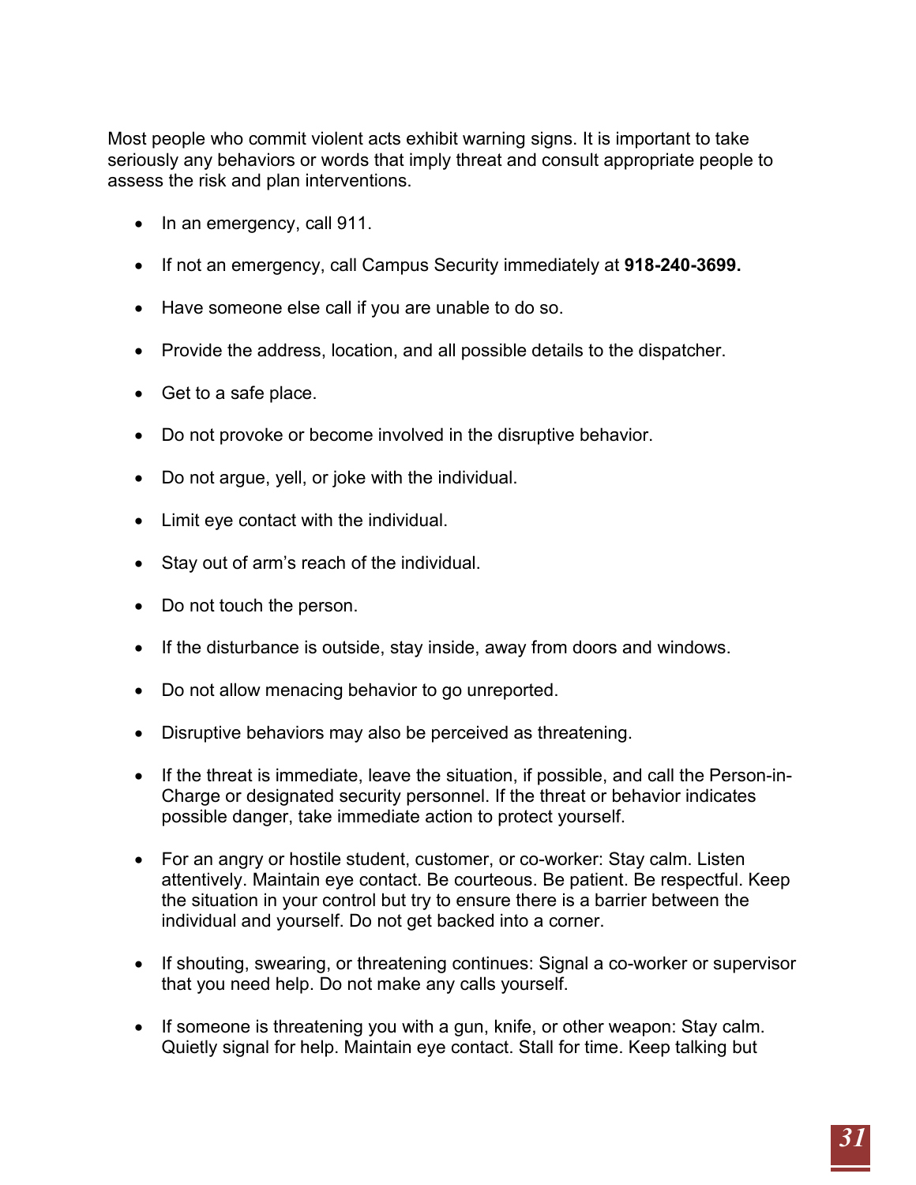Most people who commit violent acts exhibit warning signs. It is important to take seriously any behaviors or words that imply threat and consult appropriate people to assess the risk and plan interventions.

- In an emergency, call 911.
- If not an emergency, call Campus Security immediately at **918-240-3699.**
- Have someone else call if you are unable to do so.
- Provide the address, location, and all possible details to the dispatcher.
- Get to a safe place.
- Do not provoke or become involved in the disruptive behavior.
- Do not argue, yell, or joke with the individual.
- Limit eye contact with the individual.
- Stay out of arm's reach of the individual.
- Do not touch the person.
- If the disturbance is outside, stay inside, away from doors and windows.
- Do not allow menacing behavior to go unreported.
- Disruptive behaviors may also be perceived as threatening.
- If the threat is immediate, leave the situation, if possible, and call the Person-in-Charge or designated security personnel. If the threat or behavior indicates possible danger, take immediate action to protect yourself.
- For an angry or hostile student, customer, or co-worker: Stay calm. Listen attentively. Maintain eye contact. Be courteous. Be patient. Be respectful. Keep the situation in your control but try to ensure there is a barrier between the individual and yourself. Do not get backed into a corner.
- If shouting, swearing, or threatening continues: Signal a co-worker or supervisor that you need help. Do not make any calls yourself.
- If someone is threatening you with a gun, knife, or other weapon: Stay calm. Quietly signal for help. Maintain eye contact. Stall for time. Keep talking but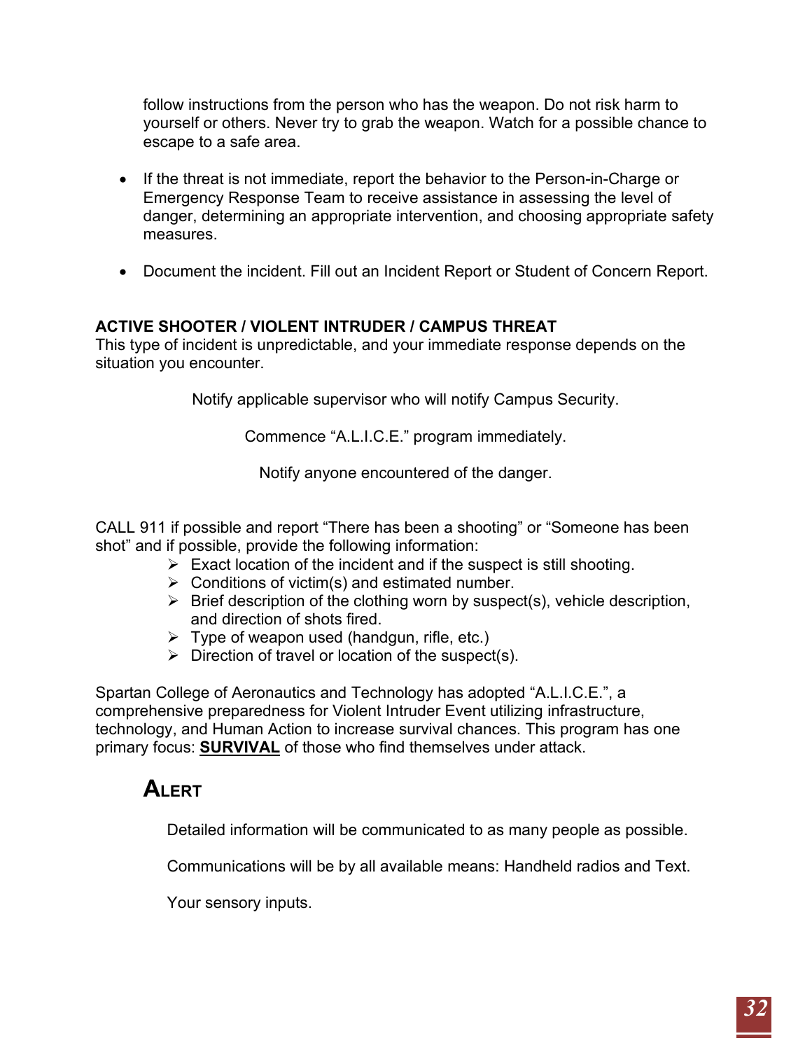follow instructions from the person who has the weapon. Do not risk harm to yourself or others. Never try to grab the weapon. Watch for a possible chance to escape to a safe area.

- If the threat is not immediate, report the behavior to the Person-in-Charge or Emergency Response Team to receive assistance in assessing the level of danger, determining an appropriate intervention, and choosing appropriate safety measures.
- Document the incident. Fill out an Incident Report or Student of Concern Report.

**ACTIVE SHOOTER / VIOLENT INTRUDER / CAMPUS THREAT**

This type of incident is unpredictable, and your immediate response depends on the situation you encounter.

Notify applicable supervisor who will notify Campus Security.

Commence "A.L.I.C.E." program immediately.

Notify anyone encountered of the danger.

CALL 911 if possible and report "There has been a shooting" or "Someone has been shot" and if possible, provide the following information:

- Exact location of the incident and if the suspect is still shooting.
- Conditions of victim(s) and estimated number.
- Brief description of the clothing worn by suspect(s), vehicle description, and direction of shots fired.
- Type of weapon used (handgun, rifle, etc.)
- Direction of travel or location of the suspect(s).

Spartan College of Aeronautics and Technology has adopted "A.L.I.C.E.", a comprehensive preparedness for Violent Intruder Event utilizing infrastructure, technology, and Human Action to increase survival chances. This program has one primary focus: **SURVIVAL** of those who find themselves under attack.

## ALERT

Detailed information will be communicated to as many people as possible.

Communications will be by all available means: Handheld radios and Text.

Your sensory inputs.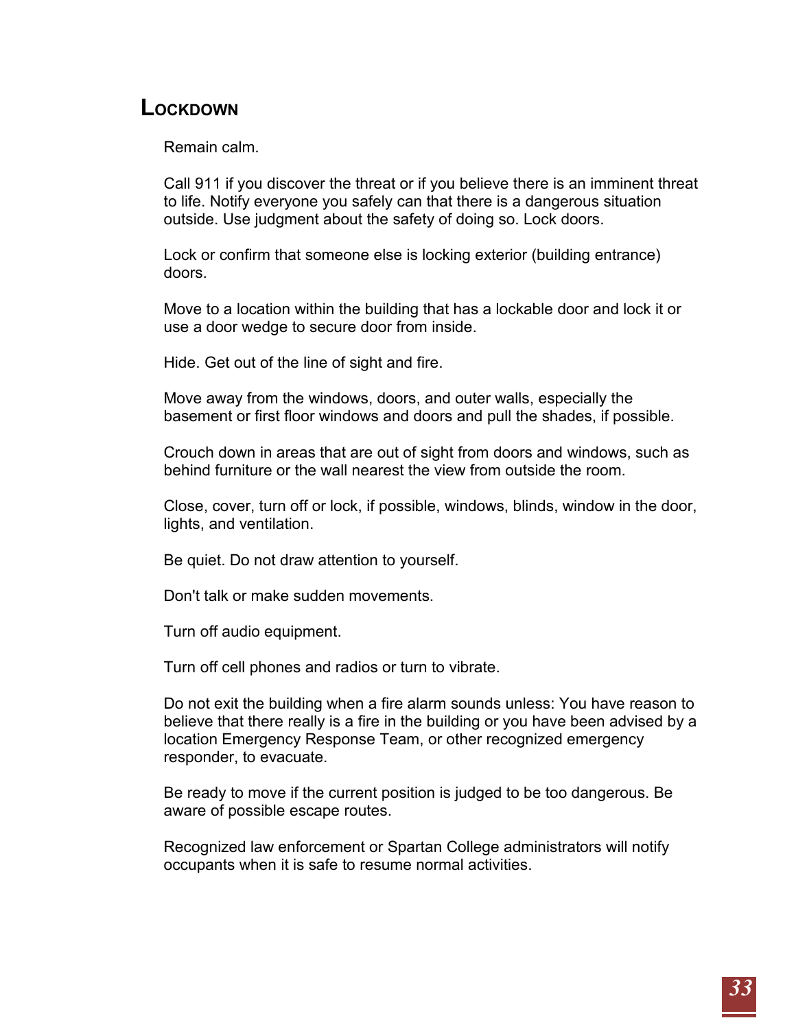## Lockdown

Remain calm.

Call 911 if you discover the threat or if you believe there is an imminent threat to life. Notify everyone you safely can that there is a dangerous situation outside. Use judgment about the safety of doing so. Lock doors.

Lock or confirm that someone else is locking exterior (building entrance) doors.

Move to a location within the building that has a lockable door and lock it or use a door wedge to secure door from inside.

Hide. Get out of the line of sight and fire.

Move away from the windows, doors, and outer walls, especially the basement or first floor windows and doors and pull the shades, if possible.

Crouch down in areas that are out of sight from doors and windows, such as behind furniture or the wall nearest the view from outside the room.

Close, cover, turn off or lock, if possible, windows, blinds, window in the door, lights, and ventilation.

Be quiet. Do not draw attention to yourself.

Don't talk or make sudden movements.

Turn off audio equipment.

Turn off cell phones and radios or turn to vibrate.

Do not exit the building when a fire alarm sounds unless: You have reason to believe that there really is a fire in the building or you have been advised by a location Emergency Response Team, or other recognized emergency responder, to evacuate.

Be ready to move if the current position is judged to be too dangerous. Be aware of possible escape routes.

Recognized law enforcement or Spartan College administrators will notify occupants when it is safe to resume normal activities.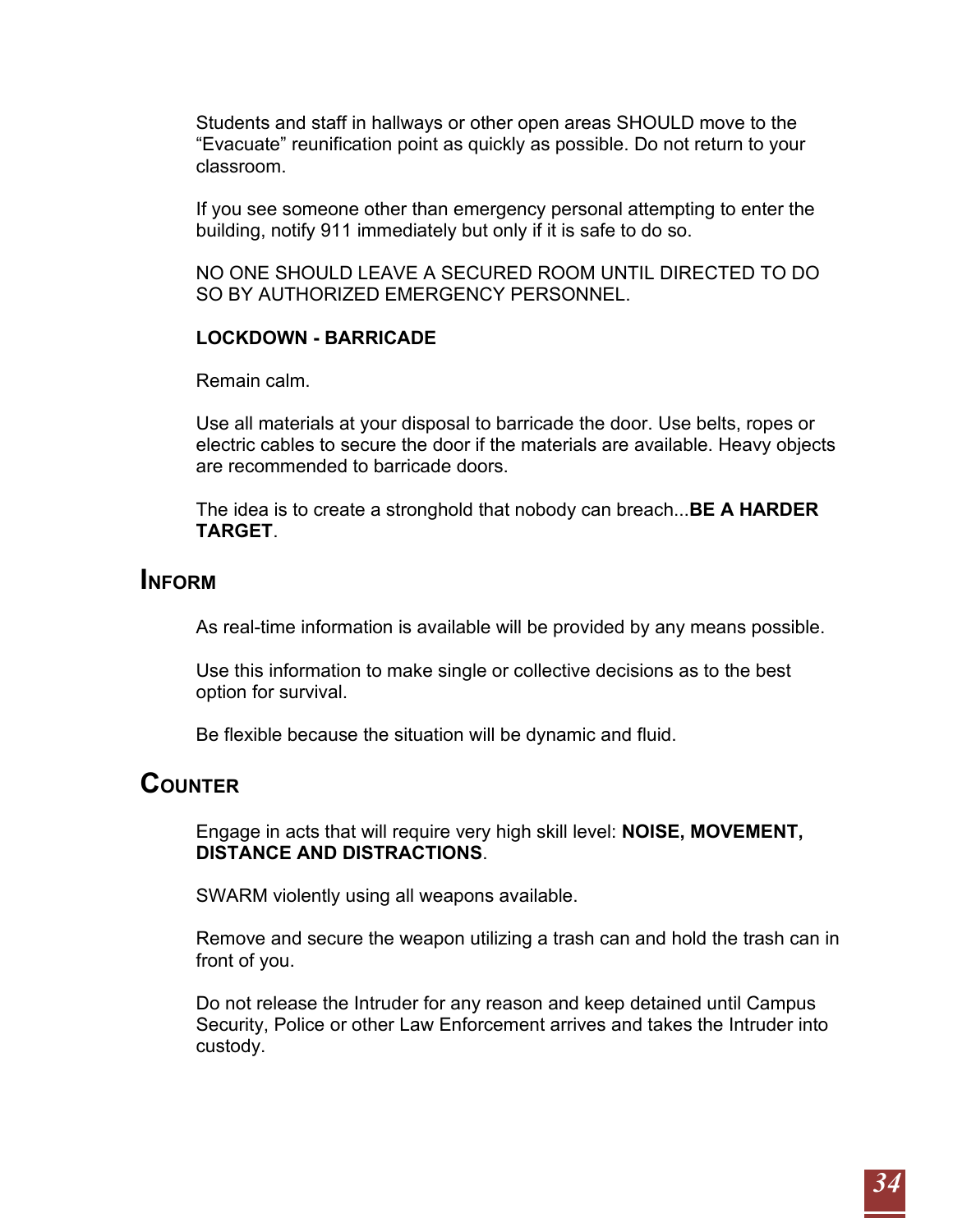Students and staff in hallways or other open areas SHOULD move to the "Evacuate" reunification point as quickly as possible. Do not return to your classroom.

If you see someone other than emergency personal attempting to enter the building, notify 911 immediately but only if it is safe to do so.

NO ONE SHOULD LEAVE A SECURED ROOM UNTIL DIRECTED TO DO SO BY AUTHORIZED EMERGENCY PERSONNEL.

**LOCKDOWN - BARRICADE**

Remain calm.

Use all materials at your disposal to barricade the door. Use belts, ropes or electric cables to secure the door if the materials are available. Heavy objects are recommended to barricade doors.

The idea is to create a stronghold that nobody can breach...**BE A HARDER TARGET**.

## INFORM

As real-time information is available will be provided by any means possible.

Use this information to make single or collective decisions as to the best option for survival.

Be flexible because the situation will be dynamic and fluid.

## COUNTER

Engage in acts that will require very high skill level: **NOISE, MOVEMENT, DISTANCE AND DISTRACTIONS**.

SWARM violently using all weapons available.

Remove and secure the weapon utilizing a trash can and hold the trash can in front of you.

Do not release the Intruder for any reason and keep detained until Campus Security, Police or other Law Enforcement arrives and takes the Intruder into custody.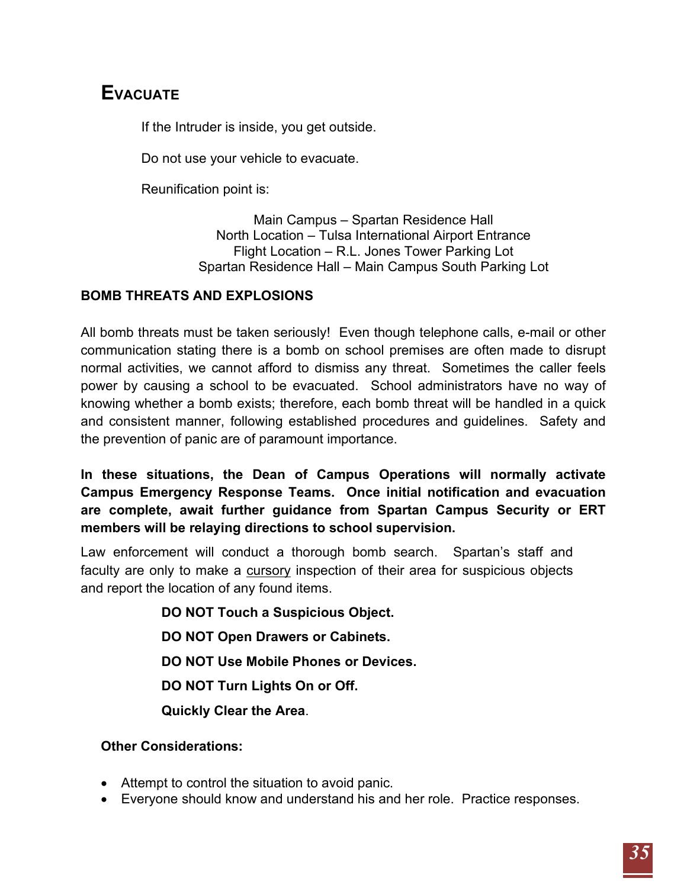## EVACUATE

If the Intruder is inside, you get outside.

Do not use your vehicle to evacuate.

Reunification point is:

Main Campus – Spartan Residence Hall
North Location – Tulsa International Airport Entrance
Flight Location – R.L. Jones Tower Parking Lot
Spartan Residence Hall – Main Campus South Parking Lot

### BOMB THREATS AND EXPLOSIONS

All bomb threats must be taken seriously! Even though telephone calls, e-mail or other communication stating there is a bomb on school premises are often made to disrupt normal activities, we cannot afford to dismiss any threat. Sometimes the caller feels power by causing a school to be evacuated. School administrators have no way of knowing whether a bomb exists; therefore, each bomb threat will be handled in a quick and consistent manner, following established procedures and guidelines. Safety and the prevention of panic are of paramount importance.

**In these situations, the Dean of Campus Operations will normally activate Campus Emergency Response Teams. Once initial notification and evacuation are complete, await further guidance from Spartan Campus Security or ERT members will be relaying directions to school supervision.**

Law enforcement will conduct a thorough bomb search. Spartan's staff and faculty are only to make a cursory inspection of their area for suspicious objects and report the location of any found items.

**DO NOT Touch a Suspicious Object.**

**DO NOT Open Drawers or Cabinets.**

**DO NOT Use Mobile Phones or Devices.**

**DO NOT Turn Lights On or Off.**

**Quickly Clear the Area**.

**Other Considerations:**

- Attempt to control the situation to avoid panic.
- Everyone should know and understand his and her role. Practice responses.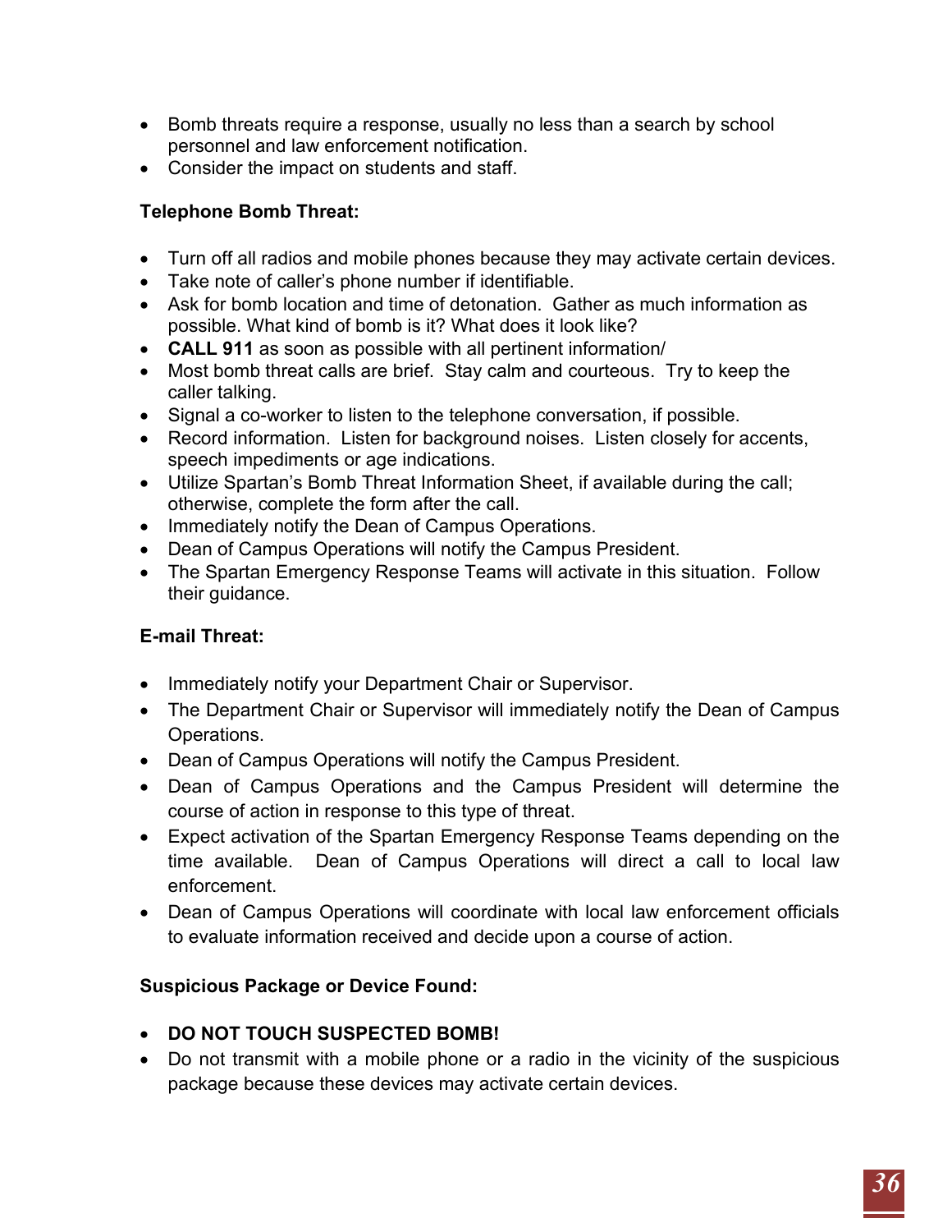- Bomb threats require a response, usually no less than a search by school personnel and law enforcement notification.
- Consider the impact on students and staff.

**Telephone Bomb Threat:**

- Turn off all radios and mobile phones because they may activate certain devices.
- Take note of caller's phone number if identifiable.
- Ask for bomb location and time of detonation. Gather as much information as possible. What kind of bomb is it? What does it look like?
- **CALL 911** as soon as possible with all pertinent information/
- Most bomb threat calls are brief. Stay calm and courteous. Try to keep the caller talking.
- Signal a co-worker to listen to the telephone conversation, if possible.
- Record information. Listen for background noises. Listen closely for accents, speech impediments or age indications.
- Utilize Spartan's Bomb Threat Information Sheet, if available during the call; otherwise, complete the form after the call.
- Immediately notify the Dean of Campus Operations.
- Dean of Campus Operations will notify the Campus President.
- The Spartan Emergency Response Teams will activate in this situation. Follow their guidance.

**E-mail Threat:**

- Immediately notify your Department Chair or Supervisor.
- The Department Chair or Supervisor will immediately notify the Dean of Campus Operations.
- Dean of Campus Operations will notify the Campus President.
- Dean of Campus Operations and the Campus President will determine the course of action in response to this type of threat.
- Expect activation of the Spartan Emergency Response Teams depending on the time available. Dean of Campus Operations will direct a call to local law enforcement.
- Dean of Campus Operations will coordinate with local law enforcement officials to evaluate information received and decide upon a course of action.

**Suspicious Package or Device Found:**

- **DO NOT TOUCH SUSPECTED BOMB!**
- Do not transmit with a mobile phone or a radio in the vicinity of the suspicious package because these devices may activate certain devices.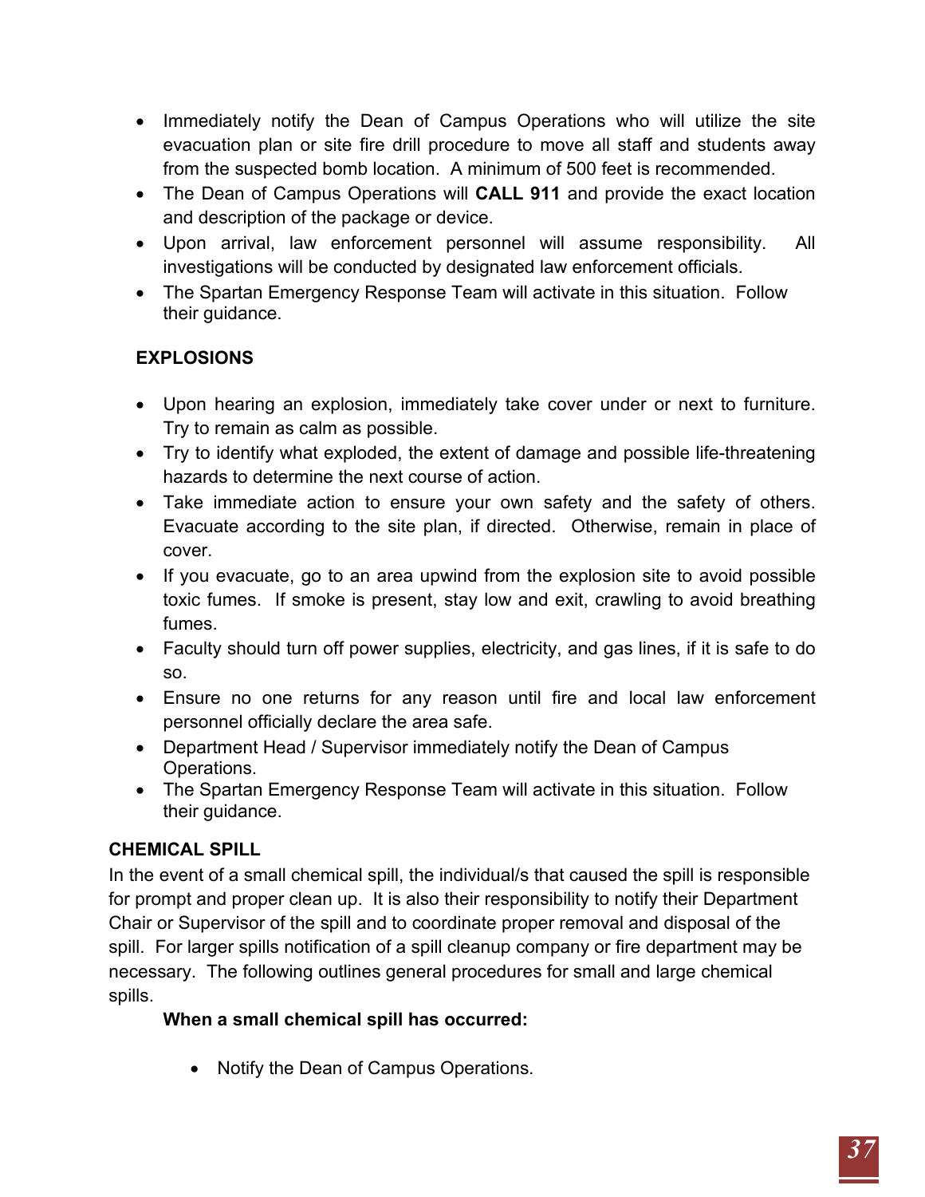- Immediately notify the Dean of Campus Operations who will utilize the site evacuation plan or site fire drill procedure to move all staff and students away from the suspected bomb location. A minimum of 500 feet is recommended.
- The Dean of Campus Operations will **CALL 911** and provide the exact location and description of the package or device.
- Upon arrival, law enforcement personnel will assume responsibility. All investigations will be conducted by designated law enforcement officials.
- The Spartan Emergency Response Team will activate in this situation. Follow their guidance.

## EXPLOSIONS

- Upon hearing an explosion, immediately take cover under or next to furniture. Try to remain as calm as possible.
- Try to identify what exploded, the extent of damage and possible life-threatening hazards to determine the next course of action.
- Take immediate action to ensure your own safety and the safety of others. Evacuate according to the site plan, if directed. Otherwise, remain in place of cover.
- If you evacuate, go to an area upwind from the explosion site to avoid possible toxic fumes. If smoke is present, stay low and exit, crawling to avoid breathing fumes.
- Faculty should turn off power supplies, electricity, and gas lines, if it is safe to do so.
- Ensure no one returns for any reason until fire and local law enforcement personnel officially declare the area safe.
- Department Head / Supervisor immediately notify the Dean of Campus Operations.
- The Spartan Emergency Response Team will activate in this situation. Follow their guidance.

## CHEMICAL SPILL

In the event of a small chemical spill, the individual/s that caused the spill is responsible for prompt and proper clean up. It is also their responsibility to notify their Department Chair or Supervisor of the spill and to coordinate proper removal and disposal of the spill. For larger spills notification of a spill cleanup company or fire department may be necessary. The following outlines general procedures for small and large chemical spills.

**When a small chemical spill has occurred:**

- Notify the Dean of Campus Operations.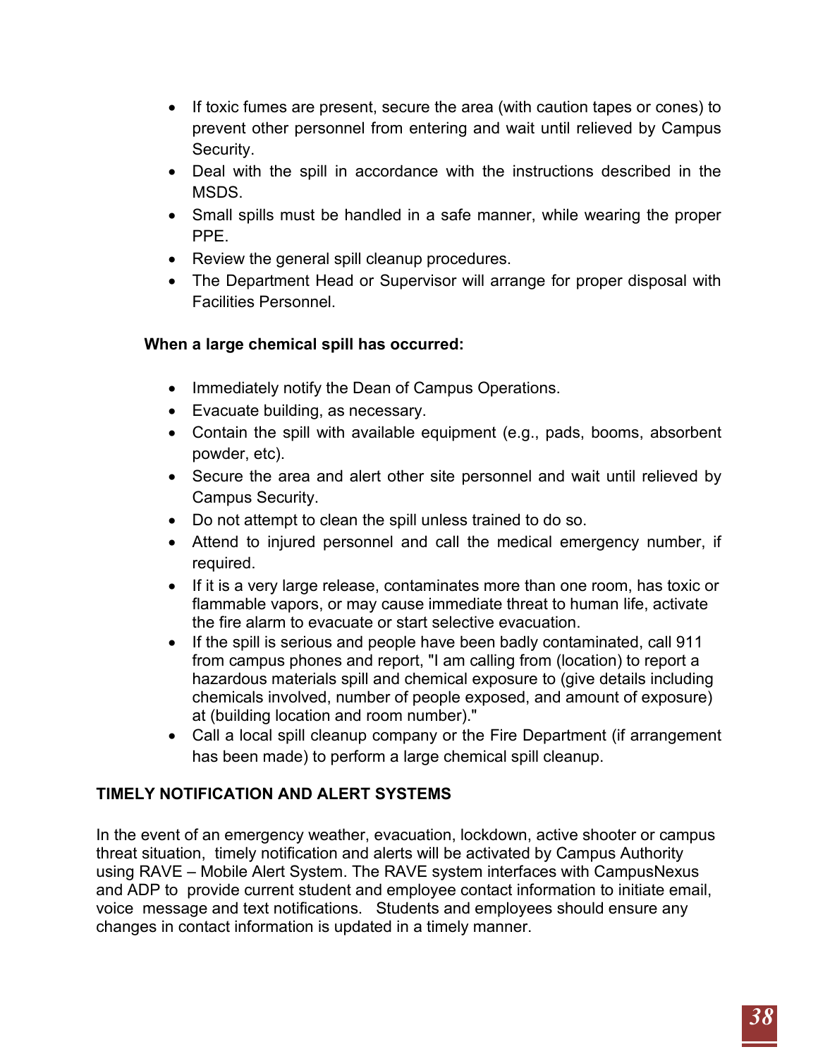- If toxic fumes are present, secure the area (with caution tapes or cones) to prevent other personnel from entering and wait until relieved by Campus Security.
- Deal with the spill in accordance with the instructions described in the MSDS.
- Small spills must be handled in a safe manner, while wearing the proper PPE.
- Review the general spill cleanup procedures.
- The Department Head or Supervisor will arrange for proper disposal with Facilities Personnel.

**When a large chemical spill has occurred:**

- Immediately notify the Dean of Campus Operations.
- Evacuate building, as necessary.
- Contain the spill with available equipment (e.g., pads, booms, absorbent powder, etc).
- Secure the area and alert other site personnel and wait until relieved by Campus Security.
- Do not attempt to clean the spill unless trained to do so.
- Attend to injured personnel and call the medical emergency number, if required.
- If it is a very large release, contaminates more than one room, has toxic or flammable vapors, or may cause immediate threat to human life, activate the fire alarm to evacuate or start selective evacuation.
- If the spill is serious and people have been badly contaminated, call 911 from campus phones and report, "I am calling from (location) to report a hazardous materials spill and chemical exposure to (give details including chemicals involved, number of people exposed, and amount of exposure) at (building location and room number)."
- Call a local spill cleanup company or the Fire Department (if arrangement has been made) to perform a large chemical spill cleanup.

## TIMELY NOTIFICATION AND ALERT SYSTEMS

In the event of an emergency weather, evacuation, lockdown, active shooter or campus threat situation, timely notification and alerts will be activated by Campus Authority using RAVE – Mobile Alert System. The RAVE system interfaces with CampusNexus and ADP to provide current student and employee contact information to initiate email, voice message and text notifications. Students and employees should ensure any changes in contact information is updated in a timely manner.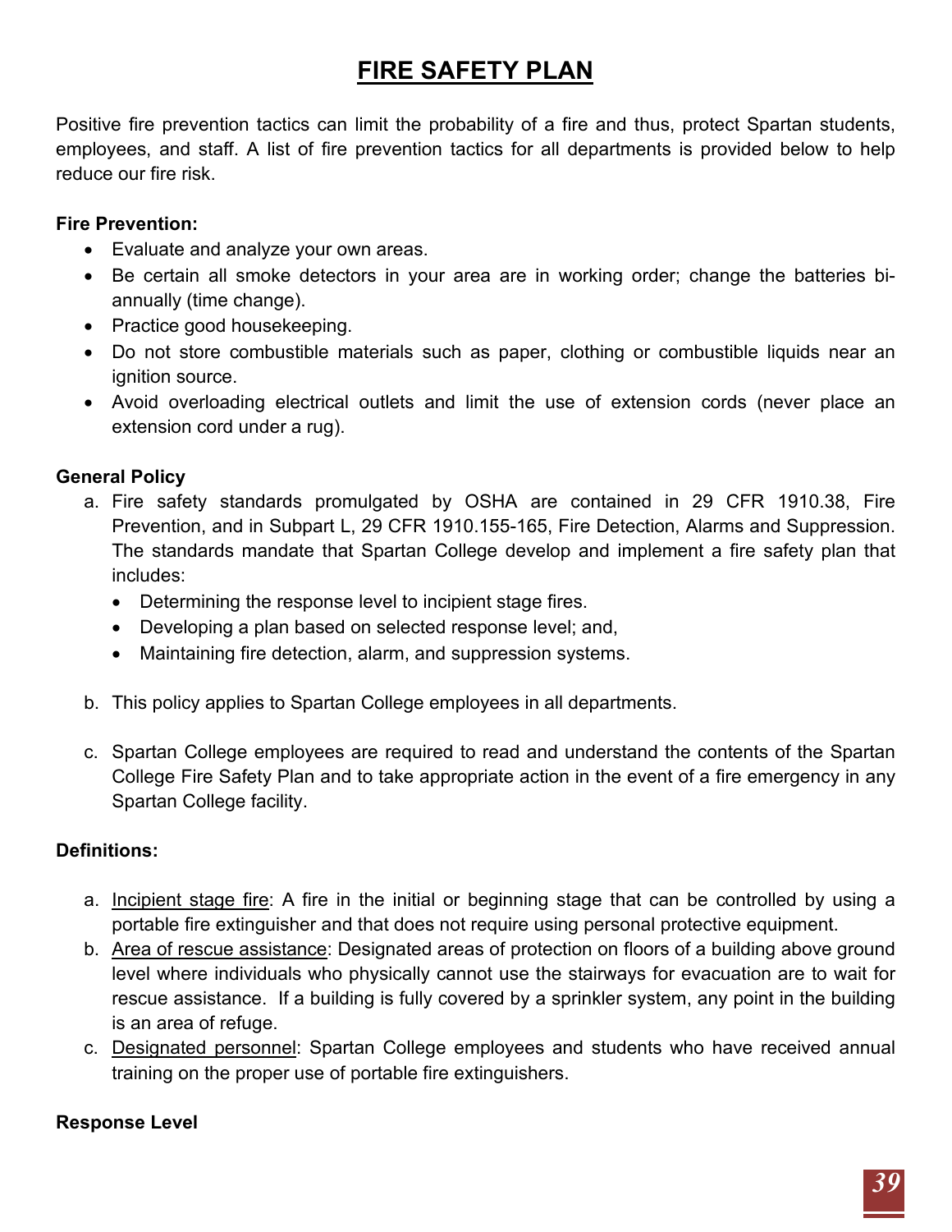# FIRE SAFETY PLAN

Positive fire prevention tactics can limit the probability of a fire and thus, protect Spartan students, employees, and staff. A list of fire prevention tactics for all departments is provided below to help reduce our fire risk.

**Fire Prevention:**

- Evaluate and analyze your own areas.
- Be certain all smoke detectors in your area are in working order; change the batteries bi-annually (time change).
- Practice good housekeeping.
- Do not store combustible materials such as paper, clothing or combustible liquids near an ignition source.
- Avoid overloading electrical outlets and limit the use of extension cords (never place an extension cord under a rug).

**General Policy**

a. Fire safety standards promulgated by OSHA are contained in 29 CFR 1910.38, Fire Prevention, and in Subpart L, 29 CFR 1910.155-165, Fire Detection, Alarms and Suppression. The standards mandate that Spartan College develop and implement a fire safety plan that includes:
   - Determining the response level to incipient stage fires.
   - Developing a plan based on selected response level; and,
   - Maintaining fire detection, alarm, and suppression systems.

b. This policy applies to Spartan College employees in all departments.

c. Spartan College employees are required to read and understand the contents of the Spartan College Fire Safety Plan and to take appropriate action in the event of a fire emergency in any Spartan College facility.

**Definitions:**

a. Incipient stage fire: A fire in the initial or beginning stage that can be controlled by using a portable fire extinguisher and that does not require using personal protective equipment.
b. Area of rescue assistance: Designated areas of protection on floors of a building above ground level where individuals who physically cannot use the stairways for evacuation are to wait for rescue assistance. If a building is fully covered by a sprinkler system, any point in the building is an area of refuge.
c. Designated personnel: Spartan College employees and students who have received annual training on the proper use of portable fire extinguishers.

**Response Level**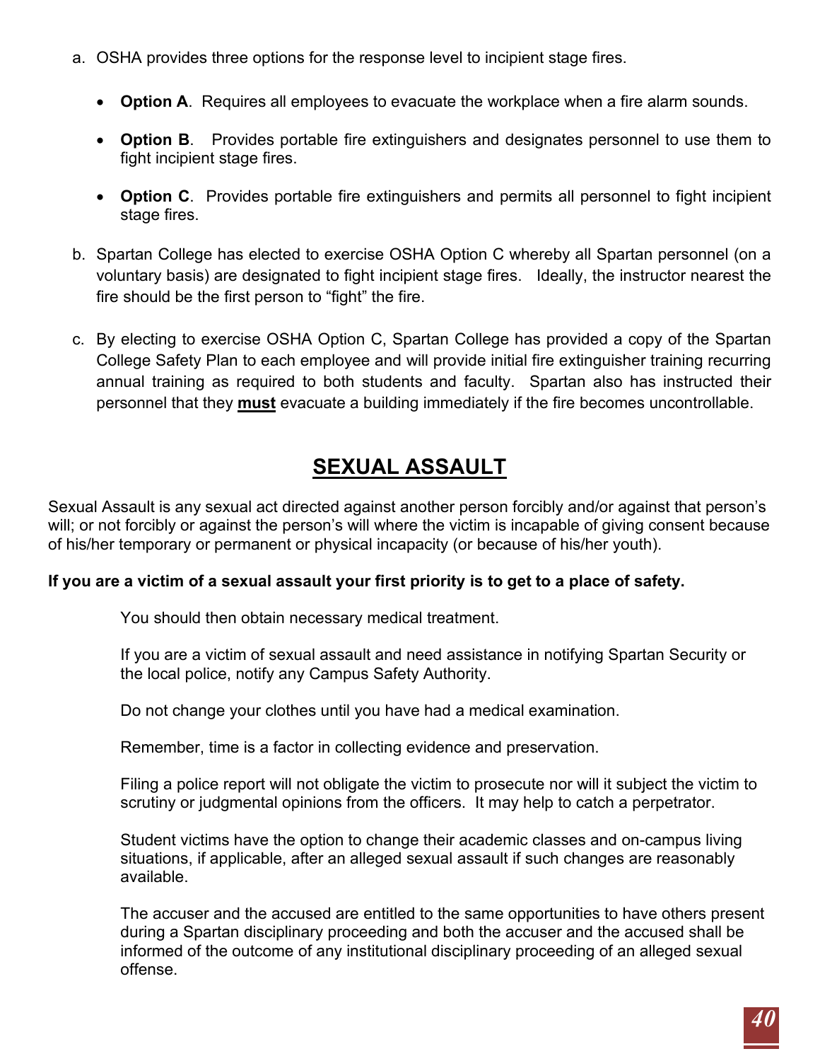a. OSHA provides three options for the response level to incipient stage fires.

   - **Option A**. Requires all employees to evacuate the workplace when a fire alarm sounds.

   - **Option B**. Provides portable fire extinguishers and designates personnel to use them to fight incipient stage fires.

   - **Option C**. Provides portable fire extinguishers and permits all personnel to fight incipient stage fires.

b. Spartan College has elected to exercise OSHA Option C whereby all Spartan personnel (on a voluntary basis) are designated to fight incipient stage fires. Ideally, the instructor nearest the fire should be the first person to "fight" the fire.

c. By electing to exercise OSHA Option C, Spartan College has provided a copy of the Spartan College Safety Plan to each employee and will provide initial fire extinguisher training recurring annual training as required to both students and faculty. Spartan also has instructed their personnel that they **<u>must</u>** evacuate a building immediately if the fire becomes uncontrollable.

## SEXUAL ASSAULT

Sexual Assault is any sexual act directed against another person forcibly and/or against that person's will; or not forcibly or against the person's will where the victim is incapable of giving consent because of his/her temporary or permanent or physical incapacity (or because of his/her youth).

**If you are a victim of a sexual assault your first priority is to get to a place of safety.**

You should then obtain necessary medical treatment.

If you are a victim of sexual assault and need assistance in notifying Spartan Security or the local police, notify any Campus Safety Authority.

Do not change your clothes until you have had a medical examination.

Remember, time is a factor in collecting evidence and preservation.

Filing a police report will not obligate the victim to prosecute nor will it subject the victim to scrutiny or judgmental opinions from the officers. It may help to catch a perpetrator.

Student victims have the option to change their academic classes and on-campus living situations, if applicable, after an alleged sexual assault if such changes are reasonably available.

The accuser and the accused are entitled to the same opportunities to have others present during a Spartan disciplinary proceeding and both the accuser and the accused shall be informed of the outcome of any institutional disciplinary proceeding of an alleged sexual offense.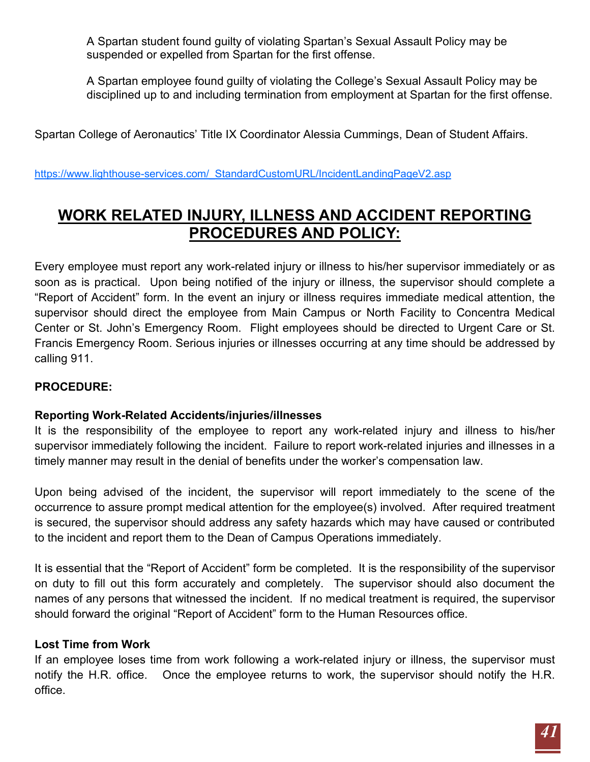A Spartan student found guilty of violating Spartan's Sexual Assault Policy may be suspended or expelled from Spartan for the first offense.

A Spartan employee found guilty of violating the College's Sexual Assault Policy may be disciplined up to and including termination from employment at Spartan for the first offense.

Spartan College of Aeronautics' Title IX Coordinator Alessia Cummings, Dean of Student Affairs.

https://www.lighthouse-services.com/_StandardCustomURL/IncidentLandingPageV2.asp

## WORK RELATED INJURY, ILLNESS AND ACCIDENT REPORTING PROCEDURES AND POLICY:

Every employee must report any work-related injury or illness to his/her supervisor immediately or as soon as is practical. Upon being notified of the injury or illness, the supervisor should complete a "Report of Accident" form. In the event an injury or illness requires immediate medical attention, the supervisor should direct the employee from Main Campus or North Facility to Concentra Medical Center or St. John's Emergency Room. Flight employees should be directed to Urgent Care or St. Francis Emergency Room. Serious injuries or illnesses occurring at any time should be addressed by calling 911.

**PROCEDURE:**

**Reporting Work-Related Accidents/injuries/illnesses**
It is the responsibility of the employee to report any work-related injury and illness to his/her supervisor immediately following the incident. Failure to report work-related injuries and illnesses in a timely manner may result in the denial of benefits under the worker's compensation law.

Upon being advised of the incident, the supervisor will report immediately to the scene of the occurrence to assure prompt medical attention for the employee(s) involved. After required treatment is secured, the supervisor should address any safety hazards which may have caused or contributed to the incident and report them to the Dean of Campus Operations immediately.

It is essential that the "Report of Accident" form be completed. It is the responsibility of the supervisor on duty to fill out this form accurately and completely. The supervisor should also document the names of any persons that witnessed the incident. If no medical treatment is required, the supervisor should forward the original "Report of Accident" form to the Human Resources office.

**Lost Time from Work**
If an employee loses time from work following a work-related injury or illness, the supervisor must notify the H.R. office. Once the employee returns to work, the supervisor should notify the H.R. office.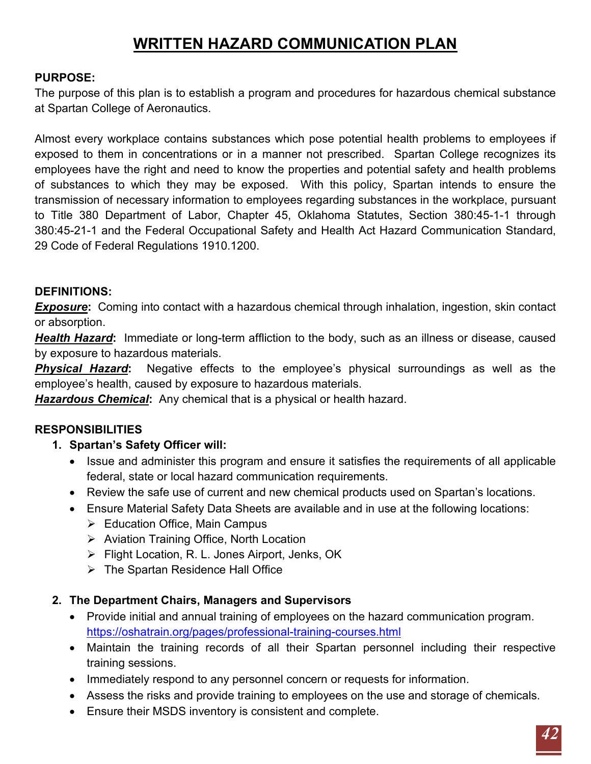# WRITTEN HAZARD COMMUNICATION PLAN

**PURPOSE:**
The purpose of this plan is to establish a program and procedures for hazardous chemical substance at Spartan College of Aeronautics.

Almost every workplace contains substances which pose potential health problems to employees if exposed to them in concentrations or in a manner not prescribed. Spartan College recognizes its employees have the right and need to know the properties and potential safety and health problems of substances to which they may be exposed. With this policy, Spartan intends to ensure the transmission of necessary information to employees regarding substances in the workplace, pursuant to Title 380 Department of Labor, Chapter 45, Oklahoma Statutes, Section 380:45-1-1 through 380:45-21-1 and the Federal Occupational Safety and Health Act Hazard Communication Standard, 29 Code of Federal Regulations 1910.1200.

**DEFINITIONS:**
***Exposure*****:** Coming into contact with a hazardous chemical through inhalation, ingestion, skin contact or absorption.
***Health Hazard*****:** Immediate or long-term affliction to the body, such as an illness or disease, caused by exposure to hazardous materials.
***Physical Hazard*****:** Negative effects to the employee's physical surroundings as well as the employee's health, caused by exposure to hazardous materials.
***Hazardous Chemical*****:** Any chemical that is a physical or health hazard.

**RESPONSIBILITIES**

1. **Spartan's Safety Officer will:**
   - Issue and administer this program and ensure it satisfies the requirements of all applicable federal, state or local hazard communication requirements.
   - Review the safe use of current and new chemical products used on Spartan's locations.
   - Ensure Material Safety Data Sheets are available and in use at the following locations:
     - Education Office, Main Campus
     - Aviation Training Office, North Location
     - Flight Location, R. L. Jones Airport, Jenks, OK
     - The Spartan Residence Hall Office

2. **The Department Chairs, Managers and Supervisors**
   - Provide initial and annual training of employees on the hazard communication program. https://oshatrain.org/pages/professional-training-courses.html
   - Maintain the training records of all their Spartan personnel including their respective training sessions.
   - Immediately respond to any personnel concern or requests for information.
   - Assess the risks and provide training to employees on the use and storage of chemicals.
   - Ensure their MSDS inventory is consistent and complete.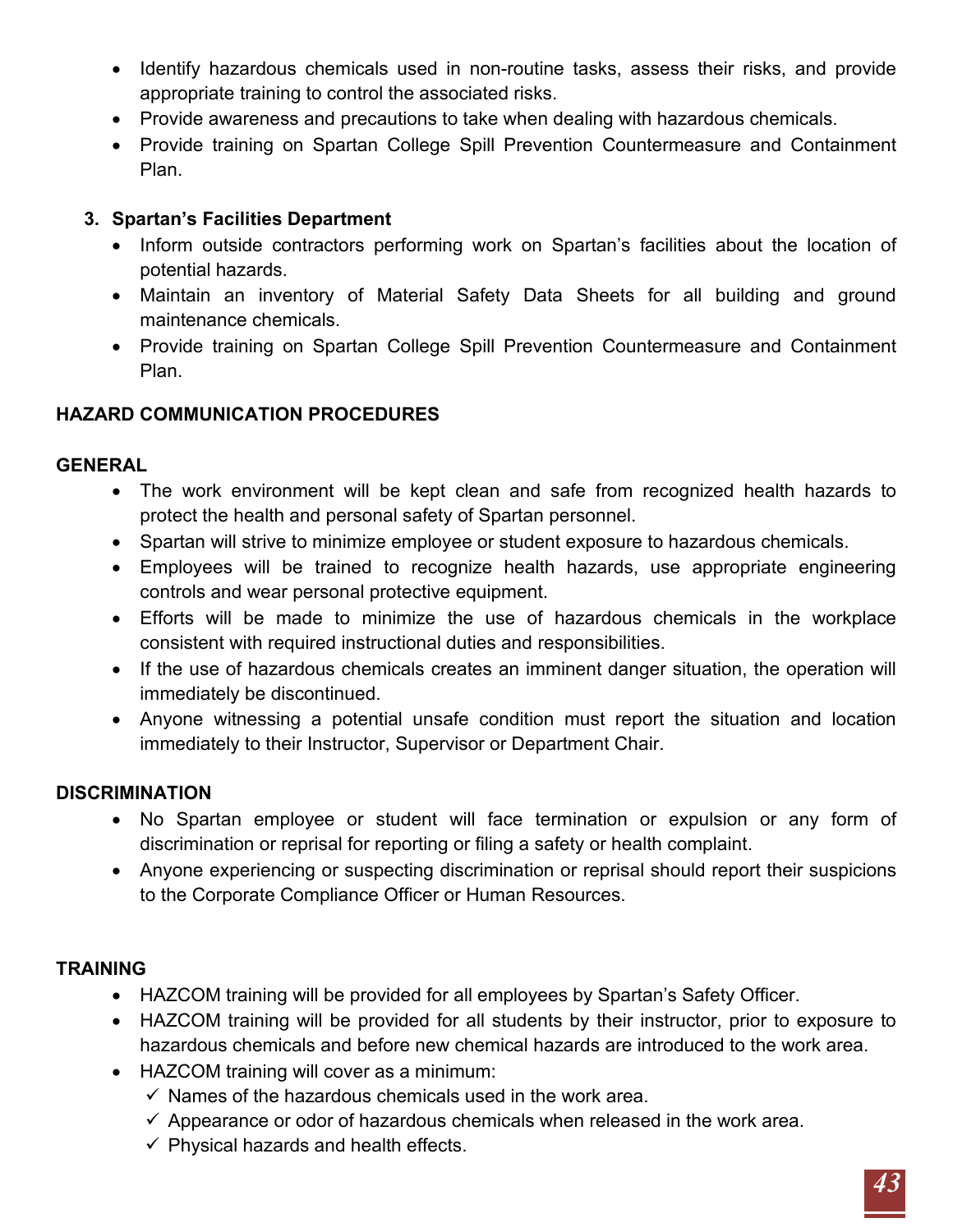- Identify hazardous chemicals used in non-routine tasks, assess their risks, and provide appropriate training to control the associated risks.
- Provide awareness and precautions to take when dealing with hazardous chemicals.
- Provide training on Spartan College Spill Prevention Countermeasure and Containment Plan.

3. **Spartan's Facilities Department**
   - Inform outside contractors performing work on Spartan's facilities about the location of potential hazards.
   - Maintain an inventory of Material Safety Data Sheets for all building and ground maintenance chemicals.
   - Provide training on Spartan College Spill Prevention Countermeasure and Containment Plan.

## HAZARD COMMUNICATION PROCEDURES

### GENERAL

- The work environment will be kept clean and safe from recognized health hazards to protect the health and personal safety of Spartan personnel.
- Spartan will strive to minimize employee or student exposure to hazardous chemicals.
- Employees will be trained to recognize health hazards, use appropriate engineering controls and wear personal protective equipment.
- Efforts will be made to minimize the use of hazardous chemicals in the workplace consistent with required instructional duties and responsibilities.
- If the use of hazardous chemicals creates an imminent danger situation, the operation will immediately be discontinued.
- Anyone witnessing a potential unsafe condition must report the situation and location immediately to their Instructor, Supervisor or Department Chair.

### DISCRIMINATION

- No Spartan employee or student will face termination or expulsion or any form of discrimination or reprisal for reporting or filing a safety or health complaint.
- Anyone experiencing or suspecting discrimination or reprisal should report their suspicions to the Corporate Compliance Officer or Human Resources.

### TRAINING

- HAZCOM training will be provided for all employees by Spartan's Safety Officer.
- HAZCOM training will be provided for all students by their instructor, prior to exposure to hazardous chemicals and before new chemical hazards are introduced to the work area.
- HAZCOM training will cover as a minimum:
  - ✓ Names of the hazardous chemicals used in the work area.
  - ✓ Appearance or odor of hazardous chemicals when released in the work area.
  - ✓ Physical hazards and health effects.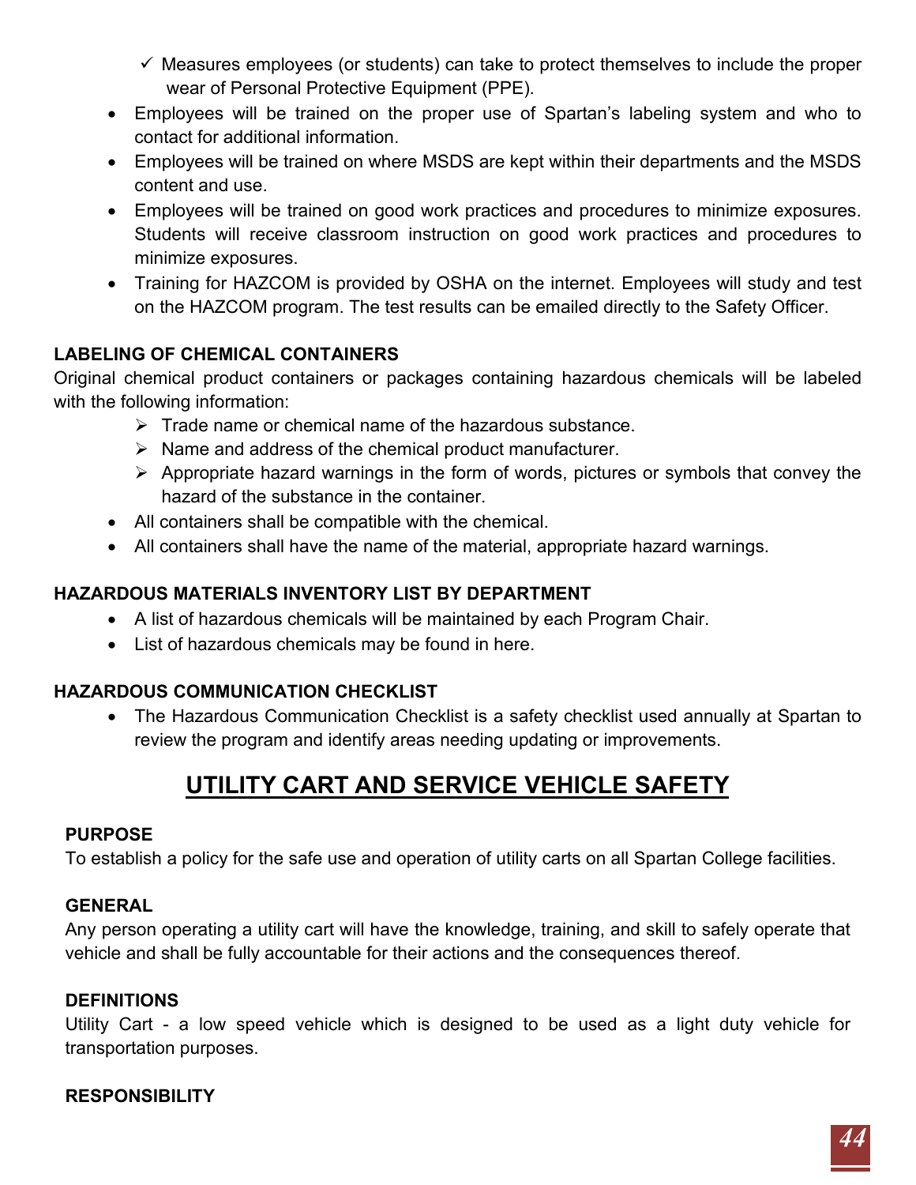- ✓ Measures employees (or students) can take to protect themselves to include the proper wear of Personal Protective Equipment (PPE).

- Employees will be trained on the proper use of Spartan's labeling system and who to contact for additional information.
- Employees will be trained on where MSDS are kept within their departments and the MSDS content and use.
- Employees will be trained on good work practices and procedures to minimize exposures. Students will receive classroom instruction on good work practices and procedures to minimize exposures.
- Training for HAZCOM is provided by OSHA on the internet. Employees will study and test on the HAZCOM program. The test results can be emailed directly to the Safety Officer.

**LABELING OF CHEMICAL CONTAINERS**

Original chemical product containers or packages containing hazardous chemicals will be labeled with the following information:

- ➢ Trade name or chemical name of the hazardous substance.
- ➢ Name and address of the chemical product manufacturer.
- ➢ Appropriate hazard warnings in the form of words, pictures or symbols that convey the hazard of the substance in the container.

- All containers shall be compatible with the chemical.
- All containers shall have the name of the material, appropriate hazard warnings.

**HAZARDOUS MATERIALS INVENTORY LIST BY DEPARTMENT**

- A list of hazardous chemicals will be maintained by each Program Chair.
- List of hazardous chemicals may be found in here.

**HAZARDOUS COMMUNICATION CHECKLIST**

- The Hazardous Communication Checklist is a safety checklist used annually at Spartan to review the program and identify areas needing updating or improvements.

# UTILITY CART AND SERVICE VEHICLE SAFETY

**PURPOSE**

To establish a policy for the safe use and operation of utility carts on all Spartan College facilities.

**GENERAL**

Any person operating a utility cart will have the knowledge, training, and skill to safely operate that vehicle and shall be fully accountable for their actions and the consequences thereof.

**DEFINITIONS**

Utility Cart - a low speed vehicle which is designed to be used as a light duty vehicle for transportation purposes.

**RESPONSIBILITY**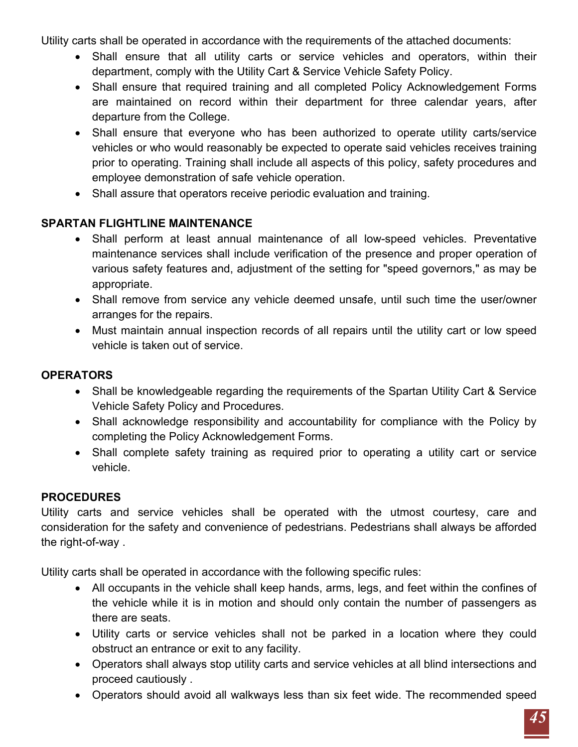Utility carts shall be operated in accordance with the requirements of the attached documents:

- Shall ensure that all utility carts or service vehicles and operators, within their department, comply with the Utility Cart & Service Vehicle Safety Policy.
- Shall ensure that required training and all completed Policy Acknowledgement Forms are maintained on record within their department for three calendar years, after departure from the College.
- Shall ensure that everyone who has been authorized to operate utility carts/service vehicles or who would reasonably be expected to operate said vehicles receives training prior to operating. Training shall include all aspects of this policy, safety procedures and employee demonstration of safe vehicle operation.
- Shall assure that operators receive periodic evaluation and training.

**SPARTAN FLIGHTLINE MAINTENANCE**

- Shall perform at least annual maintenance of all low-speed vehicles. Preventative maintenance services shall include verification of the presence and proper operation of various safety features and, adjustment of the setting for "speed governors," as may be appropriate.
- Shall remove from service any vehicle deemed unsafe, until such time the user/owner arranges for the repairs.
- Must maintain annual inspection records of all repairs until the utility cart or low speed vehicle is taken out of service.

**OPERATORS**

- Shall be knowledgeable regarding the requirements of the Spartan Utility Cart & Service Vehicle Safety Policy and Procedures.
- Shall acknowledge responsibility and accountability for compliance with the Policy by completing the Policy Acknowledgement Forms.
- Shall complete safety training as required prior to operating a utility cart or service vehicle.

**PROCEDURES**

Utility carts and service vehicles shall be operated with the utmost courtesy, care and consideration for the safety and convenience of pedestrians. Pedestrians shall always be afforded the right-of-way .

Utility carts shall be operated in accordance with the following specific rules:

- All occupants in the vehicle shall keep hands, arms, legs, and feet within the confines of the vehicle while it is in motion and should only contain the number of passengers as there are seats.
- Utility carts or service vehicles shall not be parked in a location where they could obstruct an entrance or exit to any facility.
- Operators shall always stop utility carts and service vehicles at all blind intersections and proceed cautiously .
- Operators should avoid all walkways less than six feet wide. The recommended speed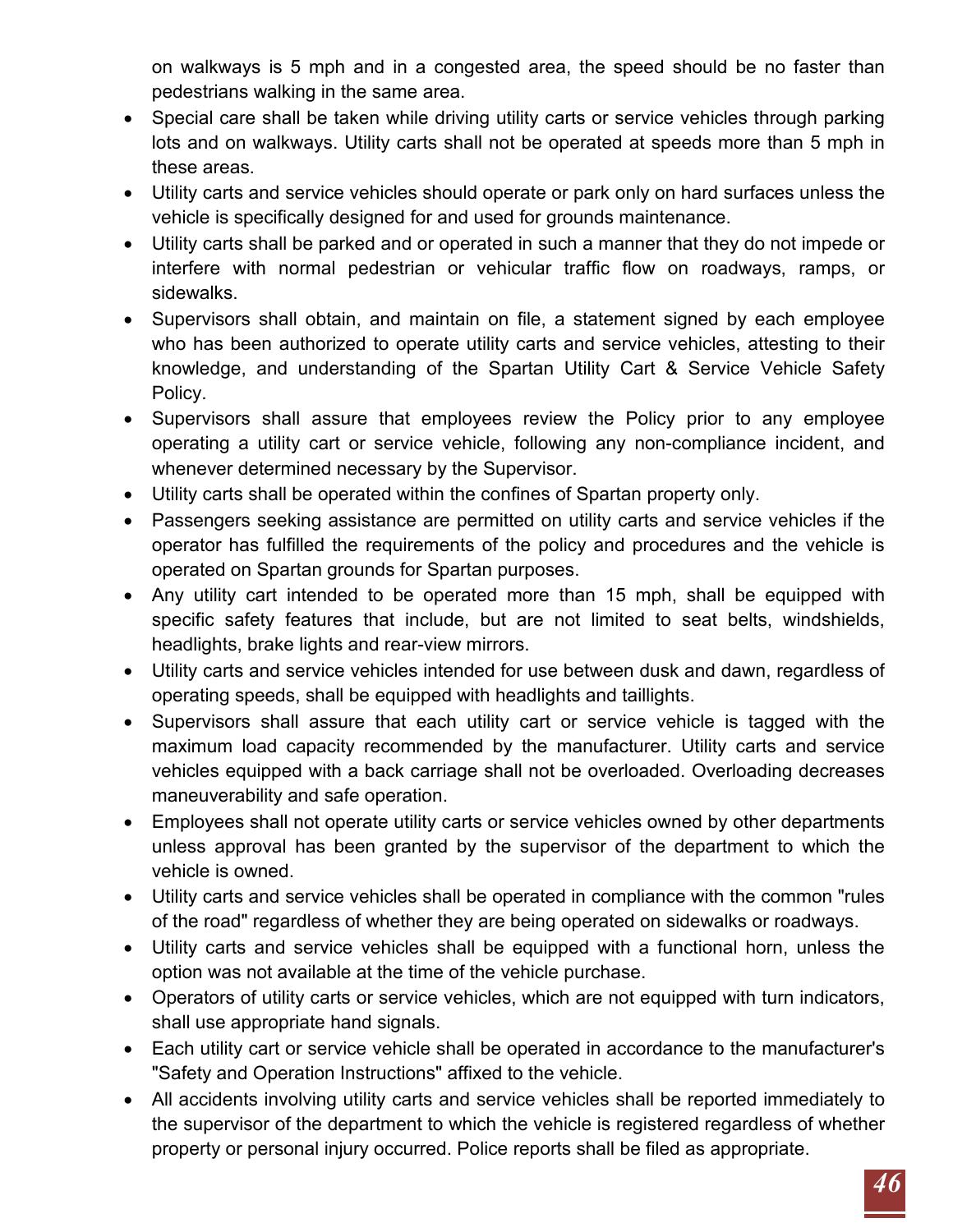on walkways is 5 mph and in a congested area, the speed should be no faster than pedestrians walking in the same area.

- Special care shall be taken while driving utility carts or service vehicles through parking lots and on walkways. Utility carts shall not be operated at speeds more than 5 mph in these areas.
- Utility carts and service vehicles should operate or park only on hard surfaces unless the vehicle is specifically designed for and used for grounds maintenance.
- Utility carts shall be parked and or operated in such a manner that they do not impede or interfere with normal pedestrian or vehicular traffic flow on roadways, ramps, or sidewalks.
- Supervisors shall obtain, and maintain on file, a statement signed by each employee who has been authorized to operate utility carts and service vehicles, attesting to their knowledge, and understanding of the Spartan Utility Cart & Service Vehicle Safety Policy.
- Supervisors shall assure that employees review the Policy prior to any employee operating a utility cart or service vehicle, following any non-compliance incident, and whenever determined necessary by the Supervisor.
- Utility carts shall be operated within the confines of Spartan property only.
- Passengers seeking assistance are permitted on utility carts and service vehicles if the operator has fulfilled the requirements of the policy and procedures and the vehicle is operated on Spartan grounds for Spartan purposes.
- Any utility cart intended to be operated more than 15 mph, shall be equipped with specific safety features that include, but are not limited to seat belts, windshields, headlights, brake lights and rear-view mirrors.
- Utility carts and service vehicles intended for use between dusk and dawn, regardless of operating speeds, shall be equipped with headlights and taillights.
- Supervisors shall assure that each utility cart or service vehicle is tagged with the maximum load capacity recommended by the manufacturer. Utility carts and service vehicles equipped with a back carriage shall not be overloaded. Overloading decreases maneuverability and safe operation.
- Employees shall not operate utility carts or service vehicles owned by other departments unless approval has been granted by the supervisor of the department to which the vehicle is owned.
- Utility carts and service vehicles shall be operated in compliance with the common "rules of the road" regardless of whether they are being operated on sidewalks or roadways.
- Utility carts and service vehicles shall be equipped with a functional horn, unless the option was not available at the time of the vehicle purchase.
- Operators of utility carts or service vehicles, which are not equipped with turn indicators, shall use appropriate hand signals.
- Each utility cart or service vehicle shall be operated in accordance to the manufacturer's "Safety and Operation Instructions" affixed to the vehicle.
- All accidents involving utility carts and service vehicles shall be reported immediately to the supervisor of the department to which the vehicle is registered regardless of whether property or personal injury occurred. Police reports shall be filed as appropriate.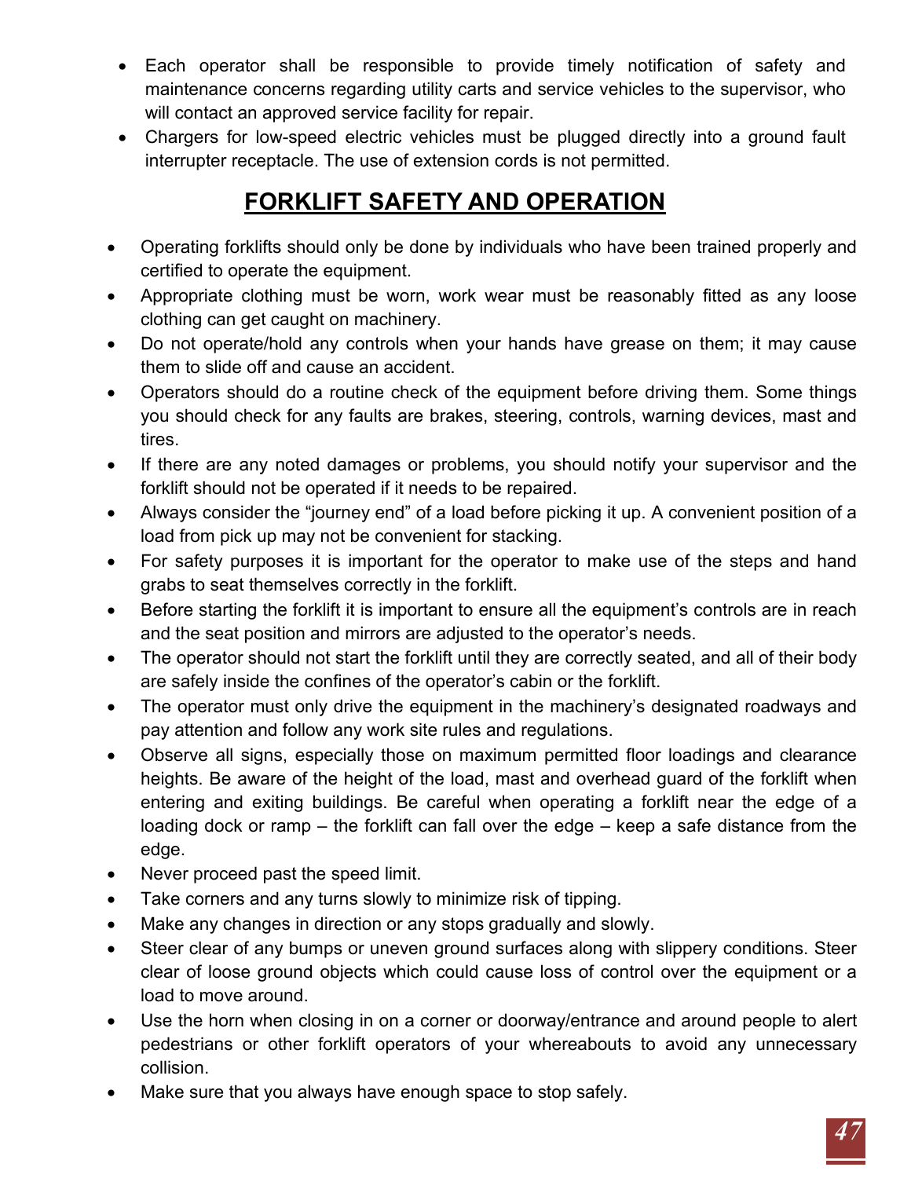- Each operator shall be responsible to provide timely notification of safety and maintenance concerns regarding utility carts and service vehicles to the supervisor, who will contact an approved service facility for repair.
- Chargers for low-speed electric vehicles must be plugged directly into a ground fault interrupter receptacle. The use of extension cords is not permitted.

## FORKLIFT SAFETY AND OPERATION

- Operating forklifts should only be done by individuals who have been trained properly and certified to operate the equipment.
- Appropriate clothing must be worn, work wear must be reasonably fitted as any loose clothing can get caught on machinery.
- Do not operate/hold any controls when your hands have grease on them; it may cause them to slide off and cause an accident.
- Operators should do a routine check of the equipment before driving them. Some things you should check for any faults are brakes, steering, controls, warning devices, mast and tires.
- If there are any noted damages or problems, you should notify your supervisor and the forklift should not be operated if it needs to be repaired.
- Always consider the "journey end" of a load before picking it up. A convenient position of a load from pick up may not be convenient for stacking.
- For safety purposes it is important for the operator to make use of the steps and hand grabs to seat themselves correctly in the forklift.
- Before starting the forklift it is important to ensure all the equipment's controls are in reach and the seat position and mirrors are adjusted to the operator's needs.
- The operator should not start the forklift until they are correctly seated, and all of their body are safely inside the confines of the operator's cabin or the forklift.
- The operator must only drive the equipment in the machinery's designated roadways and pay attention and follow any work site rules and regulations.
- Observe all signs, especially those on maximum permitted floor loadings and clearance heights. Be aware of the height of the load, mast and overhead guard of the forklift when entering and exiting buildings. Be careful when operating a forklift near the edge of a loading dock or ramp – the forklift can fall over the edge – keep a safe distance from the edge.
- Never proceed past the speed limit.
- Take corners and any turns slowly to minimize risk of tipping.
- Make any changes in direction or any stops gradually and slowly.
- Steer clear of any bumps or uneven ground surfaces along with slippery conditions. Steer clear of loose ground objects which could cause loss of control over the equipment or a load to move around.
- Use the horn when closing in on a corner or doorway/entrance and around people to alert pedestrians or other forklift operators of your whereabouts to avoid any unnecessary collision.
- Make sure that you always have enough space to stop safely.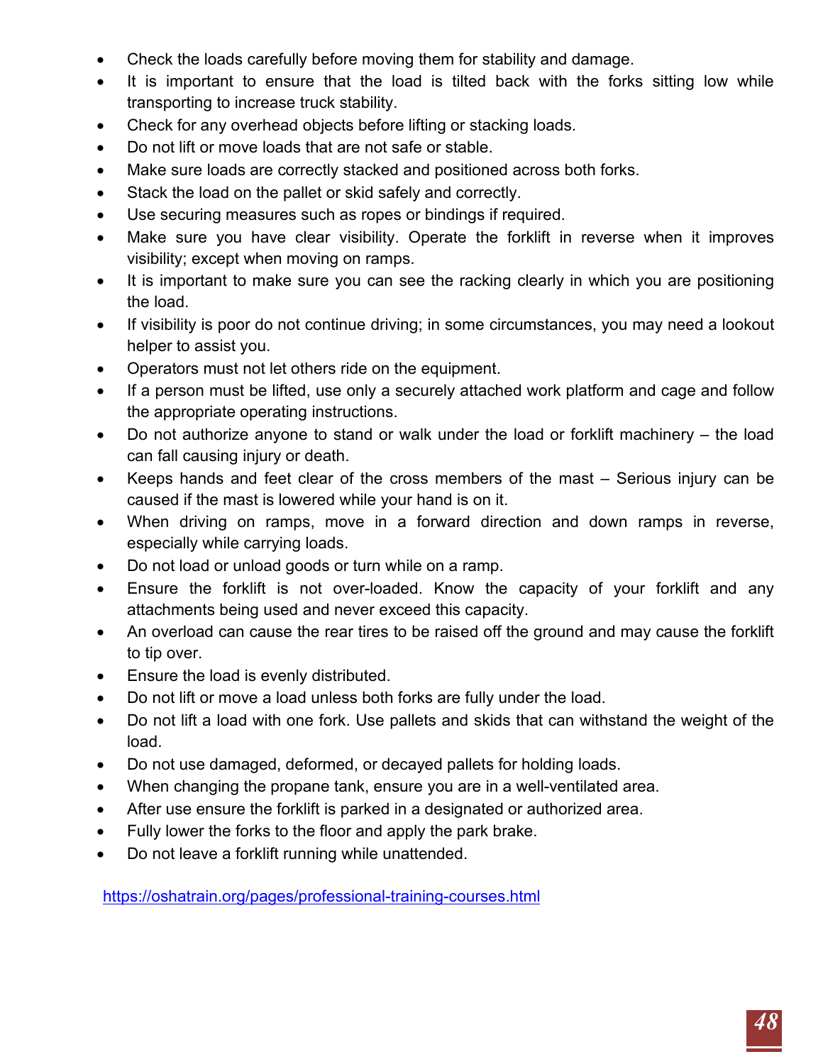- Check the loads carefully before moving them for stability and damage.
- It is important to ensure that the load is tilted back with the forks sitting low while transporting to increase truck stability.
- Check for any overhead objects before lifting or stacking loads.
- Do not lift or move loads that are not safe or stable.
- Make sure loads are correctly stacked and positioned across both forks.
- Stack the load on the pallet or skid safely and correctly.
- Use securing measures such as ropes or bindings if required.
- Make sure you have clear visibility. Operate the forklift in reverse when it improves visibility; except when moving on ramps.
- It is important to make sure you can see the racking clearly in which you are positioning the load.
- If visibility is poor do not continue driving; in some circumstances, you may need a lookout helper to assist you.
- Operators must not let others ride on the equipment.
- If a person must be lifted, use only a securely attached work platform and cage and follow the appropriate operating instructions.
- Do not authorize anyone to stand or walk under the load or forklift machinery – the load can fall causing injury or death.
- Keeps hands and feet clear of the cross members of the mast – Serious injury can be caused if the mast is lowered while your hand is on it.
- When driving on ramps, move in a forward direction and down ramps in reverse, especially while carrying loads.
- Do not load or unload goods or turn while on a ramp.
- Ensure the forklift is not over-loaded. Know the capacity of your forklift and any attachments being used and never exceed this capacity.
- An overload can cause the rear tires to be raised off the ground and may cause the forklift to tip over.
- Ensure the load is evenly distributed.
- Do not lift or move a load unless both forks are fully under the load.
- Do not lift a load with one fork. Use pallets and skids that can withstand the weight of the load.
- Do not use damaged, deformed, or decayed pallets for holding loads.
- When changing the propane tank, ensure you are in a well-ventilated area.
- After use ensure the forklift is parked in a designated or authorized area.
- Fully lower the forks to the floor and apply the park brake.
- Do not leave a forklift running while unattended.

https://oshatrain.org/pages/professional-training-courses.html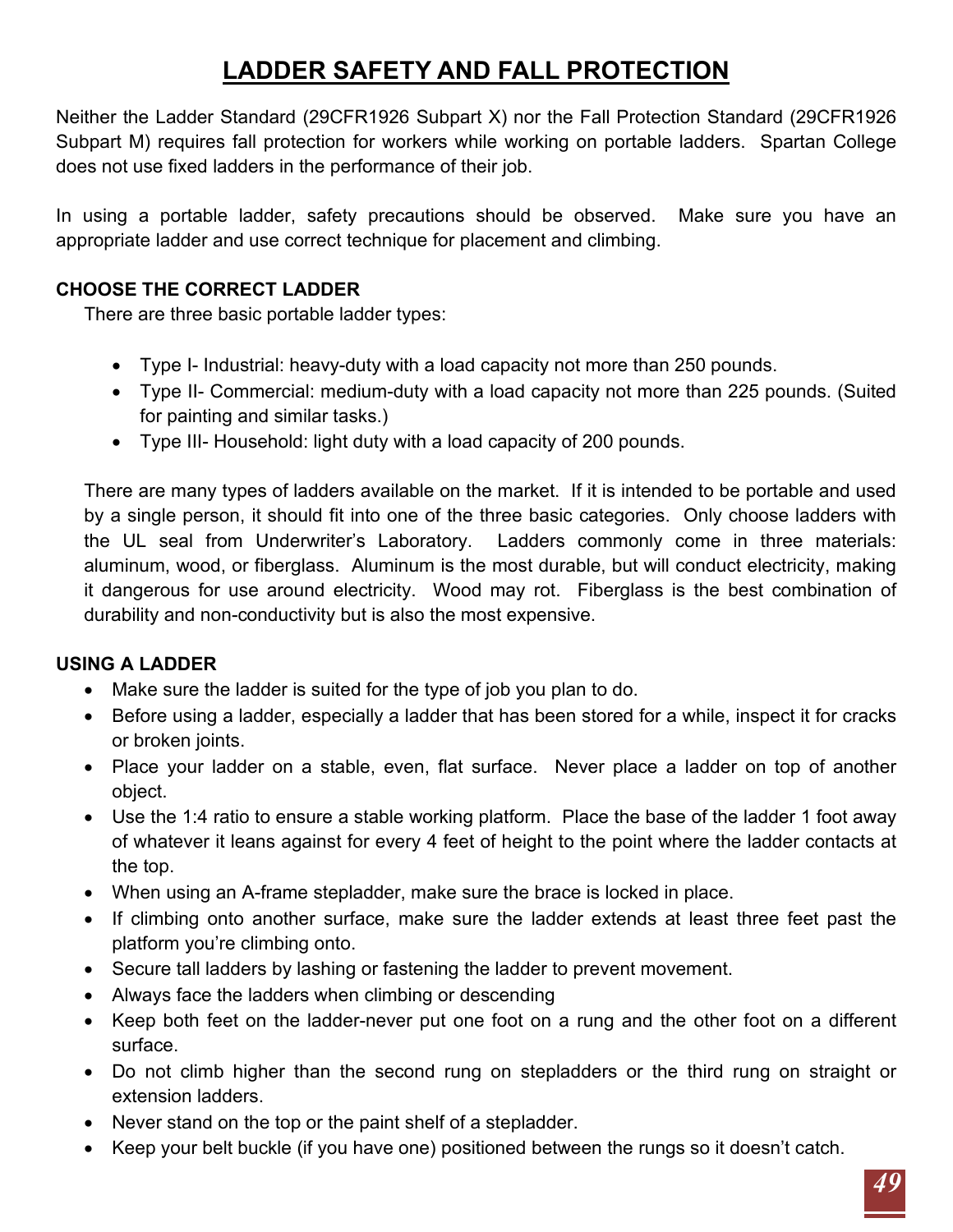# LADDER SAFETY AND FALL PROTECTION

Neither the Ladder Standard (29CFR1926 Subpart X) nor the Fall Protection Standard (29CFR1926 Subpart M) requires fall protection for workers while working on portable ladders. Spartan College does not use fixed ladders in the performance of their job.

In using a portable ladder, safety precautions should be observed. Make sure you have an appropriate ladder and use correct technique for placement and climbing.

**CHOOSE THE CORRECT LADDER**

There are three basic portable ladder types:

- Type I- Industrial: heavy-duty with a load capacity not more than 250 pounds.
- Type II- Commercial: medium-duty with a load capacity not more than 225 pounds. (Suited for painting and similar tasks.)
- Type III- Household: light duty with a load capacity of 200 pounds.

There are many types of ladders available on the market. If it is intended to be portable and used by a single person, it should fit into one of the three basic categories. Only choose ladders with the UL seal from Underwriter's Laboratory. Ladders commonly come in three materials: aluminum, wood, or fiberglass. Aluminum is the most durable, but will conduct electricity, making it dangerous for use around electricity. Wood may rot. Fiberglass is the best combination of durability and non-conductivity but is also the most expensive.

**USING A LADDER**

- Make sure the ladder is suited for the type of job you plan to do.
- Before using a ladder, especially a ladder that has been stored for a while, inspect it for cracks or broken joints.
- Place your ladder on a stable, even, flat surface. Never place a ladder on top of another object.
- Use the 1:4 ratio to ensure a stable working platform. Place the base of the ladder 1 foot away of whatever it leans against for every 4 feet of height to the point where the ladder contacts at the top.
- When using an A-frame stepladder, make sure the brace is locked in place.
- If climbing onto another surface, make sure the ladder extends at least three feet past the platform you're climbing onto.
- Secure tall ladders by lashing or fastening the ladder to prevent movement.
- Always face the ladders when climbing or descending
- Keep both feet on the ladder-never put one foot on a rung and the other foot on a different surface.
- Do not climb higher than the second rung on stepladders or the third rung on straight or extension ladders.
- Never stand on the top or the paint shelf of a stepladder.
- Keep your belt buckle (if you have one) positioned between the rungs so it doesn't catch.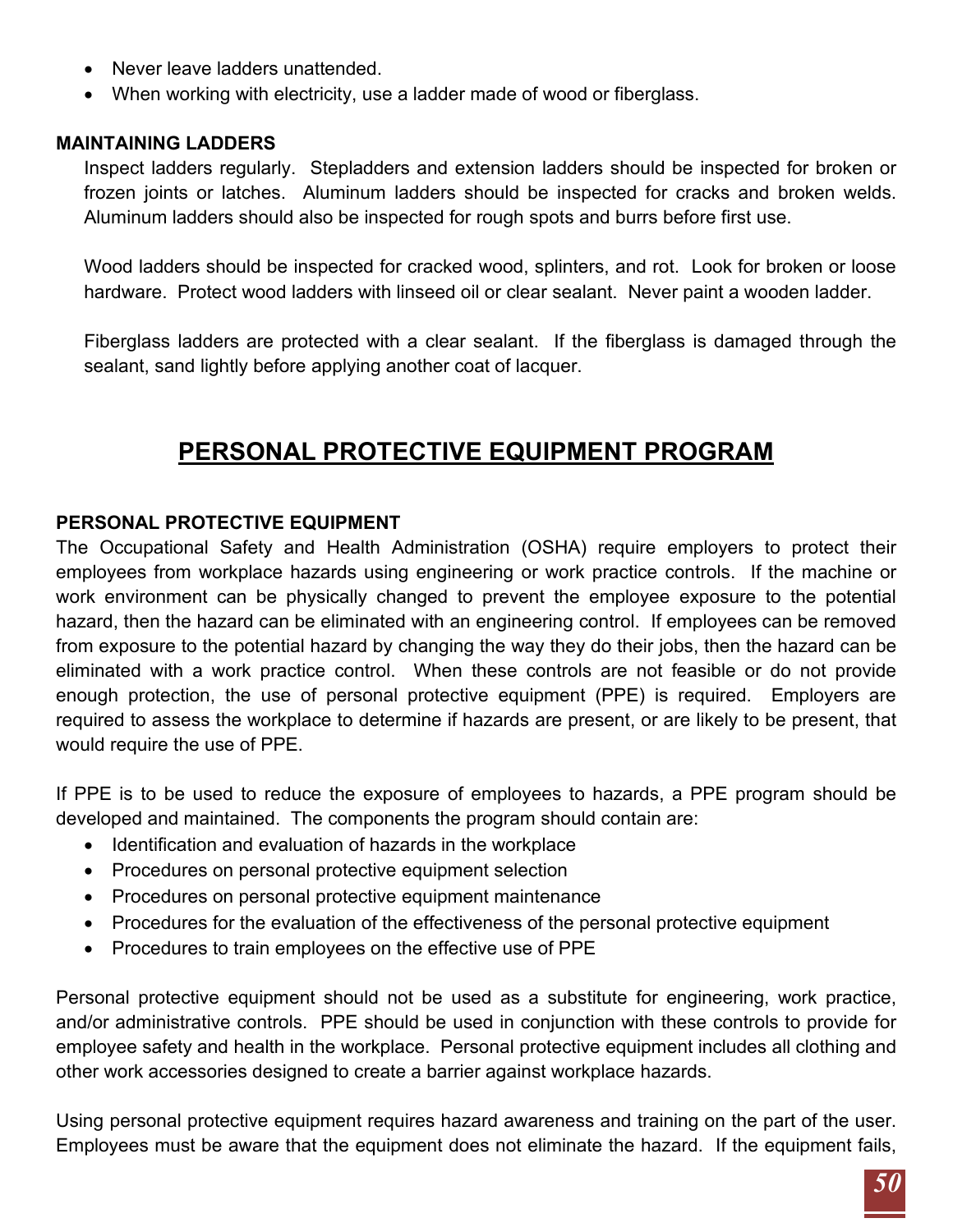- Never leave ladders unattended.
- When working with electricity, use a ladder made of wood or fiberglass.

**MAINTAINING LADDERS**

Inspect ladders regularly. Stepladders and extension ladders should be inspected for broken or frozen joints or latches. Aluminum ladders should be inspected for cracks and broken welds. Aluminum ladders should also be inspected for rough spots and burrs before first use.

Wood ladders should be inspected for cracked wood, splinters, and rot. Look for broken or loose hardware. Protect wood ladders with linseed oil or clear sealant. Never paint a wooden ladder.

Fiberglass ladders are protected with a clear sealant. If the fiberglass is damaged through the sealant, sand lightly before applying another coat of lacquer.

# PERSONAL PROTECTIVE EQUIPMENT PROGRAM

**PERSONAL PROTECTIVE EQUIPMENT**

The Occupational Safety and Health Administration (OSHA) require employers to protect their employees from workplace hazards using engineering or work practice controls. If the machine or work environment can be physically changed to prevent the employee exposure to the potential hazard, then the hazard can be eliminated with an engineering control. If employees can be removed from exposure to the potential hazard by changing the way they do their jobs, then the hazard can be eliminated with a work practice control. When these controls are not feasible or do not provide enough protection, the use of personal protective equipment (PPE) is required. Employers are required to assess the workplace to determine if hazards are present, or are likely to be present, that would require the use of PPE.

If PPE is to be used to reduce the exposure of employees to hazards, a PPE program should be developed and maintained. The components the program should contain are:

- Identification and evaluation of hazards in the workplace
- Procedures on personal protective equipment selection
- Procedures on personal protective equipment maintenance
- Procedures for the evaluation of the effectiveness of the personal protective equipment
- Procedures to train employees on the effective use of PPE

Personal protective equipment should not be used as a substitute for engineering, work practice, and/or administrative controls. PPE should be used in conjunction with these controls to provide for employee safety and health in the workplace. Personal protective equipment includes all clothing and other work accessories designed to create a barrier against workplace hazards.

Using personal protective equipment requires hazard awareness and training on the part of the user. Employees must be aware that the equipment does not eliminate the hazard. If the equipment fails,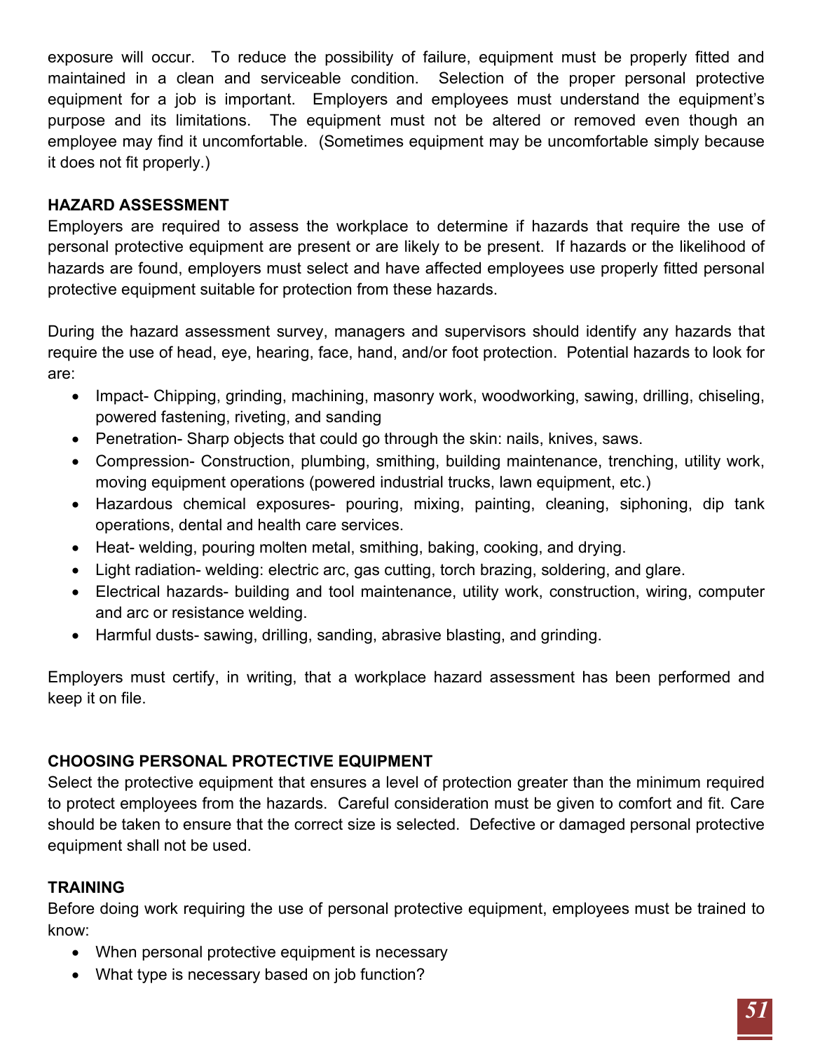exposure will occur. To reduce the possibility of failure, equipment must be properly fitted and maintained in a clean and serviceable condition. Selection of the proper personal protective equipment for a job is important. Employers and employees must understand the equipment's purpose and its limitations. The equipment must not be altered or removed even though an employee may find it uncomfortable. (Sometimes equipment may be uncomfortable simply because it does not fit properly.)

**HAZARD ASSESSMENT**

Employers are required to assess the workplace to determine if hazards that require the use of personal protective equipment are present or are likely to be present. If hazards or the likelihood of hazards are found, employers must select and have affected employees use properly fitted personal protective equipment suitable for protection from these hazards.

During the hazard assessment survey, managers and supervisors should identify any hazards that require the use of head, eye, hearing, face, hand, and/or foot protection. Potential hazards to look for are:

- Impact- Chipping, grinding, machining, masonry work, woodworking, sawing, drilling, chiseling, powered fastening, riveting, and sanding
- Penetration- Sharp objects that could go through the skin: nails, knives, saws.
- Compression- Construction, plumbing, smithing, building maintenance, trenching, utility work, moving equipment operations (powered industrial trucks, lawn equipment, etc.)
- Hazardous chemical exposures- pouring, mixing, painting, cleaning, siphoning, dip tank operations, dental and health care services.
- Heat- welding, pouring molten metal, smithing, baking, cooking, and drying.
- Light radiation- welding: electric arc, gas cutting, torch brazing, soldering, and glare.
- Electrical hazards- building and tool maintenance, utility work, construction, wiring, computer and arc or resistance welding.
- Harmful dusts- sawing, drilling, sanding, abrasive blasting, and grinding.

Employers must certify, in writing, that a workplace hazard assessment has been performed and keep it on file.

**CHOOSING PERSONAL PROTECTIVE EQUIPMENT**

Select the protective equipment that ensures a level of protection greater than the minimum required to protect employees from the hazards. Careful consideration must be given to comfort and fit. Care should be taken to ensure that the correct size is selected. Defective or damaged personal protective equipment shall not be used.

**TRAINING**

Before doing work requiring the use of personal protective equipment, employees must be trained to know:

- When personal protective equipment is necessary
- What type is necessary based on job function?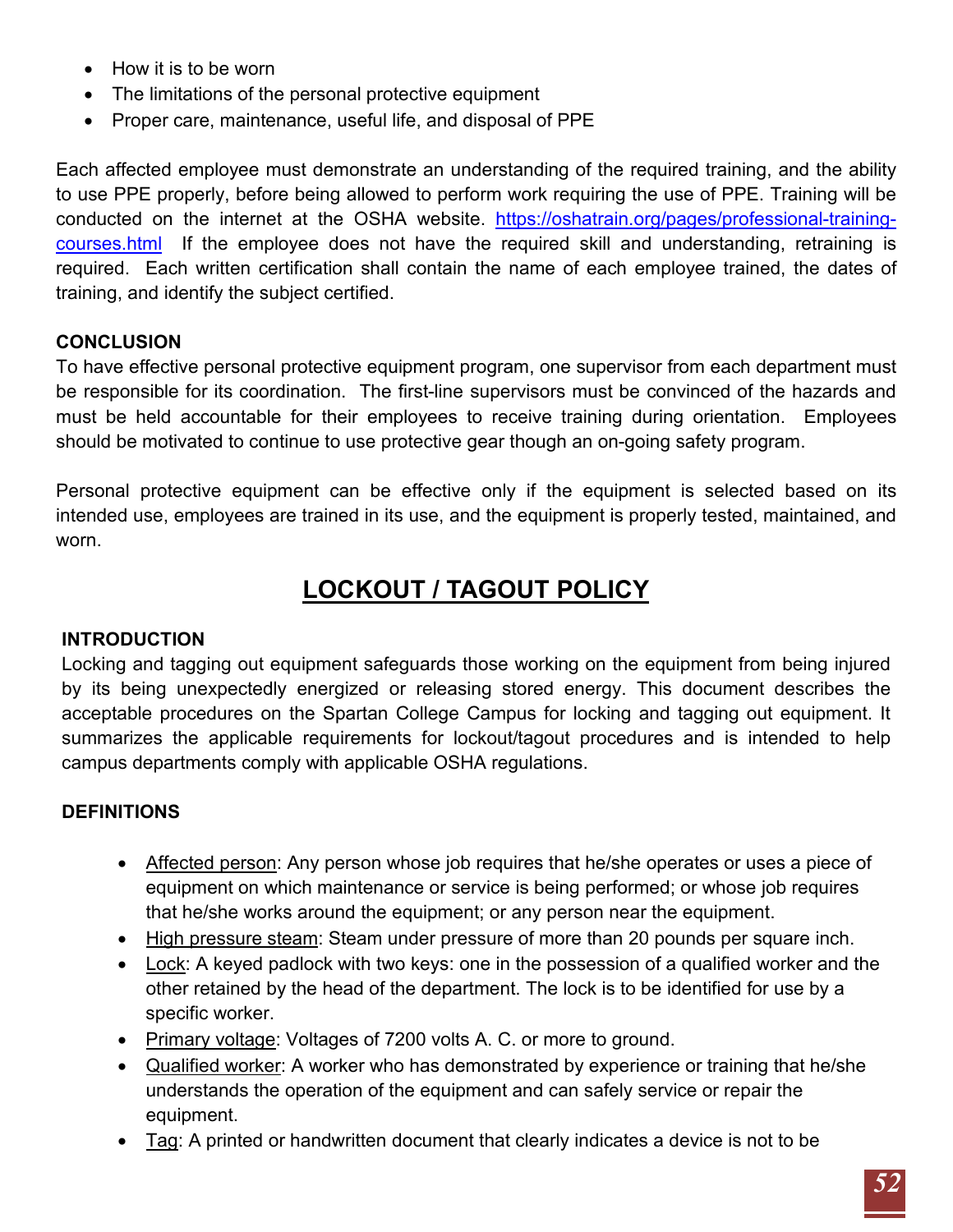- How it is to be worn
- The limitations of the personal protective equipment
- Proper care, maintenance, useful life, and disposal of PPE

Each affected employee must demonstrate an understanding of the required training, and the ability to use PPE properly, before being allowed to perform work requiring the use of PPE. Training will be conducted on the internet at the OSHA website. https://oshatrain.org/pages/professional-training-courses.html If the employee does not have the required skill and understanding, retraining is required. Each written certification shall contain the name of each employee trained, the dates of training, and identify the subject certified.

**CONCLUSION**

To have effective personal protective equipment program, one supervisor from each department must be responsible for its coordination. The first-line supervisors must be convinced of the hazards and must be held accountable for their employees to receive training during orientation. Employees should be motivated to continue to use protective gear though an on-going safety program.

Personal protective equipment can be effective only if the equipment is selected based on its intended use, employees are trained in its use, and the equipment is properly tested, maintained, and worn.

# LOCKOUT / TAGOUT POLICY

**INTRODUCTION**

Locking and tagging out equipment safeguards those working on the equipment from being injured by its being unexpectedly energized or releasing stored energy. This document describes the acceptable procedures on the Spartan College Campus for locking and tagging out equipment. It summarizes the applicable requirements for lockout/tagout procedures and is intended to help campus departments comply with applicable OSHA regulations.

**DEFINITIONS**

- Affected person: Any person whose job requires that he/she operates or uses a piece of equipment on which maintenance or service is being performed; or whose job requires that he/she works around the equipment; or any person near the equipment.
- High pressure steam: Steam under pressure of more than 20 pounds per square inch.
- Lock: A keyed padlock with two keys: one in the possession of a qualified worker and the other retained by the head of the department. The lock is to be identified for use by a specific worker.
- Primary voltage: Voltages of 7200 volts A. C. or more to ground.
- Qualified worker: A worker who has demonstrated by experience or training that he/she understands the operation of the equipment and can safely service or repair the equipment.
- Tag: A printed or handwritten document that clearly indicates a device is not to be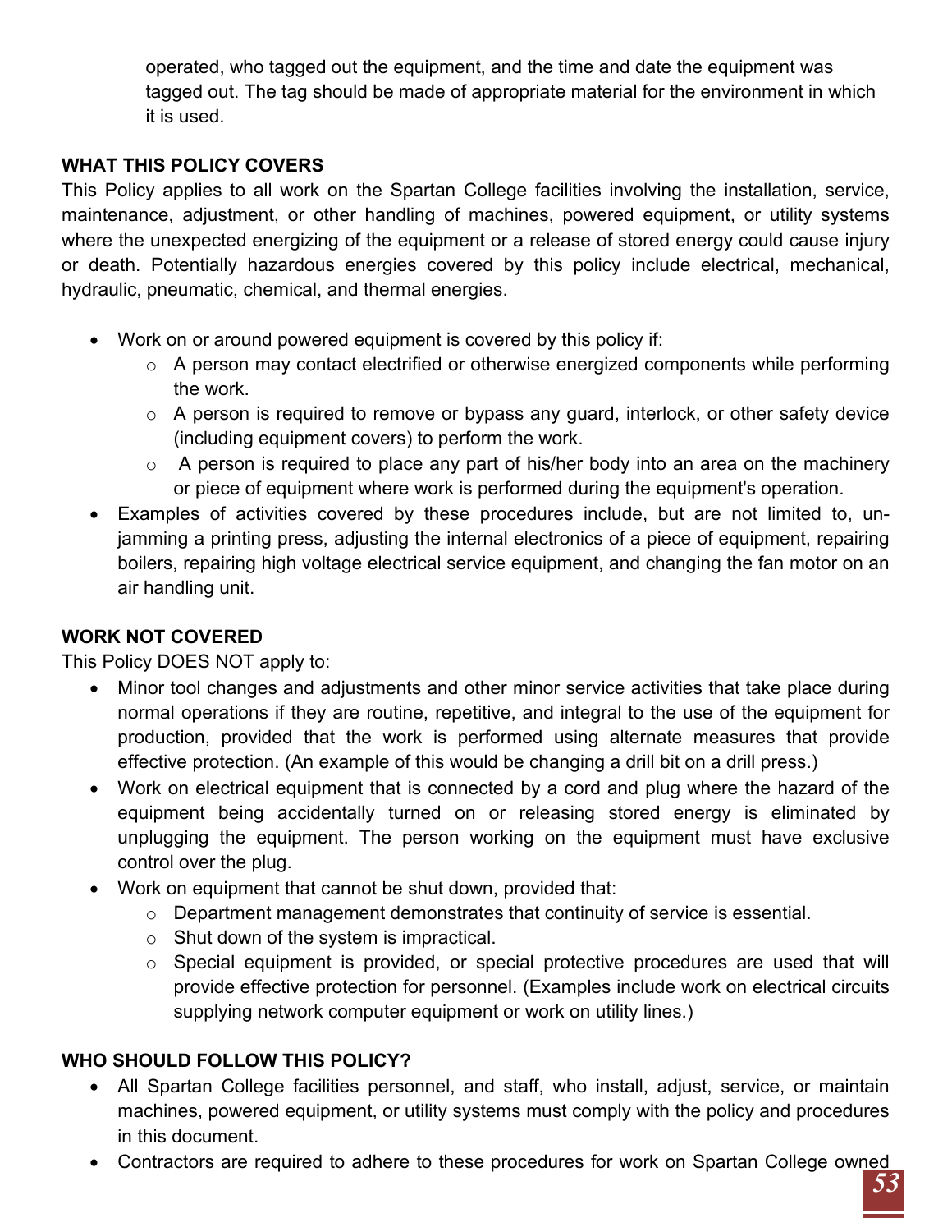operated, who tagged out the equipment, and the time and date the equipment was tagged out. The tag should be made of appropriate material for the environment in which it is used.

**WHAT THIS POLICY COVERS**

This Policy applies to all work on the Spartan College facilities involving the installation, service, maintenance, adjustment, or other handling of machines, powered equipment, or utility systems where the unexpected energizing of the equipment or a release of stored energy could cause injury or death. Potentially hazardous energies covered by this policy include electrical, mechanical, hydraulic, pneumatic, chemical, and thermal energies.

- Work on or around powered equipment is covered by this policy if:
  - A person may contact electrified or otherwise energized components while performing the work.
  - A person is required to remove or bypass any guard, interlock, or other safety device (including equipment covers) to perform the work.
  - A person is required to place any part of his/her body into an area on the machinery or piece of equipment where work is performed during the equipment's operation.
- Examples of activities covered by these procedures include, but are not limited to, un-jamming a printing press, adjusting the internal electronics of a piece of equipment, repairing boilers, repairing high voltage electrical service equipment, and changing the fan motor on an air handling unit.

**WORK NOT COVERED**

This Policy DOES NOT apply to:

- Minor tool changes and adjustments and other minor service activities that take place during normal operations if they are routine, repetitive, and integral to the use of the equipment for production, provided that the work is performed using alternate measures that provide effective protection. (An example of this would be changing a drill bit on a drill press.)
- Work on electrical equipment that is connected by a cord and plug where the hazard of the equipment being accidentally turned on or releasing stored energy is eliminated by unplugging the equipment. The person working on the equipment must have exclusive control over the plug.
- Work on equipment that cannot be shut down, provided that:
  - Department management demonstrates that continuity of service is essential.
  - Shut down of the system is impractical.
  - Special equipment is provided, or special protective procedures are used that will provide effective protection for personnel. (Examples include work on electrical circuits supplying network computer equipment or work on utility lines.)

**WHO SHOULD FOLLOW THIS POLICY?**

- All Spartan College facilities personnel, and staff, who install, adjust, service, or maintain machines, powered equipment, or utility systems must comply with the policy and procedures in this document.
- Contractors are required to adhere to these procedures for work on Spartan College owned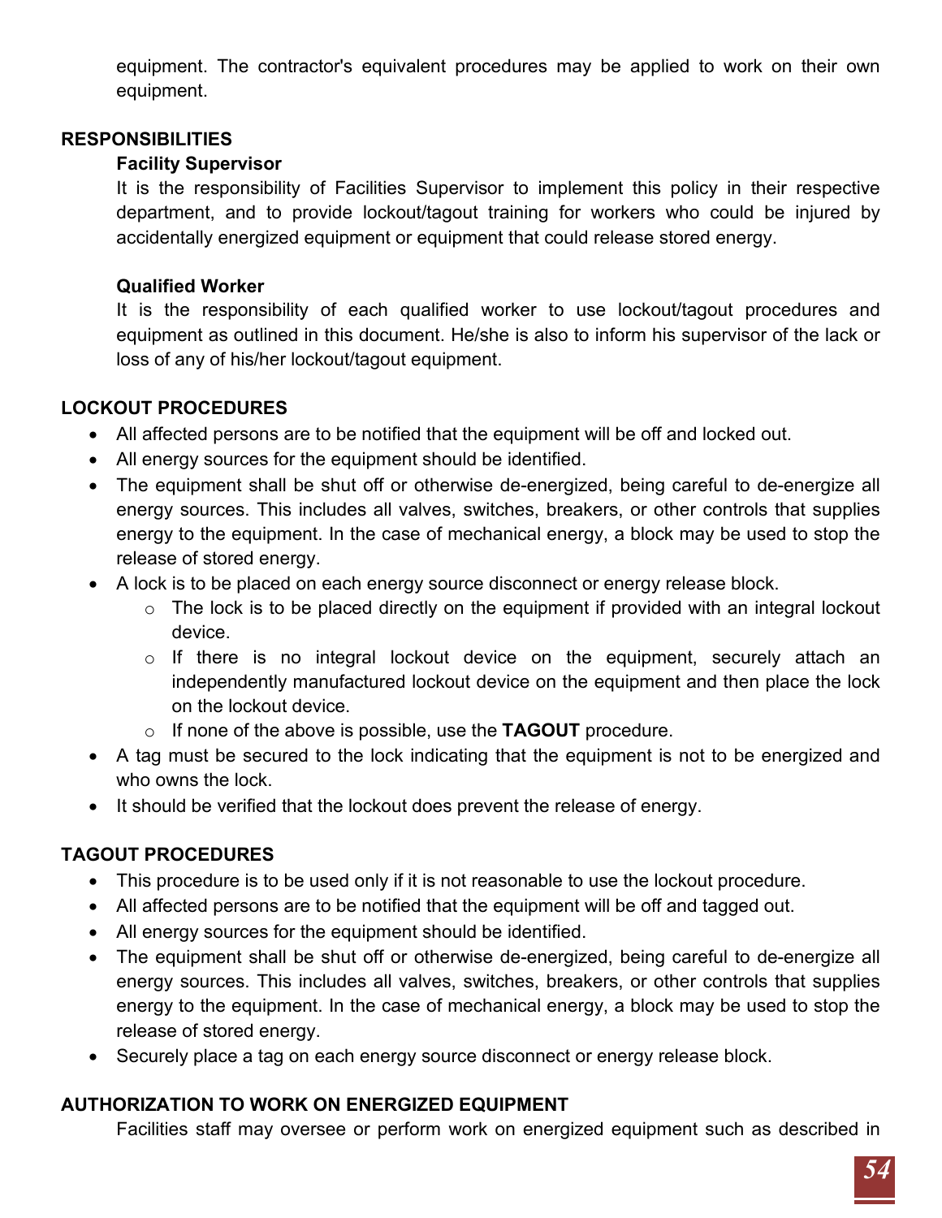equipment. The contractor's equivalent procedures may be applied to work on their own equipment.

## RESPONSIBILITIES

### Facility Supervisor

It is the responsibility of Facilities Supervisor to implement this policy in their respective department, and to provide lockout/tagout training for workers who could be injured by accidentally energized equipment or equipment that could release stored energy.

### Qualified Worker

It is the responsibility of each qualified worker to use lockout/tagout procedures and equipment as outlined in this document. He/she is also to inform his supervisor of the lack or loss of any of his/her lockout/tagout equipment.

## LOCKOUT PROCEDURES

- All affected persons are to be notified that the equipment will be off and locked out.
- All energy sources for the equipment should be identified.
- The equipment shall be shut off or otherwise de-energized, being careful to de-energize all energy sources. This includes all valves, switches, breakers, or other controls that supplies energy to the equipment. In the case of mechanical energy, a block may be used to stop the release of stored energy.
- A lock is to be placed on each energy source disconnect or energy release block.
  - The lock is to be placed directly on the equipment if provided with an integral lockout device.
  - If there is no integral lockout device on the equipment, securely attach an independently manufactured lockout device on the equipment and then place the lock on the lockout device.
  - If none of the above is possible, use the **TAGOUT** procedure.
- A tag must be secured to the lock indicating that the equipment is not to be energized and who owns the lock.
- It should be verified that the lockout does prevent the release of energy.

## TAGOUT PROCEDURES

- This procedure is to be used only if it is not reasonable to use the lockout procedure.
- All affected persons are to be notified that the equipment will be off and tagged out.
- All energy sources for the equipment should be identified.
- The equipment shall be shut off or otherwise de-energized, being careful to de-energize all energy sources. This includes all valves, switches, breakers, or other controls that supplies energy to the equipment. In the case of mechanical energy, a block may be used to stop the release of stored energy.
- Securely place a tag on each energy source disconnect or energy release block.

## AUTHORIZATION TO WORK ON ENERGIZED EQUIPMENT

Facilities staff may oversee or perform work on energized equipment such as described in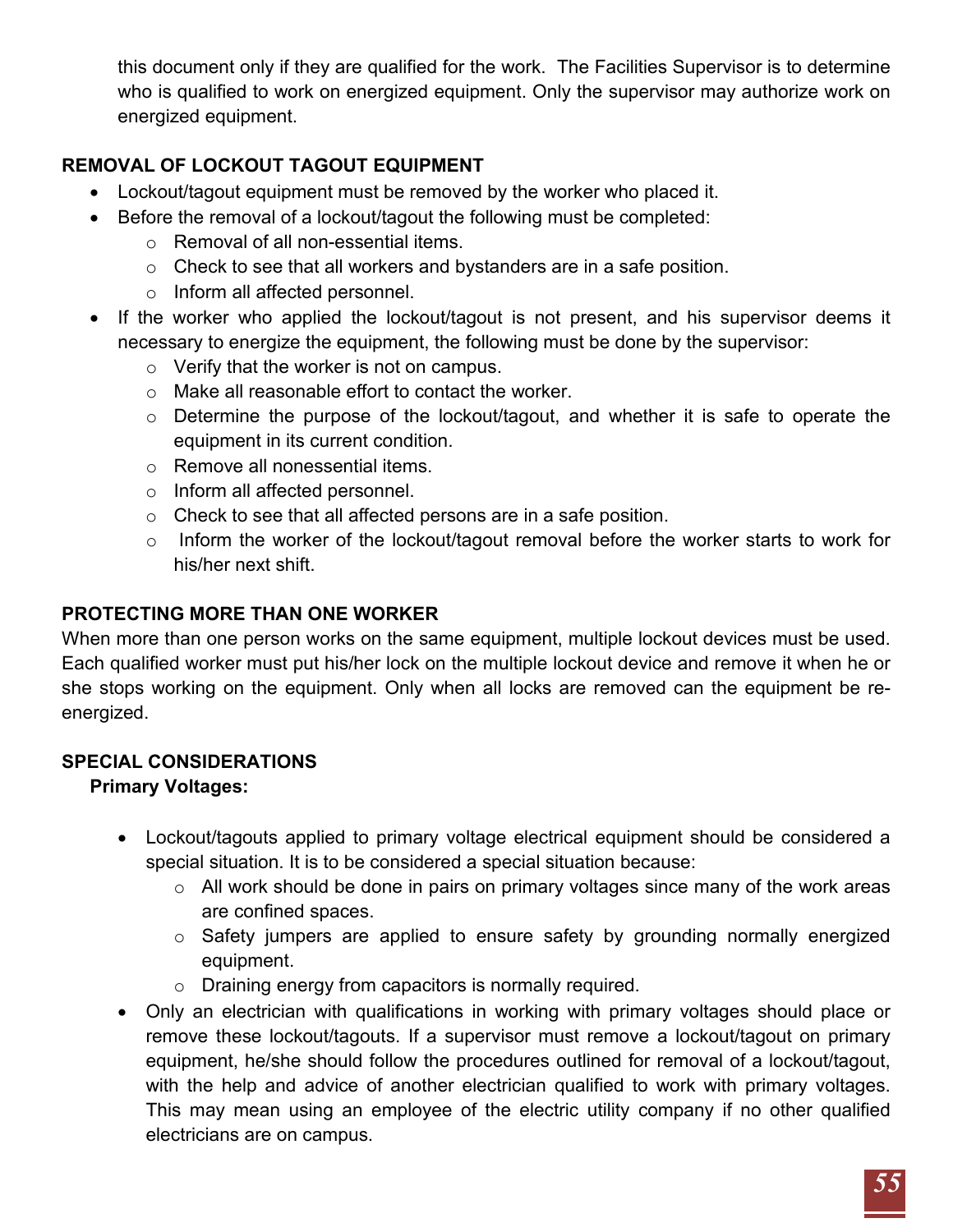this document only if they are qualified for the work. The Facilities Supervisor is to determine who is qualified to work on energized equipment. Only the supervisor may authorize work on energized equipment.

**REMOVAL OF LOCKOUT TAGOUT EQUIPMENT**

- Lockout/tagout equipment must be removed by the worker who placed it.
- Before the removal of a lockout/tagout the following must be completed:
  - Removal of all non-essential items.
  - Check to see that all workers and bystanders are in a safe position.
  - Inform all affected personnel.
- If the worker who applied the lockout/tagout is not present, and his supervisor deems it necessary to energize the equipment, the following must be done by the supervisor:
  - Verify that the worker is not on campus.
  - Make all reasonable effort to contact the worker.
  - Determine the purpose of the lockout/tagout, and whether it is safe to operate the equipment in its current condition.
  - Remove all nonessential items.
  - Inform all affected personnel.
  - Check to see that all affected persons are in a safe position.
  - Inform the worker of the lockout/tagout removal before the worker starts to work for his/her next shift.

**PROTECTING MORE THAN ONE WORKER**

When more than one person works on the same equipment, multiple lockout devices must be used. Each qualified worker must put his/her lock on the multiple lockout device and remove it when he or she stops working on the equipment. Only when all locks are removed can the equipment be re-energized.

**SPECIAL CONSIDERATIONS**

**Primary Voltages:**

- Lockout/tagouts applied to primary voltage electrical equipment should be considered a special situation. It is to be considered a special situation because:
  - All work should be done in pairs on primary voltages since many of the work areas are confined spaces.
  - Safety jumpers are applied to ensure safety by grounding normally energized equipment.
  - Draining energy from capacitors is normally required.
- Only an electrician with qualifications in working with primary voltages should place or remove these lockout/tagouts. If a supervisor must remove a lockout/tagout on primary equipment, he/she should follow the procedures outlined for removal of a lockout/tagout, with the help and advice of another electrician qualified to work with primary voltages. This may mean using an employee of the electric utility company if no other qualified electricians are on campus.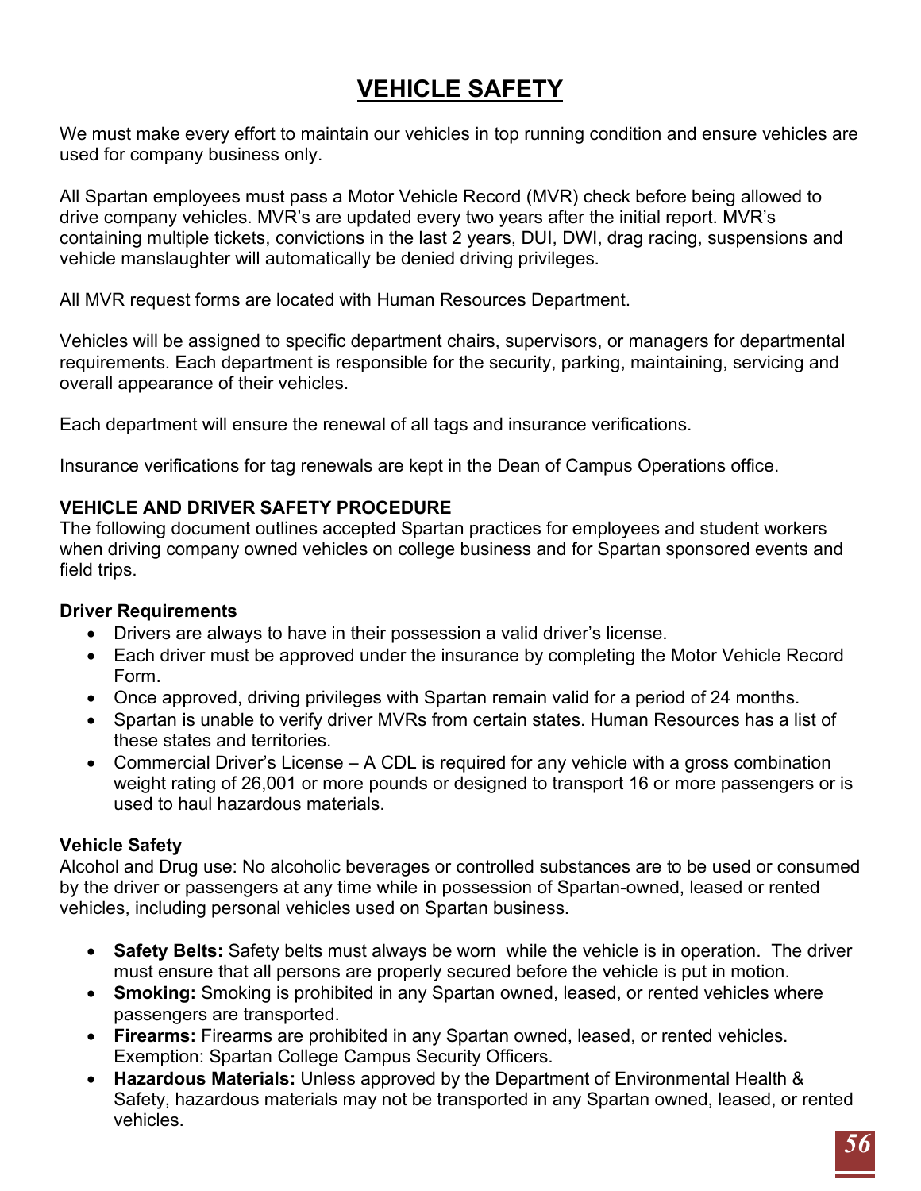# VEHICLE SAFETY

We must make every effort to maintain our vehicles in top running condition and ensure vehicles are used for company business only.

All Spartan employees must pass a Motor Vehicle Record (MVR) check before being allowed to drive company vehicles. MVR's are updated every two years after the initial report. MVR's containing multiple tickets, convictions in the last 2 years, DUI, DWI, drag racing, suspensions and vehicle manslaughter will automatically be denied driving privileges.

All MVR request forms are located with Human Resources Department.

Vehicles will be assigned to specific department chairs, supervisors, or managers for departmental requirements. Each department is responsible for the security, parking, maintaining, servicing and overall appearance of their vehicles.

Each department will ensure the renewal of all tags and insurance verifications.

Insurance verifications for tag renewals are kept in the Dean of Campus Operations office.

**VEHICLE AND DRIVER SAFETY PROCEDURE**

The following document outlines accepted Spartan practices for employees and student workers when driving company owned vehicles on college business and for Spartan sponsored events and field trips.

**Driver Requirements**

- Drivers are always to have in their possession a valid driver's license.
- Each driver must be approved under the insurance by completing the Motor Vehicle Record Form.
- Once approved, driving privileges with Spartan remain valid for a period of 24 months.
- Spartan is unable to verify driver MVRs from certain states. Human Resources has a list of these states and territories.
- Commercial Driver's License – A CDL is required for any vehicle with a gross combination weight rating of 26,001 or more pounds or designed to transport 16 or more passengers or is used to haul hazardous materials.

**Vehicle Safety**

Alcohol and Drug use: No alcoholic beverages or controlled substances are to be used or consumed by the driver or passengers at any time while in possession of Spartan-owned, leased or rented vehicles, including personal vehicles used on Spartan business.

- **Safety Belts:** Safety belts must always be worn while the vehicle is in operation. The driver must ensure that all persons are properly secured before the vehicle is put in motion.
- **Smoking:** Smoking is prohibited in any Spartan owned, leased, or rented vehicles where passengers are transported.
- **Firearms:** Firearms are prohibited in any Spartan owned, leased, or rented vehicles. Exemption: Spartan College Campus Security Officers.
- **Hazardous Materials:** Unless approved by the Department of Environmental Health & Safety, hazardous materials may not be transported in any Spartan owned, leased, or rented vehicles.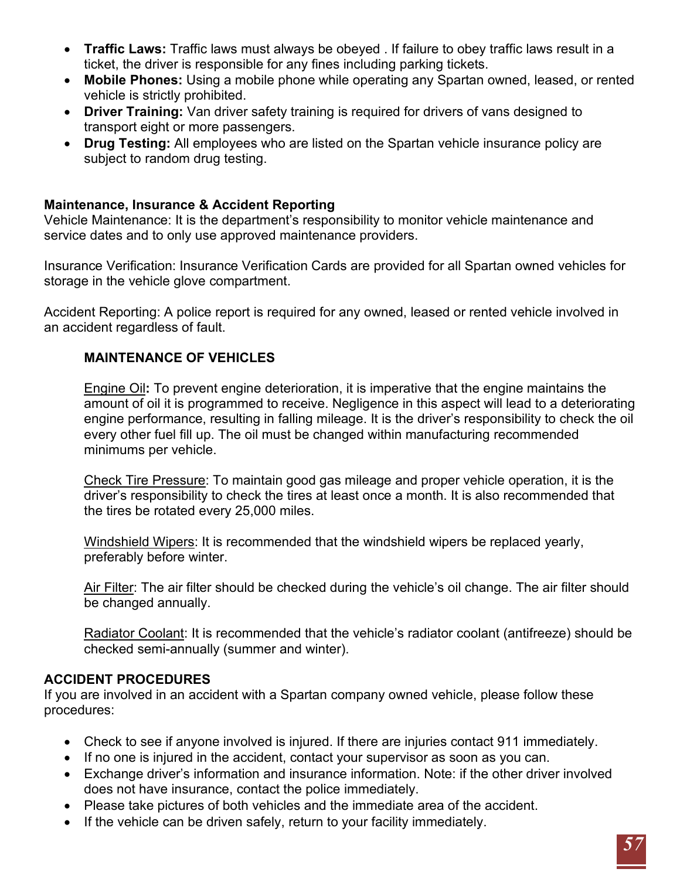- **Traffic Laws:** Traffic laws must always be obeyed . If failure to obey traffic laws result in a ticket, the driver is responsible for any fines including parking tickets.
- **Mobile Phones:** Using a mobile phone while operating any Spartan owned, leased, or rented vehicle is strictly prohibited.
- **Driver Training:** Van driver safety training is required for drivers of vans designed to transport eight or more passengers.
- **Drug Testing:** All employees who are listed on the Spartan vehicle insurance policy are subject to random drug testing.

**Maintenance, Insurance & Accident Reporting**

Vehicle Maintenance: It is the department's responsibility to monitor vehicle maintenance and service dates and to only use approved maintenance providers.

Insurance Verification: Insurance Verification Cards are provided for all Spartan owned vehicles for storage in the vehicle glove compartment.

Accident Reporting: A police report is required for any owned, leased or rented vehicle involved in an accident regardless of fault.

**MAINTENANCE OF VEHICLES**

Engine Oil**:** To prevent engine deterioration, it is imperative that the engine maintains the amount of oil it is programmed to receive. Negligence in this aspect will lead to a deteriorating engine performance, resulting in falling mileage. It is the driver's responsibility to check the oil every other fuel fill up. The oil must be changed within manufacturing recommended minimums per vehicle.

Check Tire Pressure: To maintain good gas mileage and proper vehicle operation, it is the driver's responsibility to check the tires at least once a month. It is also recommended that the tires be rotated every 25,000 miles.

Windshield Wipers: It is recommended that the windshield wipers be replaced yearly, preferably before winter.

Air Filter: The air filter should be checked during the vehicle's oil change. The air filter should be changed annually.

Radiator Coolant: It is recommended that the vehicle's radiator coolant (antifreeze) should be checked semi-annually (summer and winter).

**ACCIDENT PROCEDURES**

If you are involved in an accident with a Spartan company owned vehicle, please follow these procedures:

- Check to see if anyone involved is injured. If there are injuries contact 911 immediately.
- If no one is injured in the accident, contact your supervisor as soon as you can.
- Exchange driver's information and insurance information. Note: if the other driver involved does not have insurance, contact the police immediately.
- Please take pictures of both vehicles and the immediate area of the accident.
- If the vehicle can be driven safely, return to your facility immediately.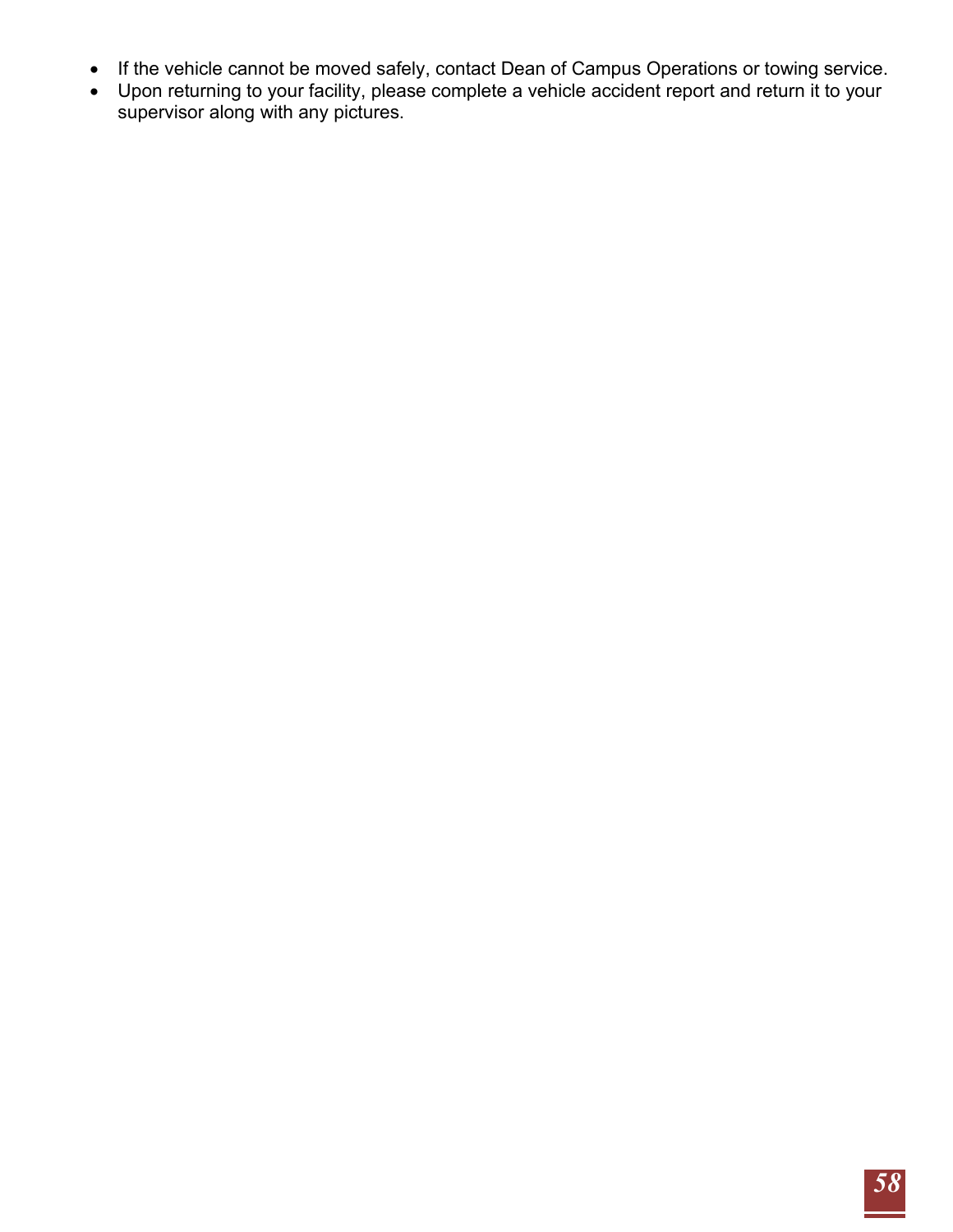- If the vehicle cannot be moved safely, contact Dean of Campus Operations or towing service.
- Upon returning to your facility, please complete a vehicle accident report and return it to your supervisor along with any pictures.